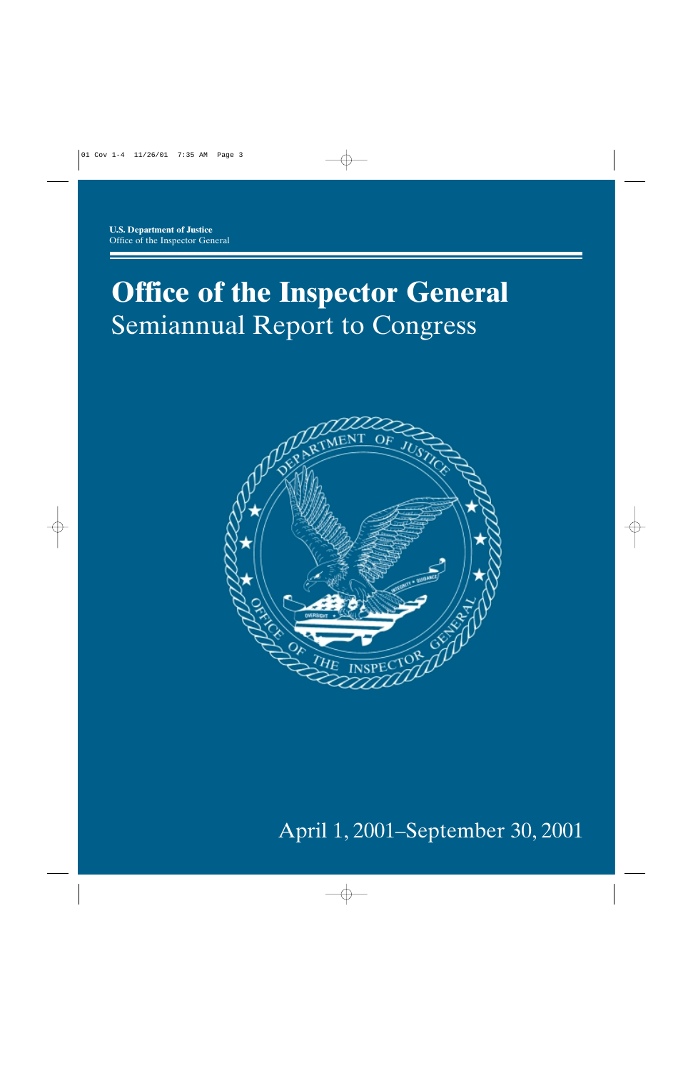**U.S. Department of Justice**
Office of the Inspector General

# Office of the Inspector General
## Semiannual Report to Congress

April 1, 2001–September 30, 2001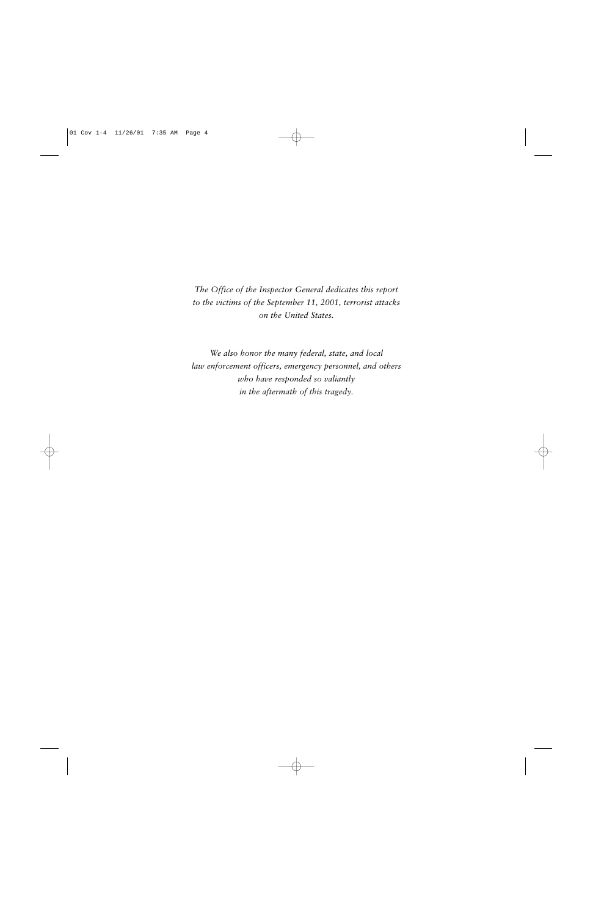*The Office of the Inspector General dedicates this report to the victims of the September 11, 2001, terrorist attacks on the United States.*

*We also honor the many federal, state, and local law enforcement officers, emergency personnel, and others who have responded so valiantly in the aftermath of this tragedy.*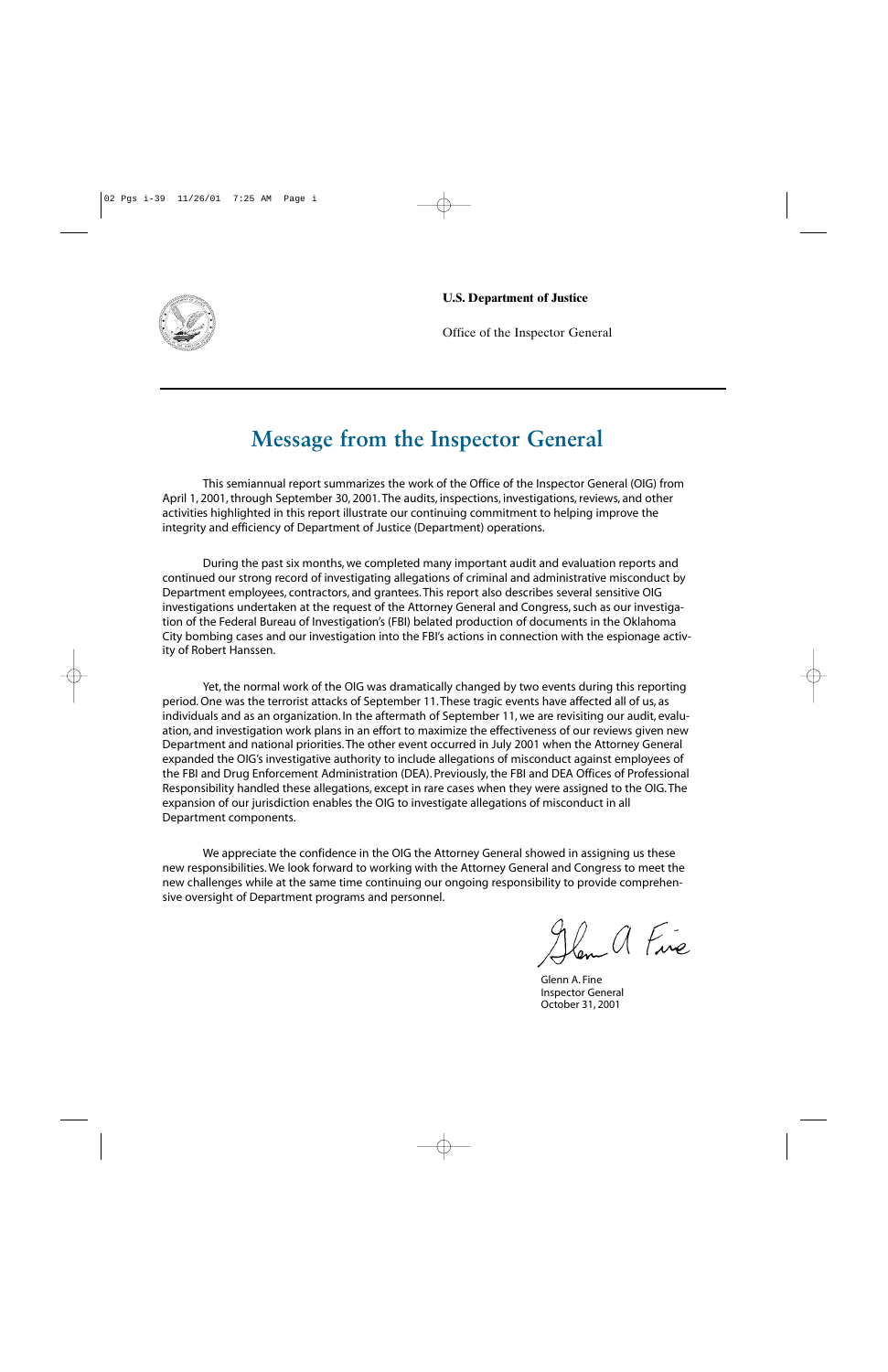**U.S. Department of Justice**

Office of the Inspector General

# Message from the Inspector General

This semiannual report summarizes the work of the Office of the Inspector General (OIG) from April 1, 2001, through September 30, 2001. The audits, inspections, investigations, reviews, and other activities highlighted in this report illustrate our continuing commitment to helping improve the integrity and efficiency of Department of Justice (Department) operations.

During the past six months, we completed many important audit and evaluation reports and continued our strong record of investigating allegations of criminal and administrative misconduct by Department employees, contractors, and grantees. This report also describes several sensitive OIG investigations undertaken at the request of the Attorney General and Congress, such as our investigation of the Federal Bureau of Investigation's (FBI) belated production of documents in the Oklahoma City bombing cases and our investigation into the FBI's actions in connection with the espionage activity of Robert Hanssen.

Yet, the normal work of the OIG was dramatically changed by two events during this reporting period. One was the terrorist attacks of September 11. These tragic events have affected all of us, as individuals and as an organization. In the aftermath of September 11, we are revisiting our audit, evaluation, and investigation work plans in an effort to maximize the effectiveness of our reviews given new Department and national priorities. The other event occurred in July 2001 when the Attorney General expanded the OIG's investigative authority to include allegations of misconduct against employees of the FBI and Drug Enforcement Administration (DEA). Previously, the FBI and DEA Offices of Professional Responsibility handled these allegations, except in rare cases when they were assigned to the OIG. The expansion of our jurisdiction enables the OIG to investigate allegations of misconduct in all Department components.

We appreciate the confidence in the OIG the Attorney General showed in assigning us these new responsibilities. We look forward to working with the Attorney General and Congress to meet the new challenges while at the same time continuing our ongoing responsibility to provide comprehensive oversight of Department programs and personnel.

Glenn A. Fine
Inspector General
October 31, 2001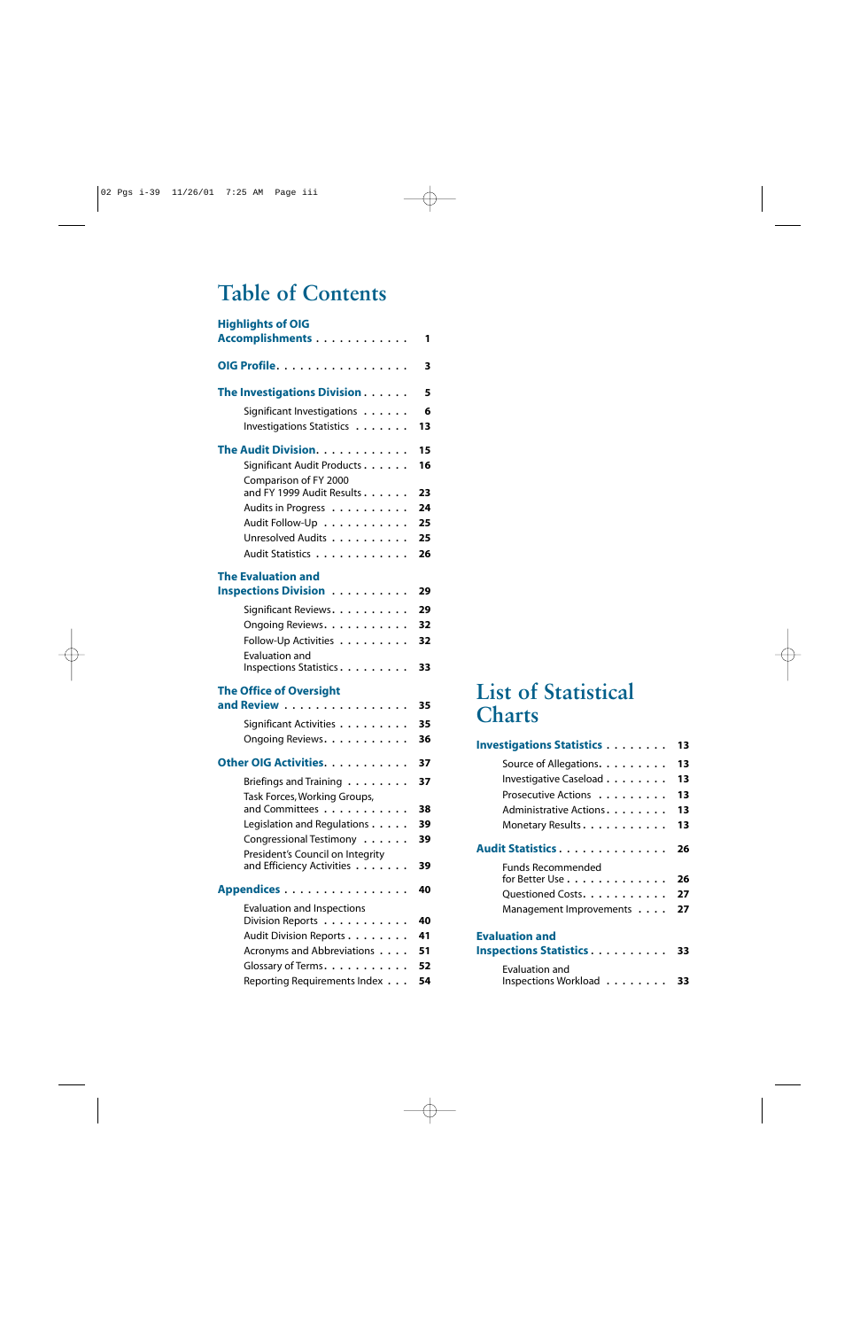# Table of Contents

| | |
|---|---|
| **Highlights of OIG Accomplishments** | **1** |
| **OIG Profile** | **3** |
| **The Investigations Division** | **5** |
| Significant Investigations | 6 |
| Investigations Statistics | 13 |
| **The Audit Division** | **15** |
| Significant Audit Products | 16 |
| Comparison of FY 2000 and FY 1999 Audit Results | 23 |
| Audits in Progress | 24 |
| Audit Follow-Up | 25 |
| Unresolved Audits | 25 |
| Audit Statistics | 26 |
| **The Evaluation and Inspections Division** | **29** |
| Significant Reviews | 29 |
| Ongoing Reviews | 32 |
| Follow-Up Activities | 32 |
| Evaluation and Inspections Statistics | 33 |
| **The Office of Oversight and Review** | **35** |
| Significant Activities | 35 |
| Ongoing Reviews | 36 |
| **Other OIG Activities** | **37** |
| Briefings and Training | 37 |
| Task Forces, Working Groups, and Committees | 38 |
| Legislation and Regulations | 39 |
| Congressional Testimony | 39 |
| President's Council on Integrity and Efficiency Activities | 39 |
| **Appendices** | **40** |
| Evaluation and Inspections Division Reports | 40 |
| Audit Division Reports | 41 |
| Acronyms and Abbreviations | 51 |
| Glossary of Terms | 52 |
| Reporting Requirements Index | 54 |

# List of Statistical Charts

| | |
|---|---|
| **Investigations Statistics** | **13** |
| Source of Allegations | 13 |
| Investigative Caseload | 13 |
| Prosecutive Actions | 13 |
| Administrative Actions | 13 |
| Monetary Results | 13 |
| **Audit Statistics** | **26** |
| Funds Recommended for Better Use | 26 |
| Questioned Costs | 27 |
| Management Improvements | 27 |
| **Evaluation and Inspections Statistics** | **33** |
| Evaluation and Inspections Workload | 33 |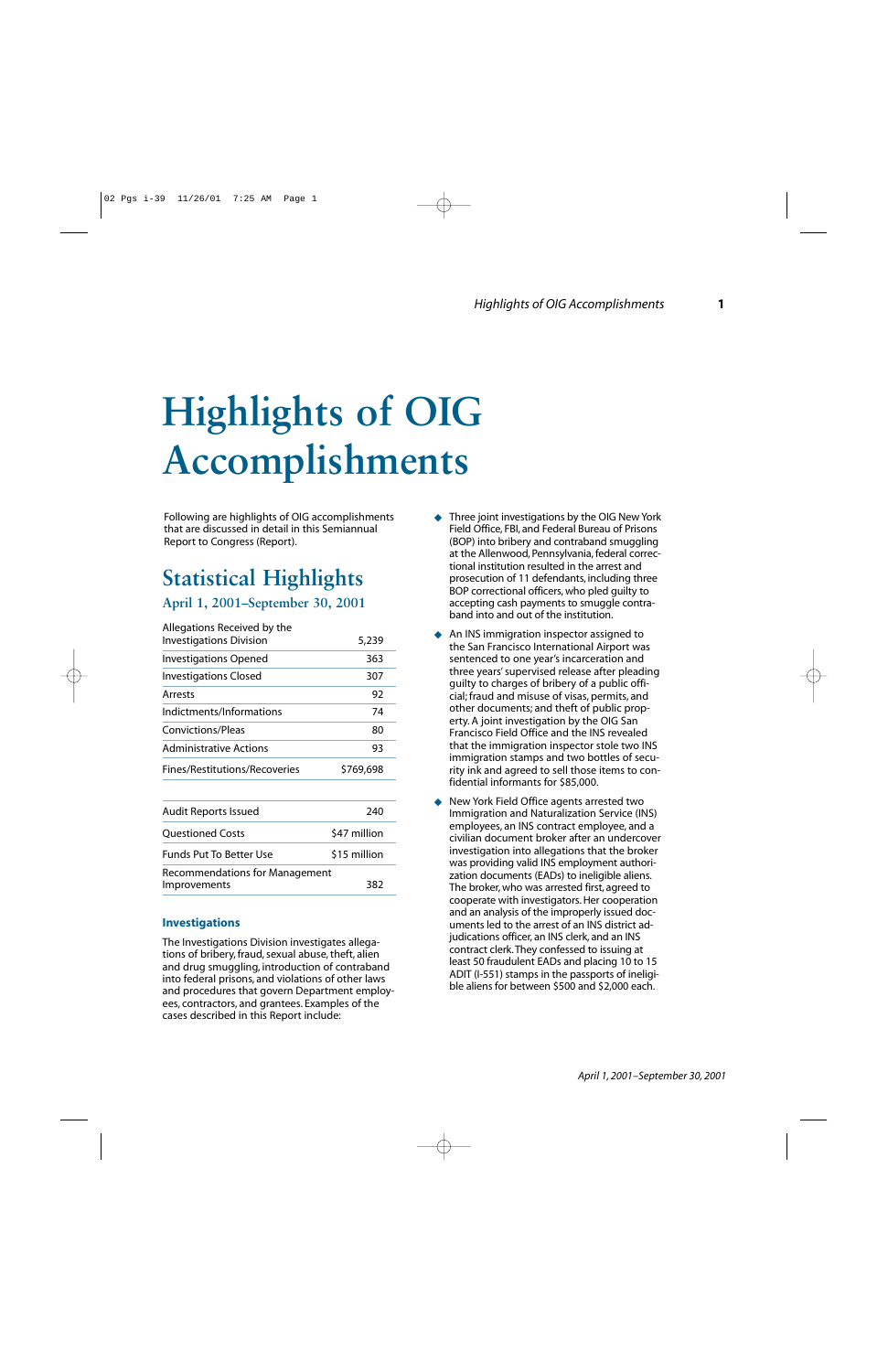# Highlights of OIG Accomplishments

Following are highlights of OIG accomplishments that are discussed in detail in this Semiannual Report to Congress (Report).

## Statistical Highlights

### April 1, 2001–September 30, 2001

| | |
|---|---|
| Allegations Received by the Investigations Division | 5,239 |
| Investigations Opened | 363 |
| Investigations Closed | 307 |
| Arrests | 92 |
| Indictments/Informations | 74 |
| Convictions/Pleas | 80 |
| Administrative Actions | 93 |
| Fines/Restitutions/Recoveries | $769,698 |

| | |
|---|---|
| Audit Reports Issued | 240 |
| Questioned Costs | $47 million |
| Funds Put To Better Use | $15 million |
| Recommendations for Management Improvements | 382 |

### Investigations

The Investigations Division investigates allegations of bribery, fraud, sexual abuse, theft, alien and drug smuggling, introduction of contraband into federal prisons, and violations of other laws and procedures that govern Department employees, contractors, and grantees. Examples of the cases described in this Report include:

- Three joint investigations by the OIG New York Field Office, FBI, and Federal Bureau of Prisons (BOP) into bribery and contraband smuggling at the Allenwood, Pennsylvania, federal correctional institution resulted in the arrest and prosecution of 11 defendants, including three BOP correctional officers, who pled guilty to accepting cash payments to smuggle contraband into and out of the institution.
- An INS immigration inspector assigned to the San Francisco International Airport was sentenced to one year's incarceration and three years' supervised release after pleading guilty to charges of bribery of a public official; fraud and misuse of visas, permits, and other documents; and theft of public property. A joint investigation by the OIG San Francisco Field Office and the INS revealed that the immigration inspector stole two INS immigration stamps and two bottles of security ink and agreed to sell those items to confidential informants for $85,000.
- New York Field Office agents arrested two Immigration and Naturalization Service (INS) employees, an INS contract employee, and a civilian document broker after an undercover investigation into allegations that the broker was providing valid INS employment authorization documents (EADs) to ineligible aliens. The broker, who was arrested first, agreed to cooperate with investigators. Her cooperation and an analysis of the improperly issued documents led to the arrest of an INS district adjudications officer, an INS clerk, and an INS contract clerk. They confessed to issuing at least 50 fraudulent EADs and placing 10 to 15 ADIT (I-551) stamps in the passports of ineligible aliens for between $500 and $2,000 each.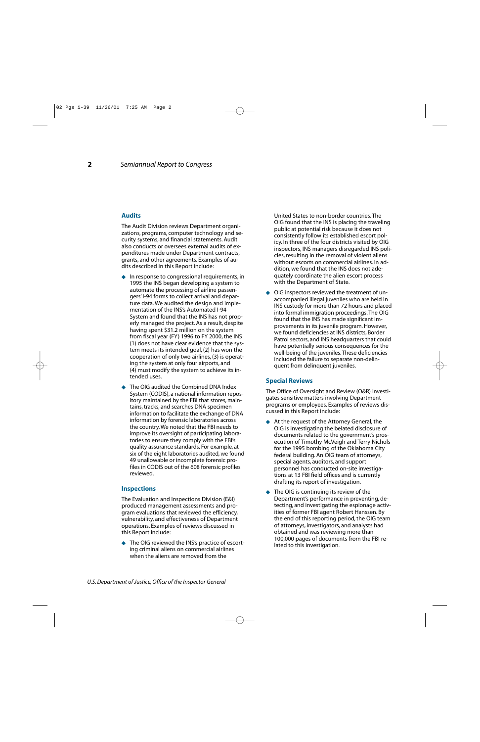## Audits

The Audit Division reviews Department organizations, programs, computer technology and security systems, and financial statements. Audit also conducts or oversees external audits of expenditures made under Department contracts, grants, and other agreements. Examples of audits described in this Report include:

- In response to congressional requirements, in 1995 the INS began developing a system to automate the processing of airline passengers' I-94 forms to collect arrival and departure data. We audited the design and implementation of the INS's Automated I-94 System and found that the INS has not properly managed the project. As a result, despite having spent $31.2 million on the system from fiscal year (FY) 1996 to FY 2000, the INS (1) does not have clear evidence that the system meets its intended goal, (2) has won the cooperation of only two airlines, (3) is operating the system at only four airports, and (4) must modify the system to achieve its intended uses.
- The OIG audited the Combined DNA Index System (CODIS), a national information repository maintained by the FBI that stores, maintains, tracks, and searches DNA specimen information to facilitate the exchange of DNA information by forensic laboratories across the country. We noted that the FBI needs to improve its oversight of participating laboratories to ensure they comply with the FBI's quality assurance standards. For example, at six of the eight laboratories audited, we found 49 unallowable or incomplete forensic profiles in CODIS out of the 608 forensic profiles reviewed.

## Inspections

The Evaluation and Inspections Division (E&I) produced management assessments and program evaluations that reviewed the efficiency, vulnerability, and effectiveness of Department operations. Examples of reviews discussed in this Report include:

- The OIG reviewed the INS's practice of escorting criminal aliens on commercial airlines when the aliens are removed from the United States to non-border countries. The OIG found that the INS is placing the traveling public at potential risk because it does not consistently follow its established escort policy. In three of the four districts visited by OIG inspectors, INS managers disregarded INS policies, resulting in the removal of violent aliens without escorts on commercial airlines. In addition, we found that the INS does not adequately coordinate the alien escort process with the Department of State.
- OIG inspectors reviewed the treatment of unaccompanied illegal juveniles who are held in INS custody for more than 72 hours and placed into formal immigration proceedings. The OIG found that the INS has made significant improvements in its juvenile program. However, we found deficiencies at INS districts, Border Patrol sectors, and INS headquarters that could have potentially serious consequences for the well-being of the juveniles. These deficiencies included the failure to separate non-delinquent from delinquent juveniles.

## Special Reviews

The Office of Oversight and Review (O&R) investigates sensitive matters involving Department programs or employees. Examples of reviews discussed in this Report include:

- At the request of the Attorney General, the OIG is investigating the belated disclosure of documents related to the government's prosecution of Timothy McVeigh and Terry Nichols for the 1995 bombing of the Oklahoma City federal building. An OIG team of attorneys, special agents, auditors, and support personnel has conducted on-site investigations at 13 FBI field offices and is currently drafting its report of investigation.
- The OIG is continuing its review of the Department's performance in preventing, detecting, and investigating the espionage activities of former FBI agent Robert Hanssen. By the end of this reporting period, the OIG team of attorneys, investigators, and analysts had obtained and was reviewing more than 100,000 pages of documents from the FBI related to this investigation.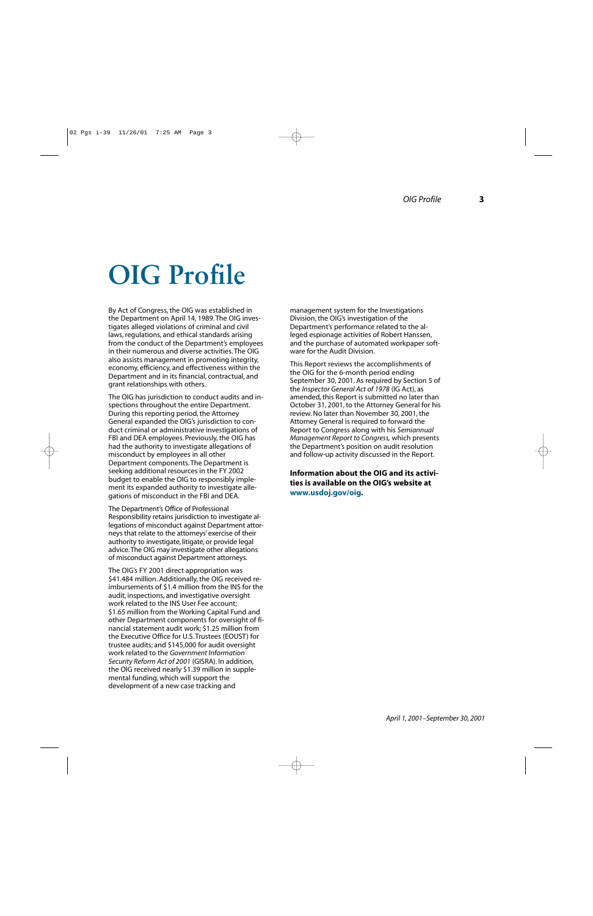# OIG Profile

By Act of Congress, the OIG was established in the Department on April 14, 1989. The OIG investigates alleged violations of criminal and civil laws, regulations, and ethical standards arising from the conduct of the Department's employees in their numerous and diverse activities. The OIG also assists management in promoting integrity, economy, efficiency, and effectiveness within the Department and in its financial, contractual, and grant relationships with others.

The OIG has jurisdiction to conduct audits and inspections throughout the entire Department. During this reporting period, the Attorney General expanded the OIG's jurisdiction to conduct criminal or administrative investigations of FBI and DEA employees. Previously, the OIG has had the authority to investigate allegations of misconduct by employees in all other Department components. The Department is seeking additional resources in the FY 2002 budget to enable the OIG to responsibly implement its expanded authority to investigate allegations of misconduct in the FBI and DEA.

The Department's Office of Professional Responsibility retains jurisdiction to investigate allegations of misconduct against Department attorneys that relate to the attorneys' exercise of their authority to investigate, litigate, or provide legal advice. The OIG may investigate other allegations of misconduct against Department attorneys.

The OIG's FY 2001 direct appropriation was $41.484 million. Additionally, the OIG received reimbursements of $1.4 million from the INS for the audit, inspections, and investigative oversight work related to the INS User Fee account; $1.65 million from the Working Capital Fund and other Department components for oversight of financial statement audit work; $1.25 million from the Executive Office for U.S. Trustees (EOUST) for trustee audits; and $145,000 for audit oversight work related to the *Government Information Security Reform Act of 2001* (GISRA). In addition, the OIG received nearly $1.39 million in supplemental funding, which will support the development of a new case tracking and management system for the Investigations Division, the OIG's investigation of the Department's performance related to the alleged espionage activities of Robert Hanssen, and the purchase of automated workpaper software for the Audit Division.

This Report reviews the accomplishments of the OIG for the 6-month period ending September 30, 2001. As required by Section 5 of the *Inspector General Act of 1978* (IG Act), as amended, this Report is submitted no later than October 31, 2001, to the Attorney General for his review. No later than November 30, 2001, the Attorney General is required to forward the Report to Congress along with his *Semiannual Management Report to Congress*, which presents the Department's position on audit resolution and follow-up activity discussed in the Report.

**Information about the OIG and its activities is available on the OIG's website at www.usdoj.gov/oig.**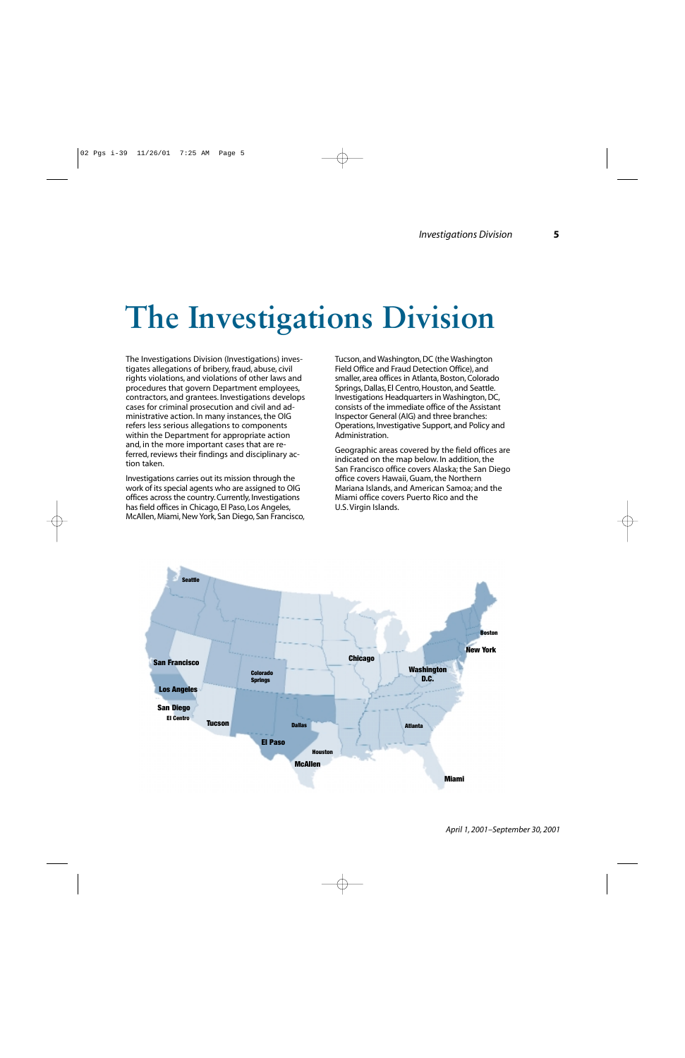# The Investigations Division

The Investigations Division (Investigations) investigates allegations of bribery, fraud, abuse, civil rights violations, and violations of other laws and procedures that govern Department employees, contractors, and grantees. Investigations develops cases for criminal prosecution and civil and administrative action. In many instances, the OIG refers less serious allegations to components within the Department for appropriate action and, in the more important cases that are referred, reviews their findings and disciplinary action taken.

Investigations carries out its mission through the work of its special agents who are assigned to OIG offices across the country. Currently, Investigations has field offices in Chicago, El Paso, Los Angeles, McAllen, Miami, New York, San Diego, San Francisco, Tucson, and Washington, DC (the Washington Field Office and Fraud Detection Office), and smaller, area offices in Atlanta, Boston, Colorado Springs, Dallas, El Centro, Houston, and Seattle. Investigations Headquarters in Washington, DC, consists of the immediate office of the Assistant Inspector General (AIG) and three branches: Operations, Investigative Support, and Policy and Administration.

Geographic areas covered by the field offices are indicated on the map below. In addition, the San Francisco office covers Alaska; the San Diego office covers Hawaii, Guam, the Northern Mariana Islands, and American Samoa; and the Miami office covers Puerto Rico and the U.S. Virgin Islands.

Seattle, San Francisco, Los Angeles, San Diego, El Centro, Tucson, Colorado Springs, El Paso, Dallas, Houston, McAllen, Chicago, Washington D.C., Atlanta, Miami, New York, Boston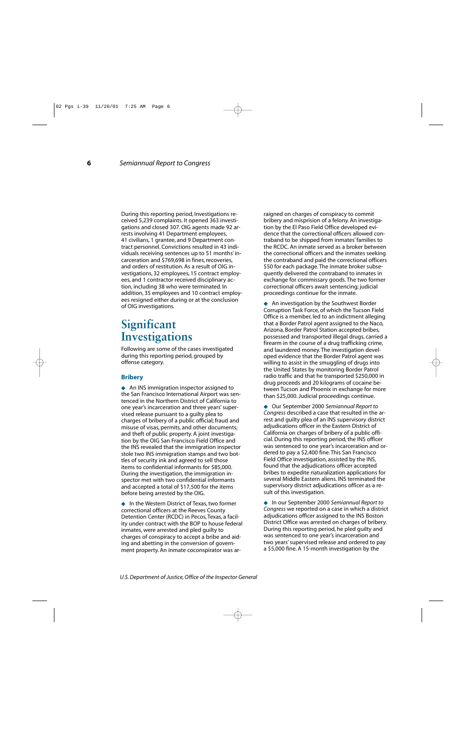During this reporting period, Investigations received 5,239 complaints. It opened 363 investigations and closed 307. OIG agents made 92 arrests involving 41 Department employees, 41 civilians, 1 grantee, and 9 Department contract personnel. Convictions resulted in 43 individuals receiving sentences up to 51 months' incarceration and $769,698 in fines, recoveries, and orders of restitution. As a result of OIG investigations, 32 employees, 15 contract employees, and 1 contractor received disciplinary action, including 38 who were terminated. In addition, 35 employees and 10 contract employees resigned either during or at the conclusion of OIG investigations.

# Significant Investigations

Following are some of the cases investigated during this reporting period, grouped by offense category.

### Bribery

- An INS immigration inspector assigned to the San Francisco International Airport was sentenced in the Northern District of California to one year's incarceration and three years' supervised release pursuant to a guilty plea to charges of bribery of a public official; fraud and misuse of visas, permits, and other documents; and theft of public property. A joint investigation by the OIG San Francisco Field Office and the INS revealed that the immigration inspector stole two INS immigration stamps and two bottles of security ink and agreed to sell those items to confidential informants for $85,000. During the investigation, the immigration inspector met with two confidential informants and accepted a total of $17,500 for the items before being arrested by the OIG.

- In the Western District of Texas, two former correctional officers at the Reeves County Detention Center (RCDC) in Pecos, Texas, a facility under contract with the BOP to house federal inmates, were arrested and pled guilty to charges of conspiracy to accept a bribe and aiding and abetting in the conversion of government property. An inmate coconspirator was arraigned on charges of conspiracy to commit bribery and misprision of a felony. An investigation by the El Paso Field Office developed evidence that the correctional officers allowed contraband to be shipped from inmates' families to the RCDC. An inmate served as a broker between the correctional officers and the inmates seeking the contraband and paid the correctional officers $50 for each package. The inmate broker subsequently delivered the contraband to inmates in exchange for commissary goods. The two former correctional officers await sentencing; judicial proceedings continue for the inmate.

- An investigation by the Southwest Border Corruption Task Force, of which the Tucson Field Office is a member, led to an indictment alleging that a Border Patrol agent assigned to the Naco, Arizona, Border Patrol Station accepted bribes, possessed and transported illegal drugs, carried a firearm in the course of a drug trafficking crime, and laundered money. The investigation developed evidence that the Border Patrol agent was willing to assist in the smuggling of drugs into the United States by monitoring Border Patrol radio traffic and that he transported $250,000 in drug proceeds and 20 kilograms of cocaine between Tucson and Phoenix in exchange for more than $25,000. Judicial proceedings continue.

- Our September 2000 *Semiannual Report to Congress* described a case that resulted in the arrest and guilty plea of an INS supervisory district adjudications officer in the Eastern District of California on charges of bribery of a public official. During this reporting period, the INS officer was sentenced to one year's incarceration and ordered to pay a $2,400 fine. This San Francisco Field Office investigation, assisted by the INS, found that the adjudications officer accepted bribes to expedite naturalization applications for several Middle Eastern aliens. INS terminated the supervisory district adjudications officer as a result of this investigation.

- In our September 2000 *Semiannual Report to Congress* we reported on a case in which a district adjudications officer assigned to the INS Boston District Office was arrested on charges of bribery. During this reporting period, he pled guilty and was sentenced to one year's incarceration and two years' supervised release and ordered to pay a $5,000 fine. A 15-month investigation by the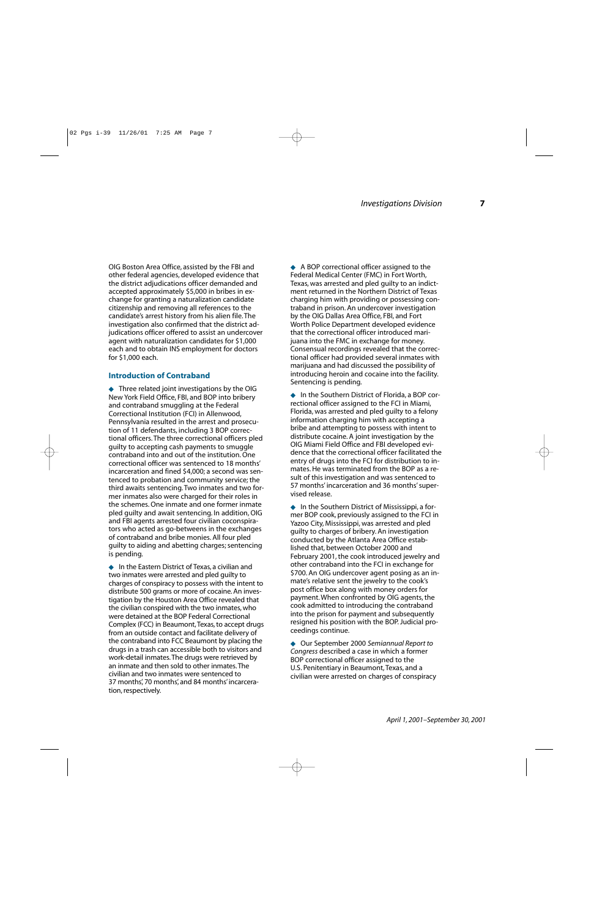OIG Boston Area Office, assisted by the FBI and other federal agencies, developed evidence that the district adjudications officer demanded and accepted approximately $5,000 in bribes in exchange for granting a naturalization candidate citizenship and removing all references to the candidate's arrest history from his alien file. The investigation also confirmed that the district adjudications officer offered to assist an undercover agent with naturalization candidates for $1,000 each and to obtain INS employment for doctors for $1,000 each.

### Introduction of Contraband

◆ Three related joint investigations by the OIG New York Field Office, FBI, and BOP into bribery and contraband smuggling at the Federal Correctional Institution (FCI) in Allenwood, Pennsylvania resulted in the arrest and prosecution of 11 defendants, including 3 BOP correctional officers. The three correctional officers pled guilty to accepting cash payments to smuggle contraband into and out of the institution. One correctional officer was sentenced to 18 months' incarceration and fined $4,000; a second was sentenced to probation and community service; the third awaits sentencing. Two inmates and two former inmates also were charged for their roles in the schemes. One inmate and one former inmate pled guilty and await sentencing. In addition, OIG and FBI agents arrested four civilian coconspirators who acted as go-betweens in the exchanges of contraband and bribe monies. All four pled guilty to aiding and abetting charges; sentencing is pending.

◆ In the Eastern District of Texas, a civilian and two inmates were arrested and pled guilty to charges of conspiracy to possess with the intent to distribute 500 grams or more of cocaine. An investigation by the Houston Area Office revealed that the civilian conspired with the two inmates, who were detained at the BOP Federal Correctional Complex (FCC) in Beaumont, Texas, to accept drugs from an outside contact and facilitate delivery of the contraband into FCC Beaumont by placing the drugs in a trash can accessible both to visitors and work-detail inmates. The drugs were retrieved by an inmate and then sold to other inmates. The civilian and two inmates were sentenced to 37 months', 70 months', and 84 months' incarceration, respectively.

◆ A BOP correctional officer assigned to the Federal Medical Center (FMC) in Fort Worth, Texas, was arrested and pled guilty to an indictment returned in the Northern District of Texas charging him with providing or possessing contraband in prison. An undercover investigation by the OIG Dallas Area Office, FBI, and Fort Worth Police Department developed evidence that the correctional officer introduced marijuana into the FMC in exchange for money. Consensual recordings revealed that the correctional officer had provided several inmates with marijuana and had discussed the possibility of introducing heroin and cocaine into the facility. Sentencing is pending.

◆ In the Southern District of Florida, a BOP correctional officer assigned to the FCI in Miami, Florida, was arrested and pled guilty to a felony information charging him with accepting a bribe and attempting to possess with intent to distribute cocaine. A joint investigation by the OIG Miami Field Office and FBI developed evidence that the correctional officer facilitated the entry of drugs into the FCI for distribution to inmates. He was terminated from the BOP as a result of this investigation and was sentenced to 57 months' incarceration and 36 months' supervised release.

◆ In the Southern District of Mississippi, a former BOP cook, previously assigned to the FCI in Yazoo City, Mississippi, was arrested and pled guilty to charges of bribery. An investigation conducted by the Atlanta Area Office established that, between October 2000 and February 2001, the cook introduced jewelry and other contraband into the FCI in exchange for $700. An OIG undercover agent posing as an inmate's relative sent the jewelry to the cook's post office box along with money orders for payment. When confronted by OIG agents, the cook admitted to introducing the contraband into the prison for payment and subsequently resigned his position with the BOP. Judicial proceedings continue.

◆ Our September 2000 *Semiannual Report to Congress* described a case in which a former BOP correctional officer assigned to the U.S. Penitentiary in Beaumont, Texas, and a civilian were arrested on charges of conspiracy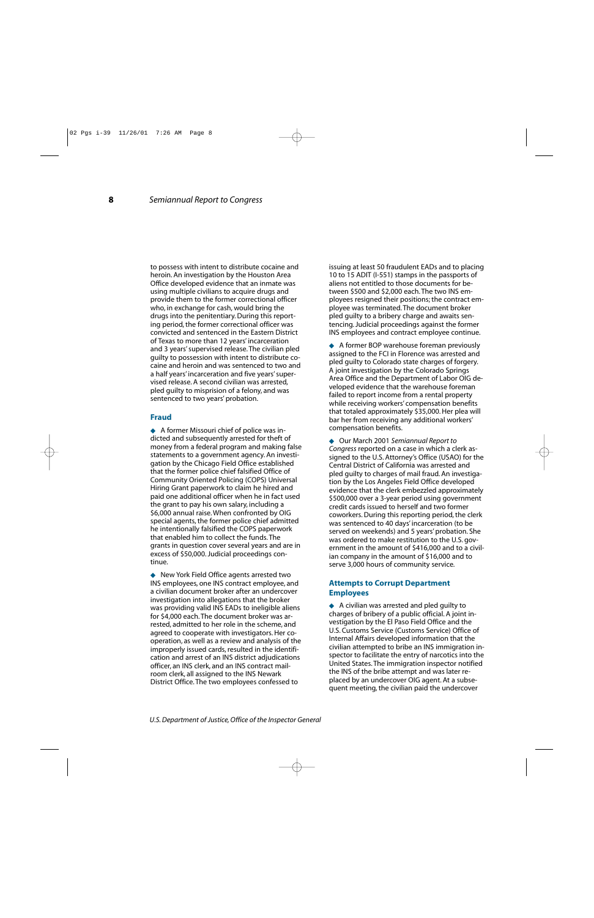to possess with intent to distribute cocaine and heroin. An investigation by the Houston Area Office developed evidence that an inmate was using multiple civilians to acquire drugs and provide them to the former correctional officer who, in exchange for cash, would bring the drugs into the penitentiary. During this reporting period, the former correctional officer was convicted and sentenced in the Eastern District of Texas to more than 12 years' incarceration and 3 years' supervised release. The civilian pled guilty to possession with intent to distribute cocaine and heroin and was sentenced to two and a half years' incarceration and five years' supervised release. A second civilian was arrested, pled guilty to misprision of a felony, and was sentenced to two years' probation.

## Fraud

- A former Missouri chief of police was indicted and subsequently arrested for theft of money from a federal program and making false statements to a government agency. An investigation by the Chicago Field Office established that the former police chief falsified Office of Community Oriented Policing (COPS) Universal Hiring Grant paperwork to claim he hired and paid one additional officer when he in fact used the grant to pay his own salary, including a $6,000 annual raise. When confronted by OIG special agents, the former police chief admitted he intentionally falsified the COPS paperwork that enabled him to collect the funds. The grants in question cover several years and are in excess of $50,000. Judicial proceedings continue.

- New York Field Office agents arrested two INS employees, one INS contract employee, and a civilian document broker after an undercover investigation into allegations that the broker was providing valid INS EADs to ineligible aliens for $4,000 each. The document broker was arrested, admitted to her role in the scheme, and agreed to cooperate with investigators. Her cooperation, as well as a review and analysis of the improperly issued cards, resulted in the identification and arrest of an INS district adjudications officer, an INS clerk, and an INS contract mailroom clerk, all assigned to the INS Newark District Office. The two employees confessed to issuing at least 50 fraudulent EADs and to placing 10 to 15 ADIT (I-551) stamps in the passports of aliens not entitled to those documents for between $500 and $2,000 each. The two INS employees resigned their positions; the contract employee was terminated. The document broker pled guilty to a bribery charge and awaits sentencing. Judicial proceedings against the former INS employees and contract employee continue.

- A former BOP warehouse foreman previously assigned to the FCI in Florence was arrested and pled guilty to Colorado state charges of forgery. A joint investigation by the Colorado Springs Area Office and the Department of Labor OIG developed evidence that the warehouse foreman failed to report income from a rental property while receiving workers' compensation benefits that totaled approximately $35,000. Her plea will bar her from receiving any additional workers' compensation benefits.

- Our March 2001 *Semiannual Report to Congress* reported on a case in which a clerk assigned to the U.S. Attorney's Office (USAO) for the Central District of California was arrested and pled guilty to charges of mail fraud. An investigation by the Los Angeles Field Office developed evidence that the clerk embezzled approximately $500,000 over a 3-year period using government credit cards issued to herself and two former coworkers. During this reporting period, the clerk was sentenced to 40 days' incarceration (to be served on weekends) and 5 years' probation. She was ordered to make restitution to the U.S. government in the amount of $416,000 and to a civilian company in the amount of $16,000 and to serve 3,000 hours of community service.

## Attempts to Corrupt Department Employees

- A civilian was arrested and pled guilty to charges of bribery of a public official. A joint investigation by the El Paso Field Office and the U.S. Customs Service (Customs Service) Office of Internal Affairs developed information that the civilian attempted to bribe an INS immigration inspector to facilitate the entry of narcotics into the United States. The immigration inspector notified the INS of the bribe attempt and was later replaced by an undercover OIG agent. At a subsequent meeting, the civilian paid the undercover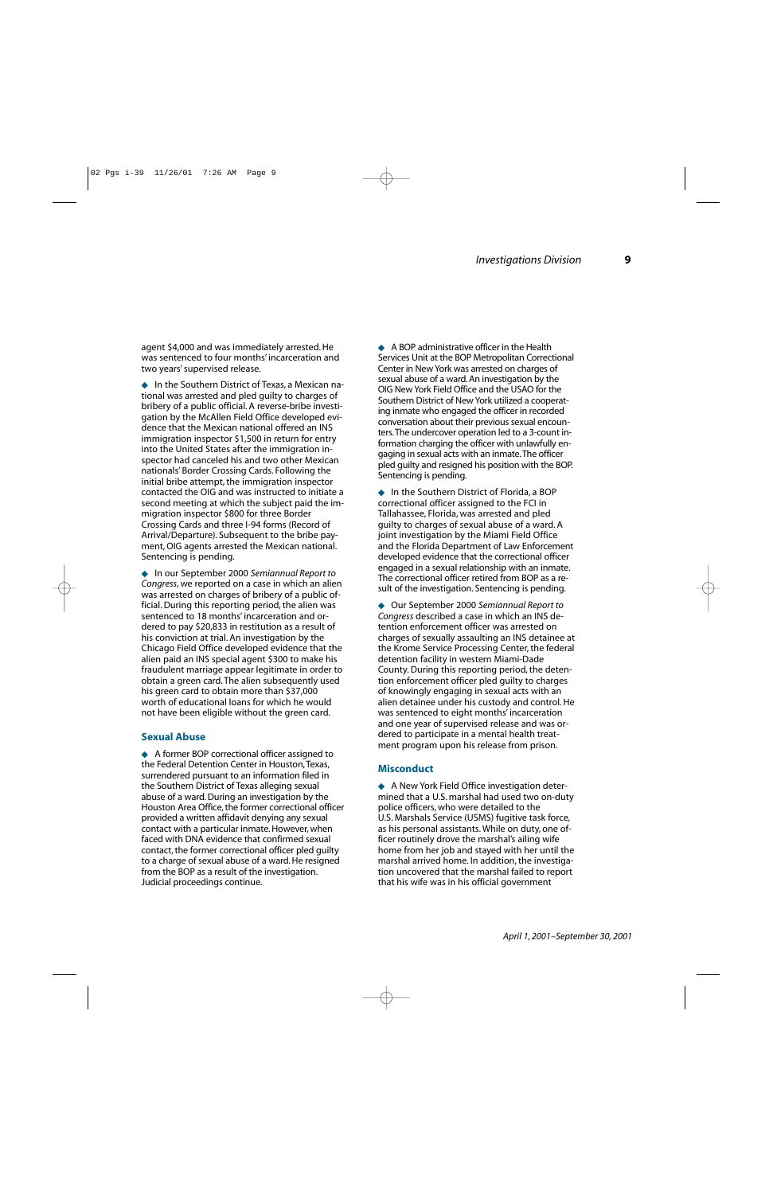agent $4,000 and was immediately arrested. He was sentenced to four months' incarceration and two years' supervised release.

◆ In the Southern District of Texas, a Mexican national was arrested and pled guilty to charges of bribery of a public official. A reverse-bribe investigation by the McAllen Field Office developed evidence that the Mexican national offered an INS immigration inspector $1,500 in return for entry into the United States after the immigration inspector had canceled his and two other Mexican nationals' Border Crossing Cards. Following the initial bribe attempt, the immigration inspector contacted the OIG and was instructed to initiate a second meeting at which the subject paid the immigration inspector $800 for three Border Crossing Cards and three I-94 forms (Record of Arrival/Departure). Subsequent to the bribe payment, OIG agents arrested the Mexican national. Sentencing is pending.

◆ In our September 2000 *Semiannual Report to Congress*, we reported on a case in which an alien was arrested on charges of bribery of a public official. During this reporting period, the alien was sentenced to 18 months' incarceration and ordered to pay $20,833 in restitution as a result of his conviction at trial. An investigation by the Chicago Field Office developed evidence that the alien paid an INS special agent $300 to make his fraudulent marriage appear legitimate in order to obtain a green card. The alien subsequently used his green card to obtain more than $37,000 worth of educational loans for which he would not have been eligible without the green card.

### Sexual Abuse

◆ A former BOP correctional officer assigned to the Federal Detention Center in Houston, Texas, surrendered pursuant to an information filed in the Southern District of Texas alleging sexual abuse of a ward. During an investigation by the Houston Area Office, the former correctional officer provided a written affidavit denying any sexual contact with a particular inmate. However, when faced with DNA evidence that confirmed sexual contact, the former correctional officer pled guilty to a charge of sexual abuse of a ward. He resigned from the BOP as a result of the investigation. Judicial proceedings continue.

◆ A BOP administrative officer in the Health Services Unit at the BOP Metropolitan Correctional Center in New York was arrested on charges of sexual abuse of a ward. An investigation by the OIG New York Field Office and the USAO for the Southern District of New York utilized a cooperating inmate who engaged the officer in recorded conversation about their previous sexual encounters. The undercover operation led to a 3-count information charging the officer with unlawfully engaging in sexual acts with an inmate. The officer pled guilty and resigned his position with the BOP. Sentencing is pending.

◆ In the Southern District of Florida, a BOP correctional officer assigned to the FCI in Tallahassee, Florida, was arrested and pled guilty to charges of sexual abuse of a ward. A joint investigation by the Miami Field Office and the Florida Department of Law Enforcement developed evidence that the correctional officer engaged in a sexual relationship with an inmate. The correctional officer retired from BOP as a result of the investigation. Sentencing is pending.

◆ Our September 2000 *Semiannual Report to Congress* described a case in which an INS detention enforcement officer was arrested on charges of sexually assaulting an INS detainee at the Krome Service Processing Center, the federal detention facility in western Miami-Dade County. During this reporting period, the detention enforcement officer pled guilty to charges of knowingly engaging in sexual acts with an alien detainee under his custody and control. He was sentenced to eight months' incarceration and one year of supervised release and was ordered to participate in a mental health treatment program upon his release from prison.

### Misconduct

◆ A New York Field Office investigation determined that a U.S. marshal had used two on-duty police officers, who were detailed to the U.S. Marshals Service (USMS) fugitive task force, as his personal assistants. While on duty, one officer routinely drove the marshal's ailing wife home from her job and stayed with her until the marshal arrived home. In addition, the investigation uncovered that the marshal failed to report that his wife was in his official government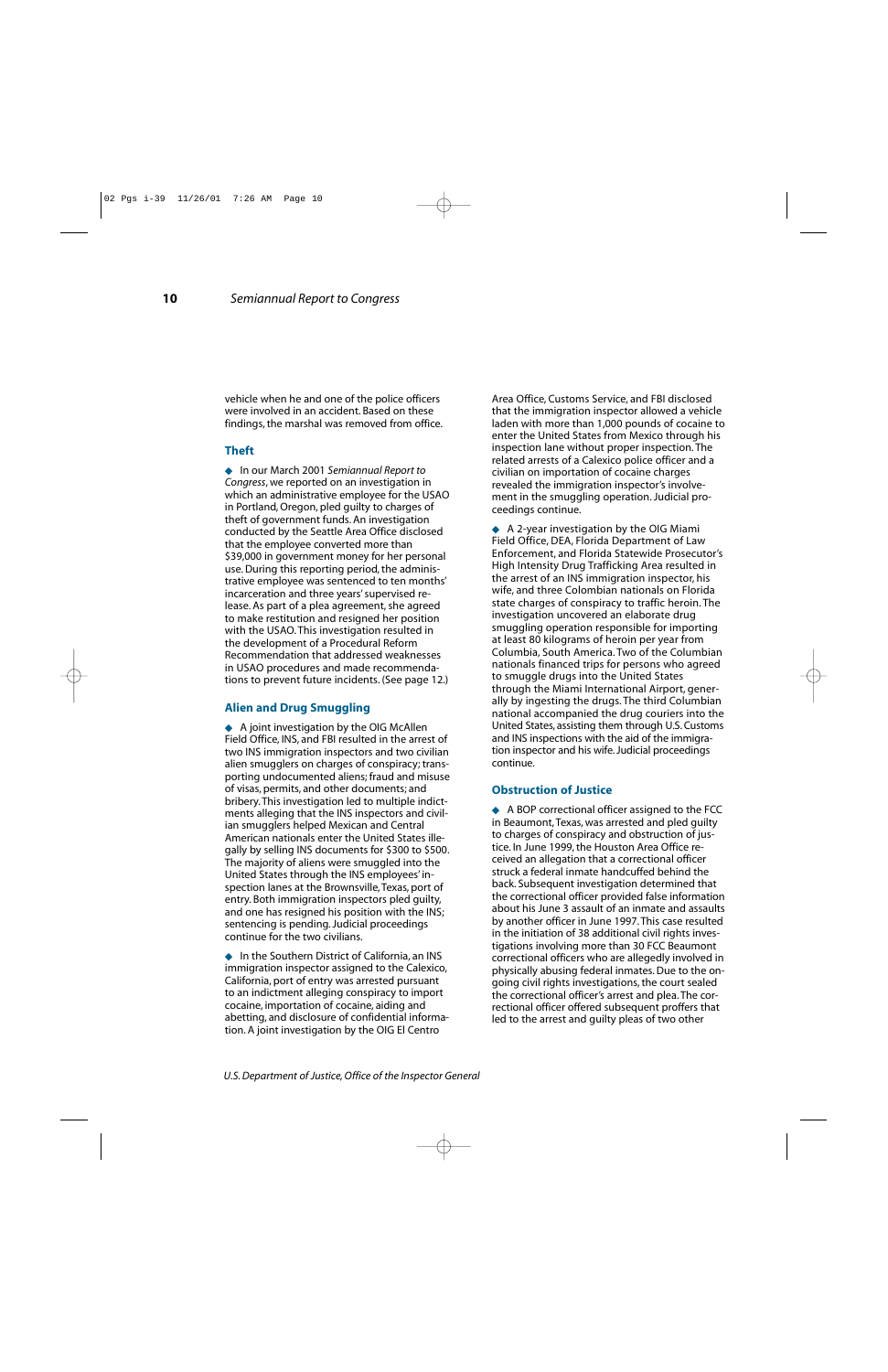vehicle when he and one of the police officers were involved in an accident. Based on these findings, the marshal was removed from office.

### Theft

◆ In our March 2001 *Semiannual Report to Congress*, we reported on an investigation in which an administrative employee for the USAO in Portland, Oregon, pled guilty to charges of theft of government funds. An investigation conducted by the Seattle Area Office disclosed that the employee converted more than $39,000 in government money for her personal use. During this reporting period, the administrative employee was sentenced to ten months' incarceration and three years' supervised release. As part of a plea agreement, she agreed to make restitution and resigned her position with the USAO. This investigation resulted in the development of a Procedural Reform Recommendation that addressed weaknesses in USAO procedures and made recommendations to prevent future incidents. (See page 12.)

### Alien and Drug Smuggling

◆ A joint investigation by the OIG McAllen Field Office, INS, and FBI resulted in the arrest of two INS immigration inspectors and two civilian alien smugglers on charges of conspiracy; transporting undocumented aliens; fraud and misuse of visas, permits, and other documents; and bribery. This investigation led to multiple indictments alleging that the INS inspectors and civilian smugglers helped Mexican and Central American nationals enter the United States illegally by selling INS documents for $300 to $500. The majority of aliens were smuggled into the United States through the INS employees' inspection lanes at the Brownsville, Texas, port of entry. Both immigration inspectors pled guilty, and one has resigned his position with the INS; sentencing is pending. Judicial proceedings continue for the two civilians.

◆ In the Southern District of California, an INS immigration inspector assigned to the Calexico, California, port of entry was arrested pursuant to an indictment alleging conspiracy to import cocaine, importation of cocaine, aiding and abetting, and disclosure of confidential information. A joint investigation by the OIG El Centro Area Office, Customs Service, and FBI disclosed that the immigration inspector allowed a vehicle laden with more than 1,000 pounds of cocaine to enter the United States from Mexico through his inspection lane without proper inspection. The related arrests of a Calexico police officer and a civilian on importation of cocaine charges revealed the immigration inspector's involvement in the smuggling operation. Judicial proceedings continue.

◆ A 2-year investigation by the OIG Miami Field Office, DEA, Florida Department of Law Enforcement, and Florida Statewide Prosecutor's High Intensity Drug Trafficking Area resulted in the arrest of an INS immigration inspector, his wife, and three Colombian nationals on Florida state charges of conspiracy to traffic heroin. The investigation uncovered an elaborate drug smuggling operation responsible for importing at least 80 kilograms of heroin per year from Columbia, South America. Two of the Columbian nationals financed trips for persons who agreed to smuggle drugs into the United States through the Miami International Airport, generally by ingesting the drugs. The third Columbian national accompanied the drug couriers into the United States, assisting them through U.S. Customs and INS inspections with the aid of the immigration inspector and his wife. Judicial proceedings continue.

### Obstruction of Justice

◆ A BOP correctional officer assigned to the FCC in Beaumont, Texas, was arrested and pled guilty to charges of conspiracy and obstruction of justice. In June 1999, the Houston Area Office received an allegation that a correctional officer struck a federal inmate handcuffed behind the back. Subsequent investigation determined that the correctional officer provided false information about his June 3 assault of an inmate and assaults by another officer in June 1997. This case resulted in the initiation of 38 additional civil rights investigations involving more than 30 FCC Beaumont correctional officers who are allegedly involved in physically abusing federal inmates. Due to the ongoing civil rights investigations, the court sealed the correctional officer's arrest and plea. The correctional officer offered subsequent proffers that led to the arrest and guilty pleas of two other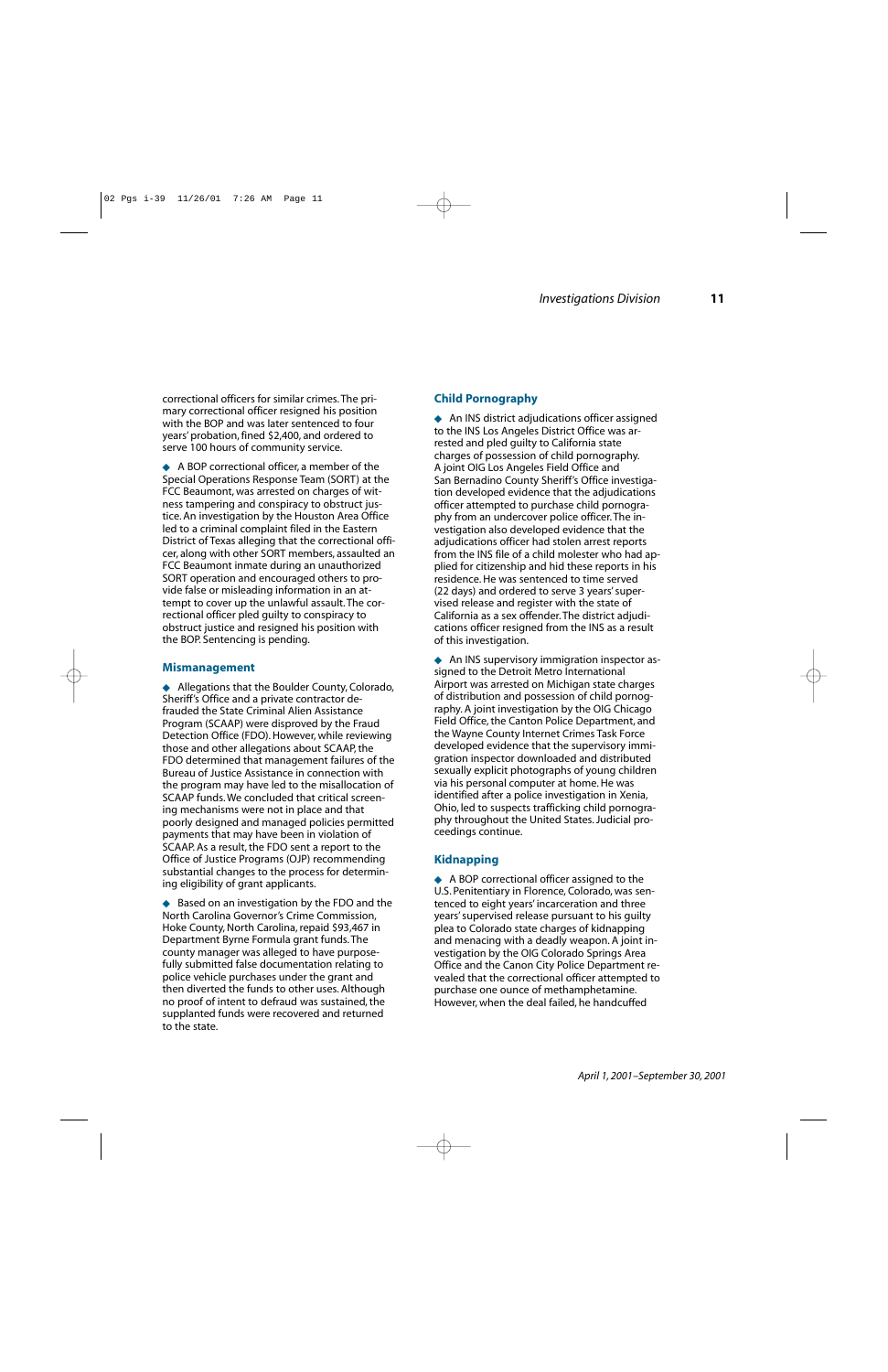correctional officers for similar crimes. The primary correctional officer resigned his position with the BOP and was later sentenced to four years' probation, fined $2,400, and ordered to serve 100 hours of community service.

◆ A BOP correctional officer, a member of the Special Operations Response Team (SORT) at the FCC Beaumont, was arrested on charges of witness tampering and conspiracy to obstruct justice. An investigation by the Houston Area Office led to a criminal complaint filed in the Eastern District of Texas alleging that the correctional officer, along with other SORT members, assaulted an FCC Beaumont inmate during an unauthorized SORT operation and encouraged others to provide false or misleading information in an attempt to cover up the unlawful assault. The correctional officer pled guilty to conspiracy to obstruct justice and resigned his position with the BOP. Sentencing is pending.

### Mismanagement

◆ Allegations that the Boulder County, Colorado, Sheriff's Office and a private contractor defrauded the State Criminal Alien Assistance Program (SCAAP) were disproved by the Fraud Detection Office (FDO). However, while reviewing those and other allegations about SCAAP, the FDO determined that management failures of the Bureau of Justice Assistance in connection with the program may have led to the misallocation of SCAAP funds. We concluded that critical screening mechanisms were not in place and that poorly designed and managed policies permitted payments that may have been in violation of SCAAP. As a result, the FDO sent a report to the Office of Justice Programs (OJP) recommending substantial changes to the process for determining eligibility of grant applicants.

◆ Based on an investigation by the FDO and the North Carolina Governor's Crime Commission, Hoke County, North Carolina, repaid $93,467 in Department Byrne Formula grant funds. The county manager was alleged to have purposefully submitted false documentation relating to police vehicle purchases under the grant and then diverted the funds to other uses. Although no proof of intent to defraud was sustained, the supplanted funds were recovered and returned to the state.

### Child Pornography

◆ An INS district adjudications officer assigned to the INS Los Angeles District Office was arrested and pled guilty to California state charges of possession of child pornography. A joint OIG Los Angeles Field Office and San Bernadino County Sheriff's Office investigation developed evidence that the adjudications officer attempted to purchase child pornography from an undercover police officer. The investigation also developed evidence that the adjudications officer had stolen arrest reports from the INS file of a child molester who had applied for citizenship and hid these reports in his residence. He was sentenced to time served (22 days) and ordered to serve 3 years' supervised release and register with the state of California as a sex offender. The district adjudications officer resigned from the INS as a result of this investigation.

◆ An INS supervisory immigration inspector assigned to the Detroit Metro International Airport was arrested on Michigan state charges of distribution and possession of child pornography. A joint investigation by the OIG Chicago Field Office, the Canton Police Department, and the Wayne County Internet Crimes Task Force developed evidence that the supervisory immigration inspector downloaded and distributed sexually explicit photographs of young children via his personal computer at home. He was identified after a police investigation in Xenia, Ohio, led to suspects trafficking child pornography throughout the United States. Judicial proceedings continue.

### Kidnapping

◆ A BOP correctional officer assigned to the U.S. Penitentiary in Florence, Colorado, was sentenced to eight years' incarceration and three years' supervised release pursuant to his guilty plea to Colorado state charges of kidnapping and menacing with a deadly weapon. A joint investigation by the OIG Colorado Springs Area Office and the Canon City Police Department revealed that the correctional officer attempted to purchase one ounce of methamphetamine. However, when the deal failed, he handcuffed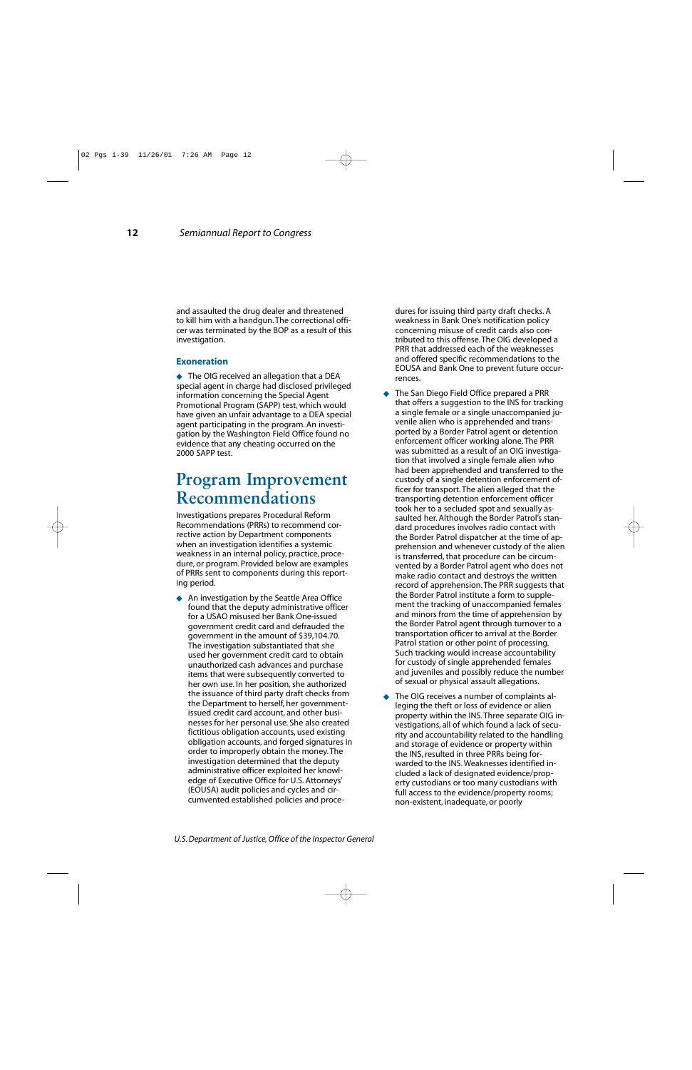and assaulted the drug dealer and threatened to kill him with a handgun. The correctional officer was terminated by the BOP as a result of this investigation.

### Exoneration

- The OIG received an allegation that a DEA special agent in charge had disclosed privileged information concerning the Special Agent Promotional Program (SAPP) test, which would have given an unfair advantage to a DEA special agent participating in the program. An investigation by the Washington Field Office found no evidence that any cheating occurred on the 2000 SAPP test.

## Program Improvement Recommendations

Investigations prepares Procedural Reform Recommendations (PRRs) to recommend corrective action by Department components when an investigation identifies a systemic weakness in an internal policy, practice, procedure, or program. Provided below are examples of PRRs sent to components during this reporting period.

- An investigation by the Seattle Area Office found that the deputy administrative officer for a USAO misused her Bank One-issued government credit card and defrauded the government in the amount of $39,104.70. The investigation substantiated that she used her government credit card to obtain unauthorized cash advances and purchase items that were subsequently converted to her own use. In her position, she authorized the issuance of third party draft checks from the Department to herself, her government-issued credit card account, and other businesses for her personal use. She also created fictitious obligation accounts, used existing obligation accounts, and forged signatures in order to improperly obtain the money. The investigation determined that the deputy administrative officer exploited her knowledge of Executive Office for U.S. Attorneys' (EOUSA) audit policies and cycles and circumvented established policies and procedures for issuing third party draft checks. A weakness in Bank One's notification policy concerning misuse of credit cards also contributed to this offense. The OIG developed a PRR that addressed each of the weaknesses and offered specific recommendations to the EOUSA and Bank One to prevent future occurrences.
- The San Diego Field Office prepared a PRR that offers a suggestion to the INS for tracking a single female or a single unaccompanied juvenile alien who is apprehended and transported by a Border Patrol agent or detention enforcement officer working alone. The PRR was submitted as a result of an OIG investigation that involved a single female alien who had been apprehended and transferred to the custody of a single detention enforcement officer for transport. The alien alleged that the transporting detention enforcement officer took her to a secluded spot and sexually assaulted her. Although the Border Patrol's standard procedures involves radio contact with the Border Patrol dispatcher at the time of apprehension and whenever custody of the alien is transferred, that procedure can be circumvented by a Border Patrol agent who does not make radio contact and destroys the written record of apprehension. The PRR suggests that the Border Patrol institute a form to supplement the tracking of unaccompanied females and minors from the time of apprehension by the Border Patrol agent through turnover to a transportation officer to arrival at the Border Patrol station or other point of processing. Such tracking would increase accountability for custody of single apprehended females and juveniles and possibly reduce the number of sexual or physical assault allegations.
- The OIG receives a number of complaints alleging the theft or loss of evidence or alien property within the INS. Three separate OIG investigations, all of which found a lack of security and accountability related to the handling and storage of evidence or property within the INS, resulted in three PRRs being forwarded to the INS. Weaknesses identified included a lack of designated evidence/property custodians or too many custodians with full access to the evidence/property rooms; non-existent, inadequate, or poorly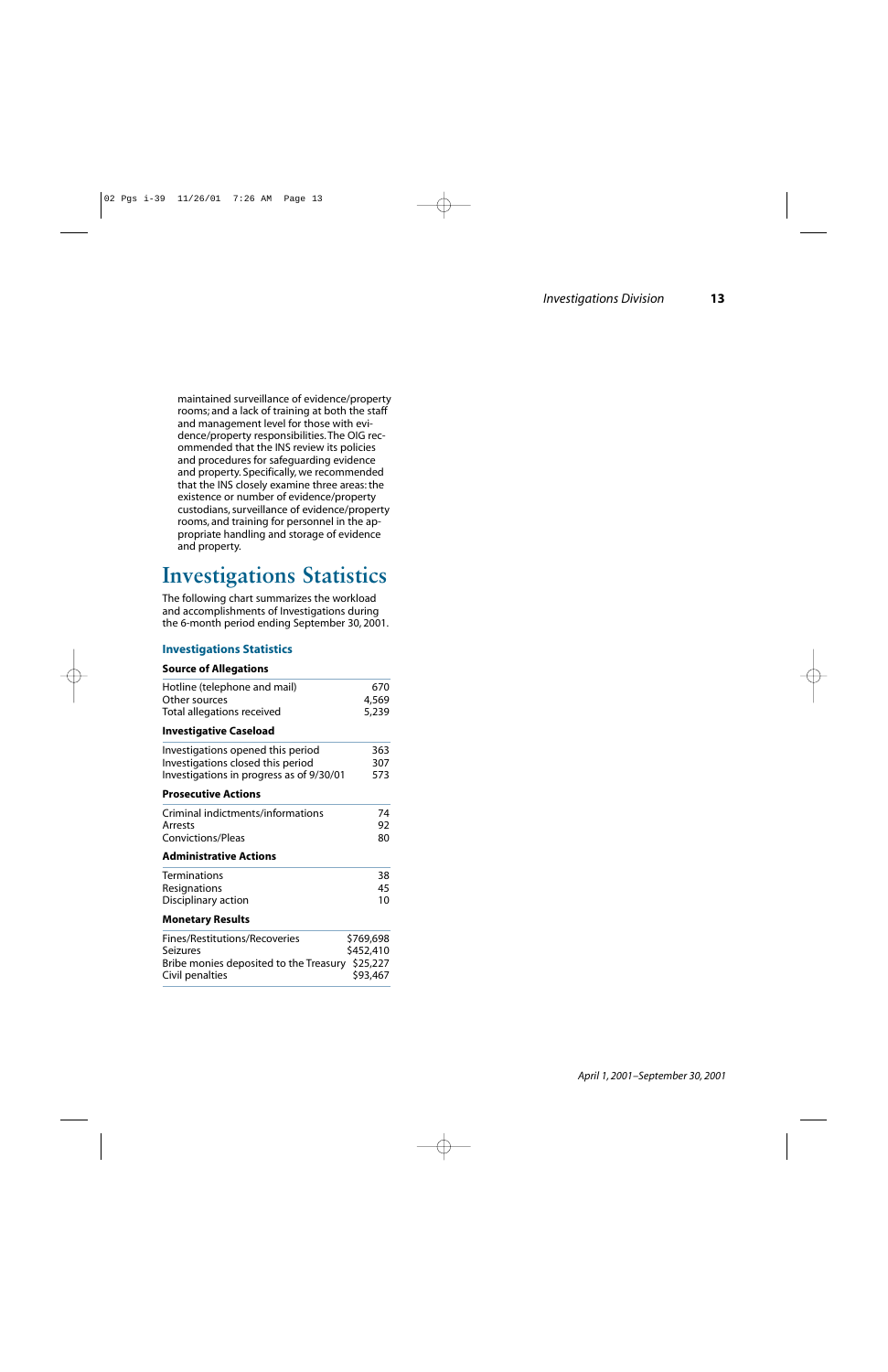maintained surveillance of evidence/property rooms; and a lack of training at both the staff and management level for those with evidence/property responsibilities. The OIG recommended that the INS review its policies and procedures for safeguarding evidence and property. Specifically, we recommended that the INS closely examine three areas: the existence or number of evidence/property custodians, surveillance of evidence/property rooms, and training for personnel in the appropriate handling and storage of evidence and property.

# Investigations Statistics

The following chart summarizes the workload and accomplishments of Investigations during the 6-month period ending September 30, 2001.

### Investigations Statistics

| **Source of Allegations** | |
|---|---|
| Hotline (telephone and mail) | 670 |
| Other sources | 4,569 |
| Total allegations received | 5,239 |
| **Investigative Caseload** | |
| Investigations opened this period | 363 |
| Investigations closed this period | 307 |
| Investigations in progress as of 9/30/01 | 573 |
| **Prosecutive Actions** | |
| Criminal indictments/informations | 74 |
| Arrests | 92 |
| Convictions/Pleas | 80 |
| **Administrative Actions** | |
| Terminations | 38 |
| Resignations | 45 |
| Disciplinary action | 10 |
| **Monetary Results** | |
| Fines/Restitutions/Recoveries | $769,698 |
| Seizures | $452,410 |
| Bribe monies deposited to the Treasury | $25,227 |
| Civil penalties | $93,467 |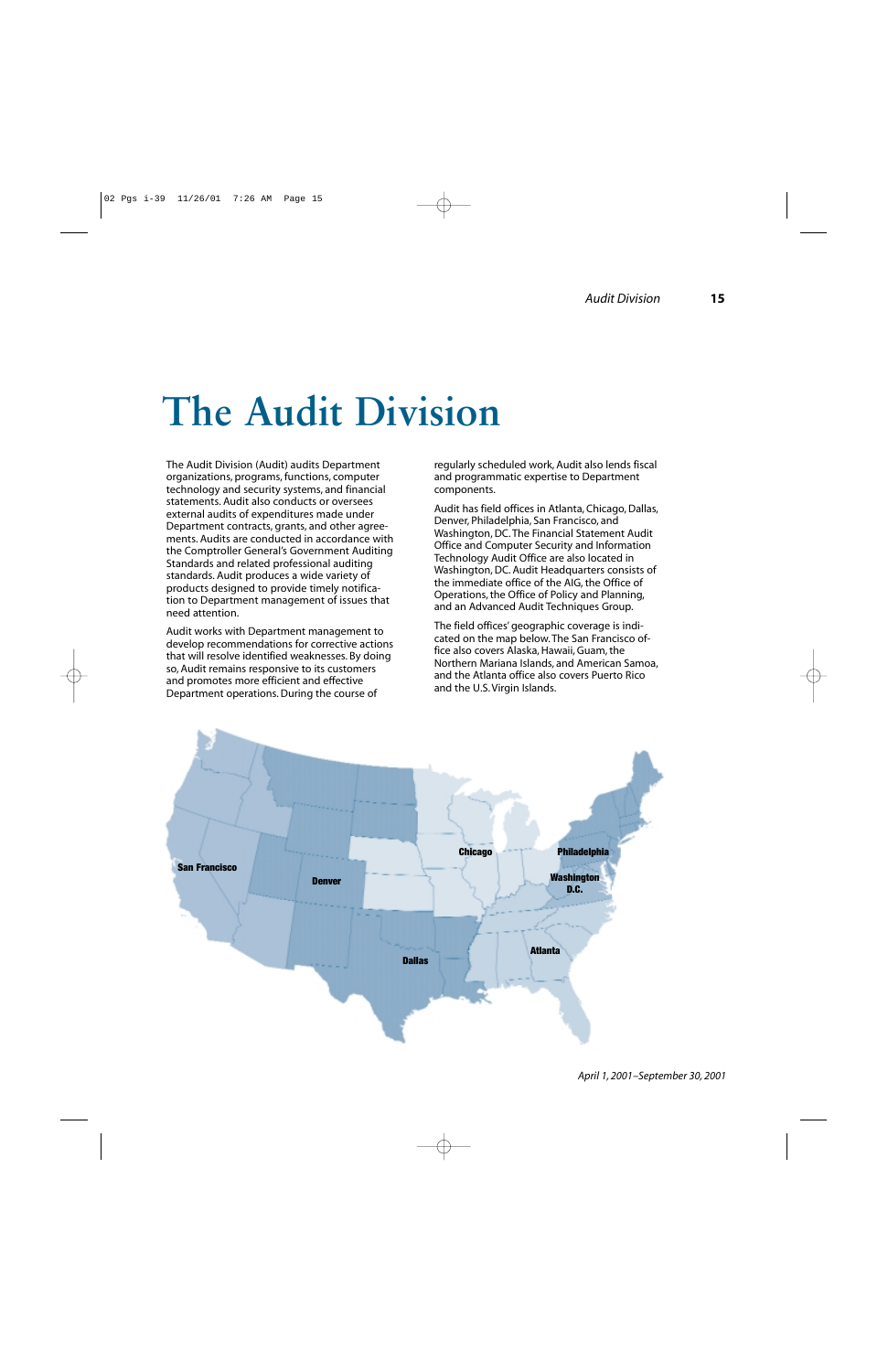# The Audit Division

The Audit Division (Audit) audits Department organizations, programs, functions, computer technology and security systems, and financial statements. Audit also conducts or oversees external audits of expenditures made under Department contracts, grants, and other agreements. Audits are conducted in accordance with the Comptroller General's Government Auditing Standards and related professional auditing standards. Audit produces a wide variety of products designed to provide timely notification to Department management of issues that need attention.

Audit works with Department management to develop recommendations for corrective actions that will resolve identified weaknesses. By doing so, Audit remains responsive to its customers and promotes more efficient and effective Department operations. During the course of regularly scheduled work, Audit also lends fiscal and programmatic expertise to Department components.

Audit has field offices in Atlanta, Chicago, Dallas, Denver, Philadelphia, San Francisco, and Washington, DC. The Financial Statement Audit Office and Computer Security and Information Technology Audit Office are also located in Washington, DC. Audit Headquarters consists of the immediate office of the AIG, the Office of Operations, the Office of Policy and Planning, and an Advanced Audit Techniques Group.

The field offices' geographic coverage is indicated on the map below. The San Francisco office also covers Alaska, Hawaii, Guam, the Northern Mariana Islands, and American Samoa, and the Atlanta office also covers Puerto Rico and the U.S. Virgin Islands.

San Francisco · Denver · Dallas · Chicago · Philadelphia · Washington D.C. · Atlanta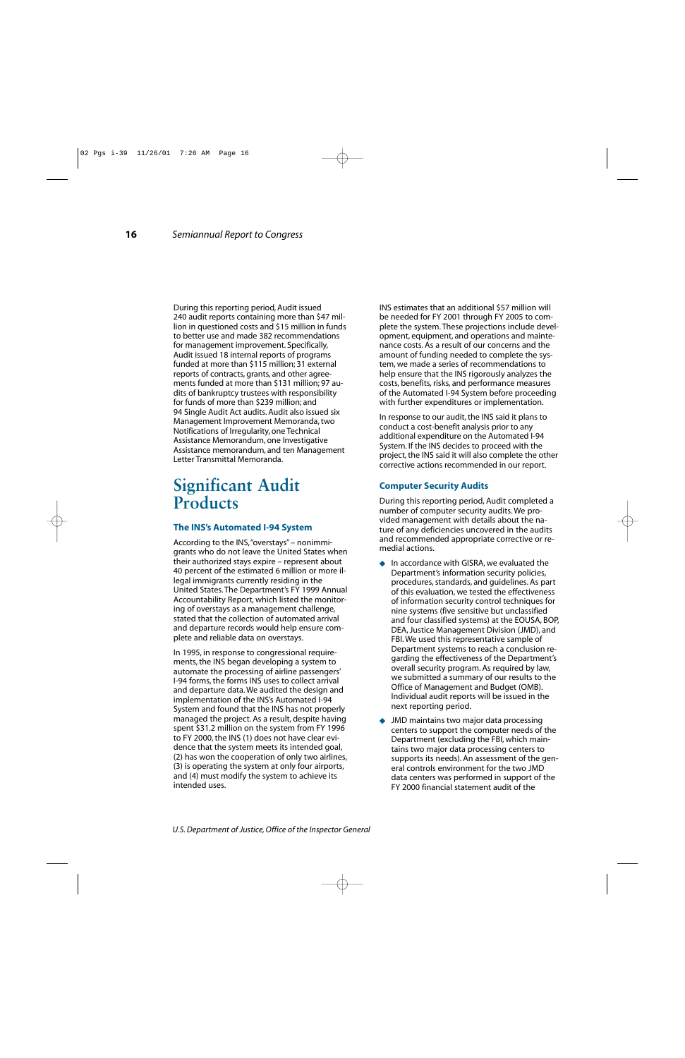During this reporting period, Audit issued 240 audit reports containing more than $47 million in questioned costs and $15 million in funds to better use and made 382 recommendations for management improvement. Specifically, Audit issued 18 internal reports of programs funded at more than $115 million; 31 external reports of contracts, grants, and other agreements funded at more than $131 million; 97 audits of bankruptcy trustees with responsibility for funds of more than $239 million; and 94 Single Audit Act audits. Audit also issued six Management Improvement Memoranda, two Notifications of Irregularity, one Technical Assistance Memorandum, one Investigative Assistance memorandum, and ten Management Letter Transmittal Memoranda.

# Significant Audit Products

### The INS's Automated I-94 System

According to the INS, "overstays" – nonimmigrants who do not leave the United States when their authorized stays expire – represent about 40 percent of the estimated 6 million or more illegal immigrants currently residing in the United States. The Department's FY 1999 Annual Accountability Report, which listed the monitoring of overstays as a management challenge, stated that the collection of automated arrival and departure records would help ensure complete and reliable data on overstays.

In 1995, in response to congressional requirements, the INS began developing a system to automate the processing of airline passengers' I-94 forms, the forms INS uses to collect arrival and departure data. We audited the design and implementation of the INS's Automated I-94 System and found that the INS has not properly managed the project. As a result, despite having spent $31.2 million on the system from FY 1996 to FY 2000, the INS (1) does not have clear evidence that the system meets its intended goal, (2) has won the cooperation of only two airlines, (3) is operating the system at only four airports, and (4) must modify the system to achieve its intended uses.

INS estimates that an additional $57 million will be needed for FY 2001 through FY 2005 to complete the system. These projections include development, equipment, and operations and maintenance costs. As a result of our concerns and the amount of funding needed to complete the system, we made a series of recommendations to help ensure that the INS rigorously analyzes the costs, benefits, risks, and performance measures of the Automated I-94 System before proceeding with further expenditures or implementation.

In response to our audit, the INS said it plans to conduct a cost-benefit analysis prior to any additional expenditure on the Automated I-94 System. If the INS decides to proceed with the project, the INS said it will also complete the other corrective actions recommended in our report.

### Computer Security Audits

During this reporting period, Audit completed a number of computer security audits. We provided management with details about the nature of any deficiencies uncovered in the audits and recommended appropriate corrective or remedial actions.

- In accordance with GISRA, we evaluated the Department's information security policies, procedures, standards, and guidelines. As part of this evaluation, we tested the effectiveness of information security control techniques for nine systems (five sensitive but unclassified and four classified systems) at the EOUSA, BOP, DEA, Justice Management Division (JMD), and FBI. We used this representative sample of Department systems to reach a conclusion regarding the effectiveness of the Department's overall security program. As required by law, we submitted a summary of our results to the Office of Management and Budget (OMB). Individual audit reports will be issued in the next reporting period.
- JMD maintains two major data processing centers to support the computer needs of the Department (excluding the FBI, which maintains two major data processing centers to supports its needs). An assessment of the general controls environment for the two JMD data centers was performed in support of the FY 2000 financial statement audit of the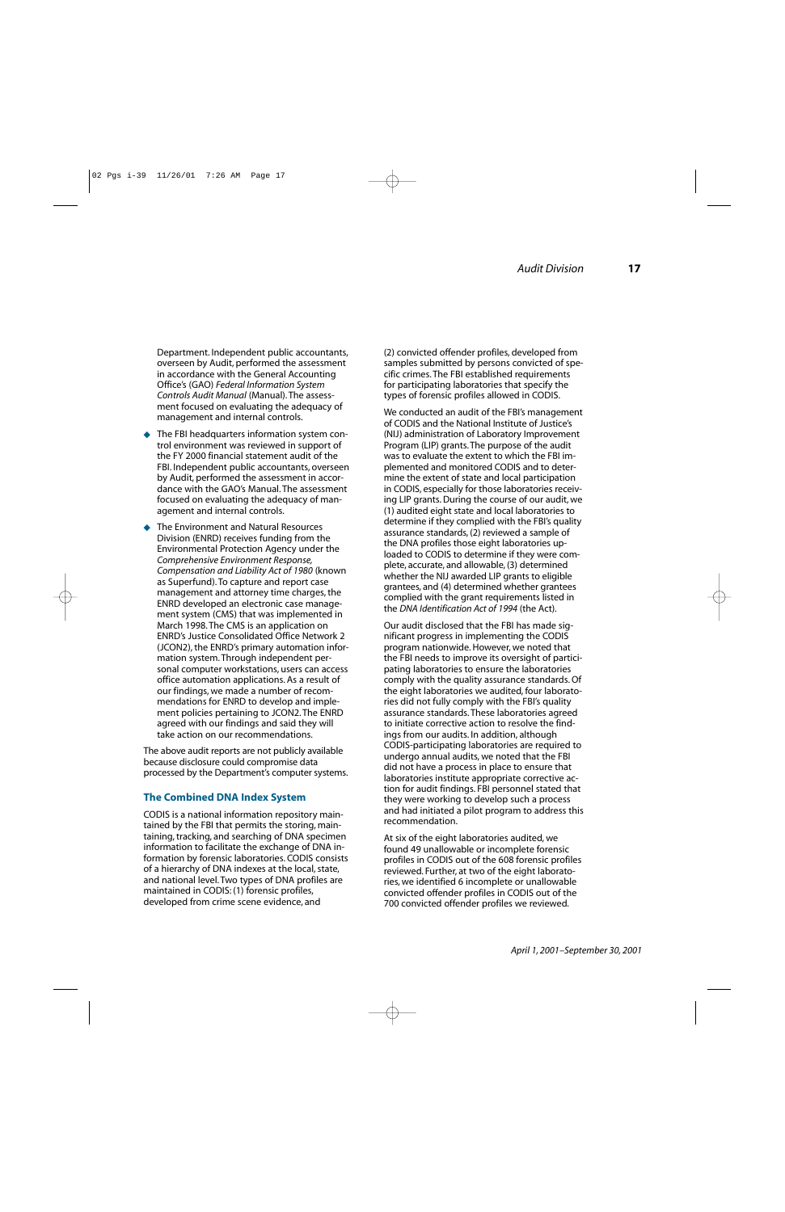Department. Independent public accountants, overseen by Audit, performed the assessment in accordance with the General Accounting Office's (GAO) *Federal Information System Controls Audit Manual* (Manual). The assessment focused on evaluating the adequacy of management and internal controls.

- The FBI headquarters information system control environment was reviewed in support of the FY 2000 financial statement audit of the FBI. Independent public accountants, overseen by Audit, performed the assessment in accordance with the GAO's Manual. The assessment focused on evaluating the adequacy of management and internal controls.
- The Environment and Natural Resources Division (ENRD) receives funding from the Environmental Protection Agency under the *Comprehensive Environment Response, Compensation and Liability Act of 1980* (known as Superfund). To capture and report case management and attorney time charges, the ENRD developed an electronic case management system (CMS) that was implemented in March 1998. The CMS is an application on ENRD's Justice Consolidated Office Network 2 (JCON2), the ENRD's primary automation information system. Through independent personal computer workstations, users can access office automation applications. As a result of our findings, we made a number of recommendations for ENRD to develop and implement policies pertaining to JCON2. The ENRD agreed with our findings and said they will take action on our recommendations.

The above audit reports are not publicly available because disclosure could compromise data processed by the Department's computer systems.

### The Combined DNA Index System

CODIS is a national information repository maintained by the FBI that permits the storing, maintaining, tracking, and searching of DNA specimen information to facilitate the exchange of DNA information by forensic laboratories. CODIS consists of a hierarchy of DNA indexes at the local, state, and national level. Two types of DNA profiles are maintained in CODIS: (1) forensic profiles, developed from crime scene evidence, and (2) convicted offender profiles, developed from samples submitted by persons convicted of specific crimes. The FBI established requirements for participating laboratories that specify the types of forensic profiles allowed in CODIS.

We conducted an audit of the FBI's management of CODIS and the National Institute of Justice's (NIJ) administration of Laboratory Improvement Program (LIP) grants. The purpose of the audit was to evaluate the extent to which the FBI implemented and monitored CODIS and to determine the extent of state and local participation in CODIS, especially for those laboratories receiving LIP grants. During the course of our audit, we (1) audited eight state and local laboratories to determine if they complied with the FBI's quality assurance standards, (2) reviewed a sample of the DNA profiles those eight laboratories uploaded to CODIS to determine if they were complete, accurate, and allowable, (3) determined whether the NIJ awarded LIP grants to eligible grantees, and (4) determined whether grantees complied with the grant requirements listed in the *DNA Identification Act of 1994* (the Act).

Our audit disclosed that the FBI has made significant progress in implementing the CODIS program nationwide. However, we noted that the FBI needs to improve its oversight of participating laboratories to ensure the laboratories comply with the quality assurance standards. Of the eight laboratories we audited, four laboratories did not fully comply with the FBI's quality assurance standards. These laboratories agreed to initiate corrective action to resolve the findings from our audits. In addition, although CODIS-participating laboratories are required to undergo annual audits, we noted that the FBI did not have a process in place to ensure that laboratories institute appropriate corrective action for audit findings. FBI personnel stated that they were working to develop such a process and had initiated a pilot program to address this recommendation.

At six of the eight laboratories audited, we found 49 unallowable or incomplete forensic profiles in CODIS out of the 608 forensic profiles reviewed. Further, at two of the eight laboratories, we identified 6 incomplete or unallowable convicted offender profiles in CODIS out of the 700 convicted offender profiles we reviewed.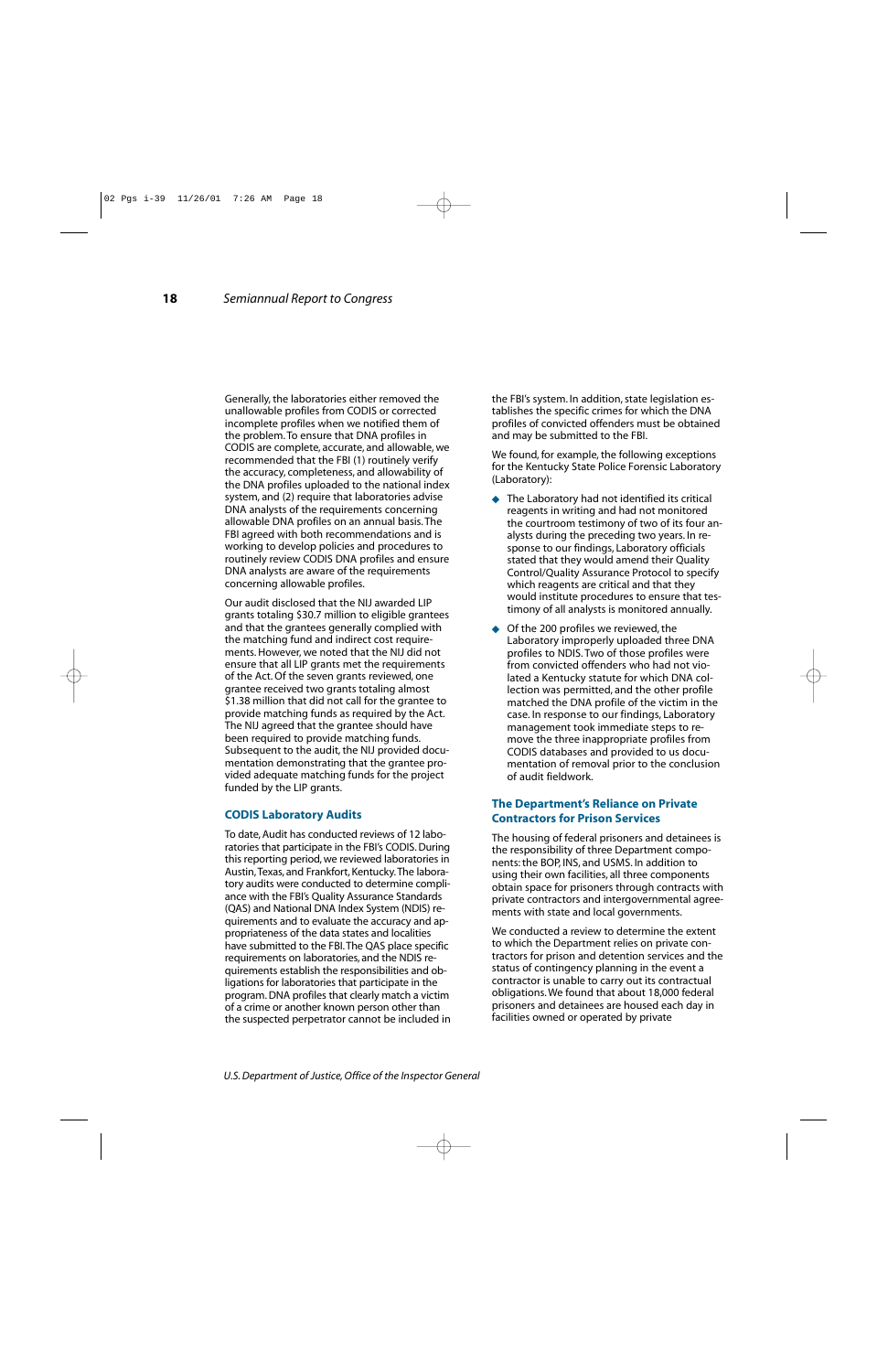Generally, the laboratories either removed the unallowable profiles from CODIS or corrected incomplete profiles when we notified them of the problem. To ensure that DNA profiles in CODIS are complete, accurate, and allowable, we recommended that the FBI (1) routinely verify the accuracy, completeness, and allowability of the DNA profiles uploaded to the national index system, and (2) require that laboratories advise DNA analysts of the requirements concerning allowable DNA profiles on an annual basis. The FBI agreed with both recommendations and is working to develop policies and procedures to routinely review CODIS DNA profiles and ensure DNA analysts are aware of the requirements concerning allowable profiles.

Our audit disclosed that the NIJ awarded LIP grants totaling $30.7 million to eligible grantees and that the grantees generally complied with the matching fund and indirect cost requirements. However, we noted that the NIJ did not ensure that all LIP grants met the requirements of the Act. Of the seven grants reviewed, one grantee received two grants totaling almost $1.38 million that did not call for the grantee to provide matching funds as required by the Act. The NIJ agreed that the grantee should have been required to provide matching funds. Subsequent to the audit, the NIJ provided documentation demonstrating that the grantee provided adequate matching funds for the project funded by the LIP grants.

### CODIS Laboratory Audits

To date, Audit has conducted reviews of 12 laboratories that participate in the FBI's CODIS. During this reporting period, we reviewed laboratories in Austin, Texas, and Frankfort, Kentucky. The laboratory audits were conducted to determine compliance with the FBI's Quality Assurance Standards (QAS) and National DNA Index System (NDIS) requirements and to evaluate the accuracy and appropriateness of the data states and localities have submitted to the FBI. The QAS place specific requirements on laboratories, and the NDIS requirements establish the responsibilities and obligations for laboratories that participate in the program. DNA profiles that clearly match a victim of a crime or another known person other than the suspected perpetrator cannot be included in the FBI's system. In addition, state legislation establishes the specific crimes for which the DNA profiles of convicted offenders must be obtained and may be submitted to the FBI.

We found, for example, the following exceptions for the Kentucky State Police Forensic Laboratory (Laboratory):

- The Laboratory had not identified its critical reagents in writing and had not monitored the courtroom testimony of two of its four analysts during the preceding two years. In response to our findings, Laboratory officials stated that they would amend their Quality Control/Quality Assurance Protocol to specify which reagents are critical and that they would institute procedures to ensure that testimony of all analysts is monitored annually.
- Of the 200 profiles we reviewed, the Laboratory improperly uploaded three DNA profiles to NDIS. Two of those profiles were from convicted offenders who had not violated a Kentucky statute for which DNA collection was permitted, and the other profile matched the DNA profile of the victim in the case. In response to our findings, Laboratory management took immediate steps to remove the three inappropriate profiles from CODIS databases and provided to us documentation of removal prior to the conclusion of audit fieldwork.

### The Department's Reliance on Private Contractors for Prison Services

The housing of federal prisoners and detainees is the responsibility of three Department components: the BOP, INS, and USMS. In addition to using their own facilities, all three components obtain space for prisoners through contracts with private contractors and intergovernmental agreements with state and local governments.

We conducted a review to determine the extent to which the Department relies on private contractors for prison and detention services and the status of contingency planning in the event a contractor is unable to carry out its contractual obligations. We found that about 18,000 federal prisoners and detainees are housed each day in facilities owned or operated by private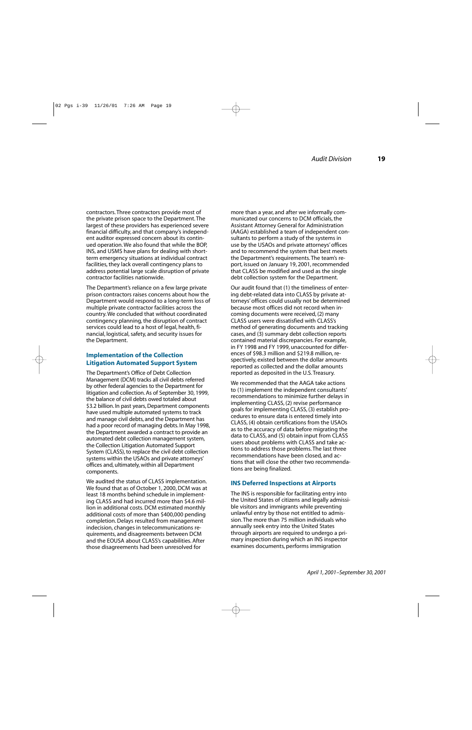contractors. Three contractors provide most of the private prison space to the Department. The largest of these providers has experienced severe financial difficulty, and that company's independent auditor expressed concern about its continued operation. We also found that while the BOP, INS, and USMS have plans for dealing with short-term emergency situations at individual contract facilities, they lack overall contingency plans to address potential large scale disruption of private contractor facilities nationwide.

The Department's reliance on a few large private prison contractors raises concerns about how the Department would respond to a long-term loss of multiple private contractor facilities across the country. We concluded that without coordinated contingency planning, the disruption of contract services could lead to a host of legal, health, financial, logistical, safety, and security issues for the Department.

## Implementation of the Collection Litigation Automated Support System

The Department's Office of Debt Collection Management (DCM) tracks all civil debts referred by other federal agencies to the Department for litigation and collection. As of September 30, 1999, the balance of civil debts owed totaled about $3.2 billion. In past years, Department components have used multiple automated systems to track and manage civil debts, and the Department has had a poor record of managing debts. In May 1998, the Department awarded a contract to provide an automated debt collection management system, the Collection Litigation Automated Support System (CLASS), to replace the civil debt collection systems within the USAOs and private attorneys' offices and, ultimately, within all Department components.

We audited the status of CLASS implementation. We found that as of October 1, 2000, DCM was at least 18 months behind schedule in implementing CLASS and had incurred more than $4.6 million in additional costs. DCM estimated monthly additional costs of more than $400,000 pending completion. Delays resulted from management indecision, changes in telecommunications requirements, and disagreements between DCM and the EOUSA about CLASS's capabilities. After those disagreements had been unresolved for more than a year, and after we informally communicated our concerns to DCM officials, the Assistant Attorney General for Administration (AAGA) established a team of independent consultants to perform a study of the systems in use by the USAOs and private attorneys' offices and to recommend the system that best meets the Department's requirements. The team's report, issued on January 19, 2001, recommended that CLASS be modified and used as the single debt collection system for the Department.

Our audit found that (1) the timeliness of entering debt-related data into CLASS by private attorneys' offices could usually not be determined because most offices did not record when incoming documents were received, (2) many CLASS users were dissatisfied with CLASS's method of generating documents and tracking cases, and (3) summary debt collection reports contained material discrepancies. For example, in FY 1998 and FY 1999, unaccounted for differences of $98.3 million and $219.8 million, respectively, existed between the dollar amounts reported as collected and the dollar amounts reported as deposited in the U.S. Treasury.

We recommended that the AAGA take actions to (1) implement the independent consultants' recommendations to minimize further delays in implementing CLASS, (2) revise performance goals for implementing CLASS, (3) establish procedures to ensure data is entered timely into CLASS, (4) obtain certifications from the USAOs as to the accuracy of data before migrating the data to CLASS, and (5) obtain input from CLASS users about problems with CLASS and take actions to address those problems. The last three recommendations have been closed, and actions that will close the other two recommendations are being finalized.

## INS Deferred Inspections at Airports

The INS is responsible for facilitating entry into the United States of citizens and legally admissible visitors and immigrants while preventing unlawful entry by those not entitled to admission. The more than 75 million individuals who annually seek entry into the United States through airports are required to undergo a primary inspection during which an INS inspector examines documents, performs immigration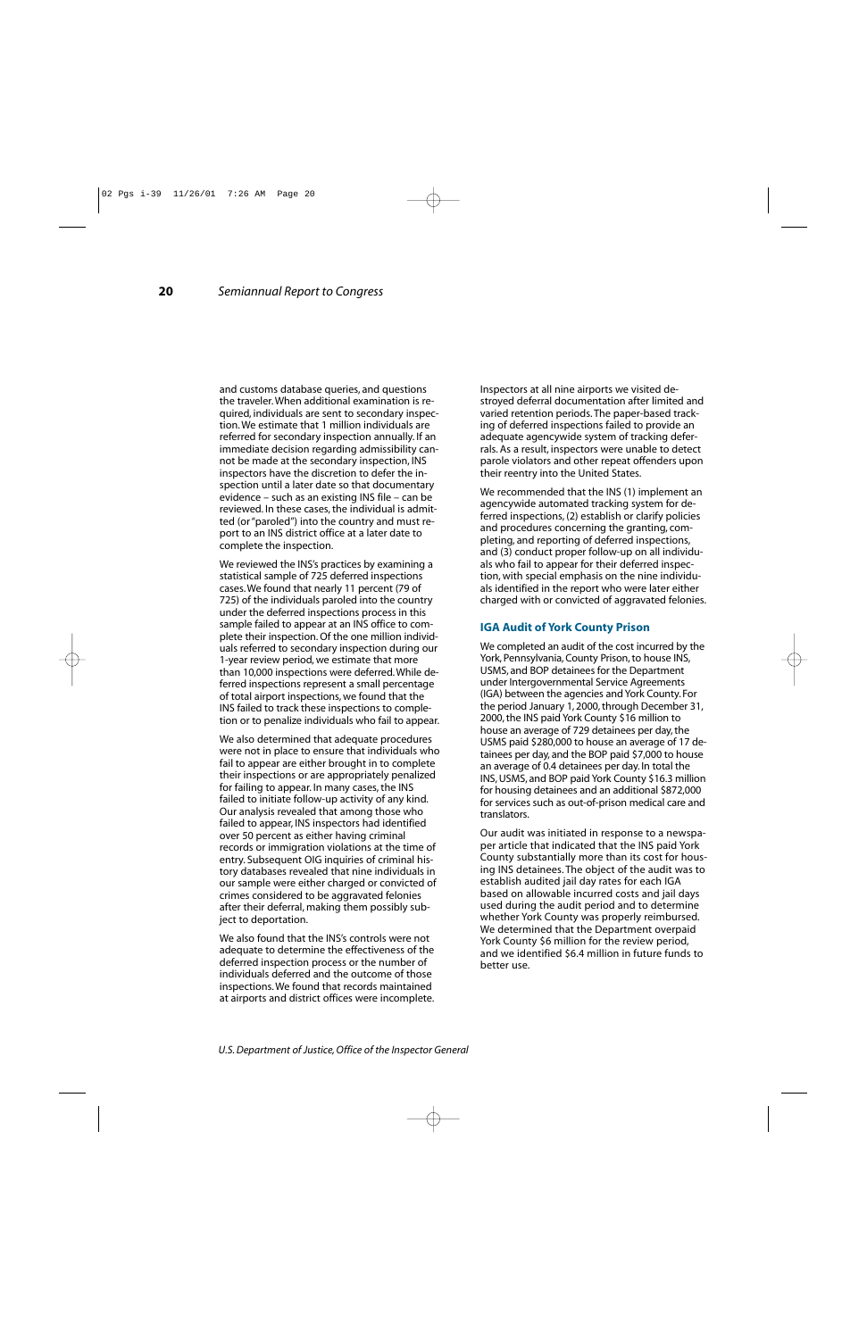and customs database queries, and questions the traveler. When additional examination is required, individuals are sent to secondary inspection. We estimate that 1 million individuals are referred for secondary inspection annually. If an immediate decision regarding admissibility cannot be made at the secondary inspection, INS inspectors have the discretion to defer the inspection until a later date so that documentary evidence – such as an existing INS file – can be reviewed. In these cases, the individual is admitted (or "paroled") into the country and must report to an INS district office at a later date to complete the inspection.

We reviewed the INS's practices by examining a statistical sample of 725 deferred inspections cases. We found that nearly 11 percent (79 of 725) of the individuals paroled into the country under the deferred inspections process in this sample failed to appear at an INS office to complete their inspection. Of the one million individuals referred to secondary inspection during our 1-year review period, we estimate that more than 10,000 inspections were deferred. While deferred inspections represent a small percentage of total airport inspections, we found that the INS failed to track these inspections to completion or to penalize individuals who fail to appear.

We also determined that adequate procedures were not in place to ensure that individuals who fail to appear are either brought in to complete their inspections or are appropriately penalized for failing to appear. In many cases, the INS failed to initiate follow-up activity of any kind. Our analysis revealed that among those who failed to appear, INS inspectors had identified over 50 percent as either having criminal records or immigration violations at the time of entry. Subsequent OIG inquiries of criminal history databases revealed that nine individuals in our sample were either charged or convicted of crimes considered to be aggravated felonies after their deferral, making them possibly subject to deportation.

We also found that the INS's controls were not adequate to determine the effectiveness of the deferred inspection process or the number of individuals deferred and the outcome of those inspections. We found that records maintained at airports and district offices were incomplete. Inspectors at all nine airports we visited destroyed deferral documentation after limited and varied retention periods. The paper-based tracking of deferred inspections failed to provide an adequate agencywide system of tracking deferrals. As a result, inspectors were unable to detect parole violators and other repeat offenders upon their reentry into the United States.

We recommended that the INS (1) implement an agencywide automated tracking system for deferred inspections, (2) establish or clarify policies and procedures concerning the granting, completing, and reporting of deferred inspections, and (3) conduct proper follow-up on all individuals who fail to appear for their deferred inspection, with special emphasis on the nine individuals identified in the report who were later either charged with or convicted of aggravated felonies.

### IGA Audit of York County Prison

We completed an audit of the cost incurred by the York, Pennsylvania, County Prison, to house INS, USMS, and BOP detainees for the Department under Intergovernmental Service Agreements (IGA) between the agencies and York County. For the period January 1, 2000, through December 31, 2000, the INS paid York County $16 million to house an average of 729 detainees per day, the USMS paid $280,000 to house an average of 17 detainees per day, and the BOP paid $7,000 to house an average of 0.4 detainees per day. In total the INS, USMS, and BOP paid York County $16.3 million for housing detainees and an additional $872,000 for services such as out-of-prison medical care and translators.

Our audit was initiated in response to a newspaper article that indicated that the INS paid York County substantially more than its cost for housing INS detainees. The object of the audit was to establish audited jail day rates for each IGA based on allowable incurred costs and jail days used during the audit period and to determine whether York County was properly reimbursed. We determined that the Department overpaid York County $6 million for the review period, and we identified $6.4 million in future funds to better use.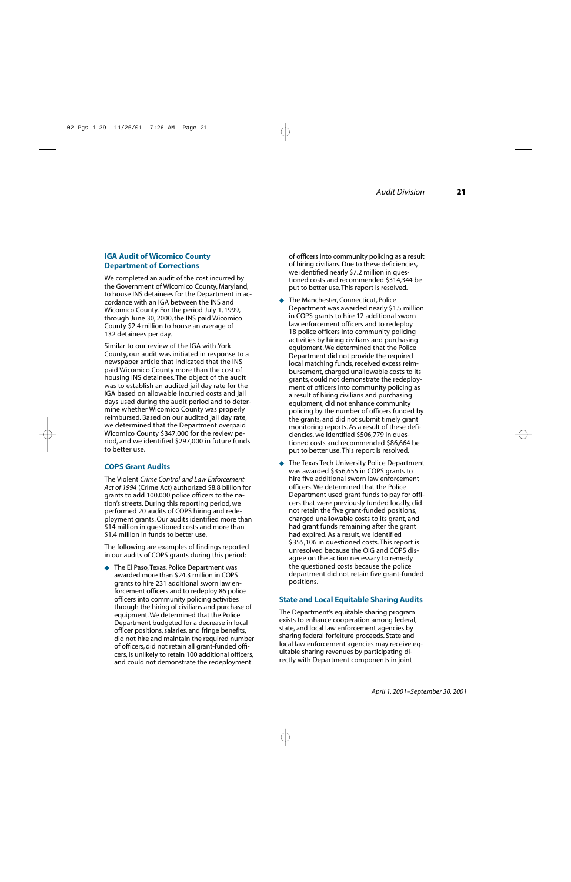## IGA Audit of Wicomico County Department of Corrections

We completed an audit of the cost incurred by the Government of Wicomico County, Maryland, to house INS detainees for the Department in accordance with an IGA between the INS and Wicomico County. For the period July 1, 1999, through June 30, 2000, the INS paid Wicomico County $2.4 million to house an average of 132 detainees per day.

Similar to our review of the IGA with York County, our audit was initiated in response to a newspaper article that indicated that the INS paid Wicomico County more than the cost of housing INS detainees. The object of the audit was to establish an audited jail day rate for the IGA based on allowable incurred costs and jail days used during the audit period and to determine whether Wicomico County was properly reimbursed. Based on our audited jail day rate, we determined that the Department overpaid Wicomico County $347,000 for the review period, and we identified $297,000 in future funds to better use.

## COPS Grant Audits

The Violent *Crime Control and Law Enforcement Act of 1994* (Crime Act) authorized $8.8 billion for grants to add 100,000 police officers to the nation's streets. During this reporting period, we performed 20 audits of COPS hiring and redeployment grants. Our audits identified more than $14 million in questioned costs and more than $1.4 million in funds to better use.

The following are examples of findings reported in our audits of COPS grants during this period:

- The El Paso, Texas, Police Department was awarded more than $24.3 million in COPS grants to hire 231 additional sworn law enforcement officers and to redeploy 86 police officers into community policing activities through the hiring of civilians and purchase of equipment. We determined that the Police Department budgeted for a decrease in local officer positions, salaries, and fringe benefits, did not hire and maintain the required number of officers, did not retain all grant-funded officers, is unlikely to retain 100 additional officers, and could not demonstrate the redeployment of officers into community policing as a result of hiring civilians. Due to these deficiencies, we identified nearly $7.2 million in questioned costs and recommended $314,344 be put to better use. This report is resolved.
- The Manchester, Connecticut, Police Department was awarded nearly $1.5 million in COPS grants to hire 12 additional sworn law enforcement officers and to redeploy 18 police officers into community policing activities by hiring civilians and purchasing equipment. We determined that the Police Department did not provide the required local matching funds, received excess reimbursement, charged unallowable costs to its grants, could not demonstrate the redeployment of officers into community policing as a result of hiring civilians and purchasing equipment, did not enhance community policing by the number of officers funded by the grants, and did not submit timely grant monitoring reports. As a result of these deficiencies, we identified $506,779 in questioned costs and recommended $86,664 be put to better use. This report is resolved.
- The Texas Tech University Police Department was awarded $356,655 in COPS grants to hire five additional sworn law enforcement officers. We determined that the Police Department used grant funds to pay for officers that were previously funded locally, did not retain the five grant-funded positions, charged unallowable costs to its grant, and had grant funds remaining after the grant had expired. As a result, we identified $355,106 in questioned costs. This report is unresolved because the OIG and COPS disagree on the action necessary to remedy the questioned costs because the police department did not retain five grant-funded positions.

## State and Local Equitable Sharing Audits

The Department's equitable sharing program exists to enhance cooperation among federal, state, and local law enforcement agencies by sharing federal forfeiture proceeds. State and local law enforcement agencies may receive equitable sharing revenues by participating directly with Department components in joint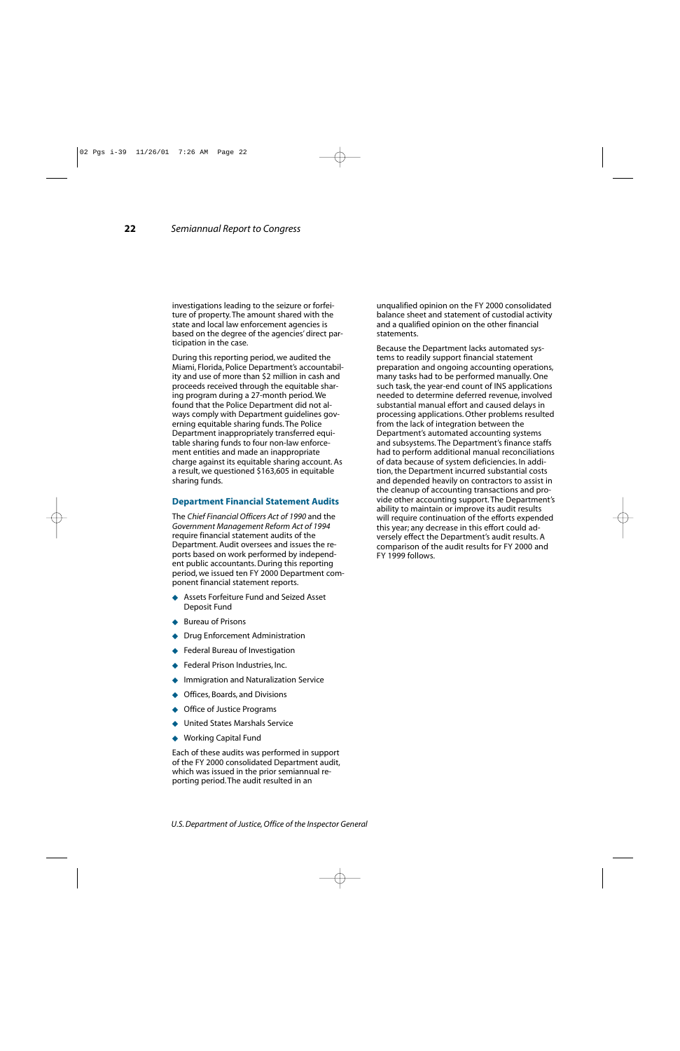investigations leading to the seizure or forfeiture of property. The amount shared with the state and local law enforcement agencies is based on the degree of the agencies' direct participation in the case.

During this reporting period, we audited the Miami, Florida, Police Department's accountability and use of more than $2 million in cash and proceeds received through the equitable sharing program during a 27-month period. We found that the Police Department did not always comply with Department guidelines governing equitable sharing funds. The Police Department inappropriately transferred equitable sharing funds to four non-law enforcement entities and made an inappropriate charge against its equitable sharing account. As a result, we questioned $163,605 in equitable sharing funds.

## Department Financial Statement Audits

The *Chief Financial Officers Act of 1990* and the *Government Management Reform Act of 1994* require financial statement audits of the Department. Audit oversees and issues the reports based on work performed by independent public accountants. During this reporting period, we issued ten FY 2000 Department component financial statement reports.

- Assets Forfeiture Fund and Seized Asset Deposit Fund
- Bureau of Prisons
- Drug Enforcement Administration
- Federal Bureau of Investigation
- Federal Prison Industries, Inc.
- Immigration and Naturalization Service
- Offices, Boards, and Divisions
- Office of Justice Programs
- United States Marshals Service
- Working Capital Fund

Each of these audits was performed in support of the FY 2000 consolidated Department audit, which was issued in the prior semiannual reporting period. The audit resulted in an unqualified opinion on the FY 2000 consolidated balance sheet and statement of custodial activity and a qualified opinion on the other financial statements.

Because the Department lacks automated systems to readily support financial statement preparation and ongoing accounting operations, many tasks had to be performed manually. One such task, the year-end count of INS applications needed to determine deferred revenue, involved substantial manual effort and caused delays in processing applications. Other problems resulted from the lack of integration between the Department's automated accounting systems and subsystems. The Department's finance staffs had to perform additional manual reconciliations of data because of system deficiencies. In addition, the Department incurred substantial costs and depended heavily on contractors to assist in the cleanup of accounting transactions and provide other accounting support. The Department's ability to maintain or improve its audit results will require continuation of the efforts expended this year; any decrease in this effort could adversely effect the Department's audit results. A comparison of the audit results for FY 2000 and FY 1999 follows.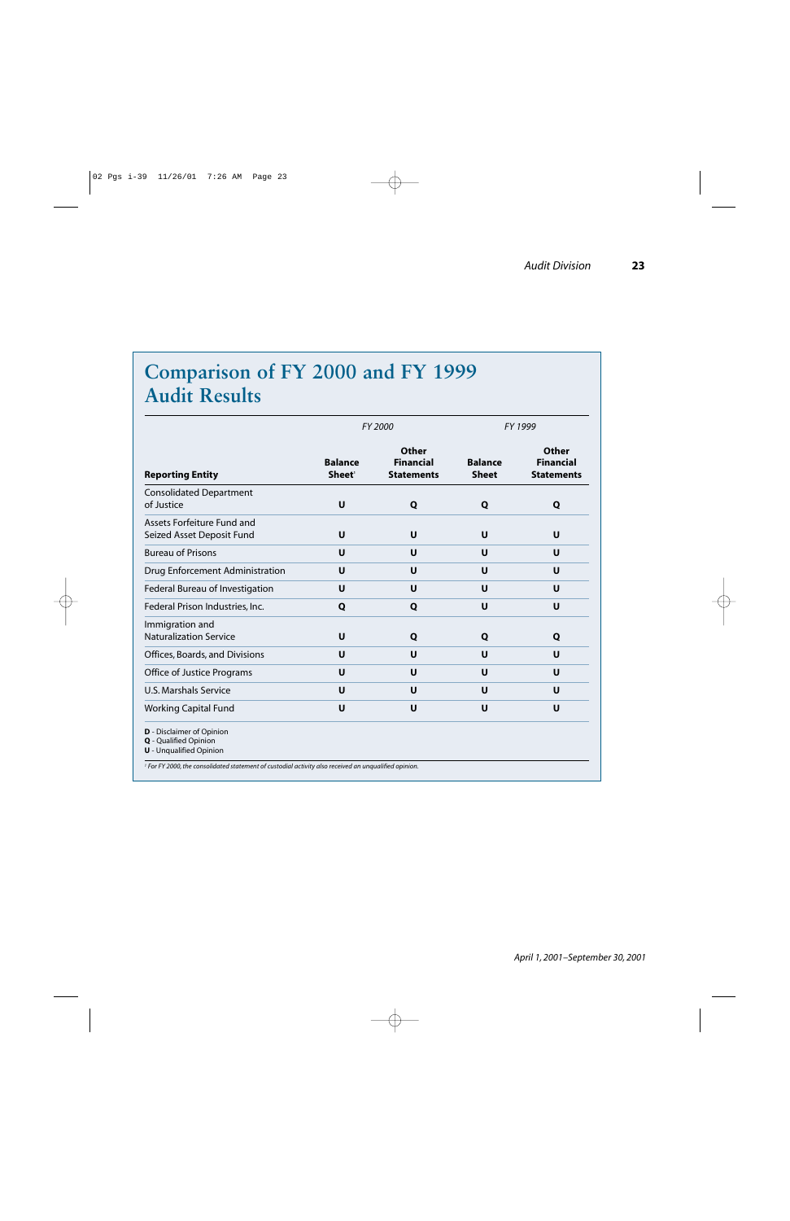## Comparison of FY 2000 and FY 1999 Audit Results

| Reporting Entity | FY 2000 | | FY 1999 | |
|---|---|---|---|---|
| | Balance Sheet[1] | Other Financial Statements | Balance Sheet | Other Financial Statements |
| Consolidated Department of Justice | U | Q | Q | Q |
| Assets Forfeiture Fund and Seized Asset Deposit Fund | U | U | U | U |
| Bureau of Prisons | U | U | U | U |
| Drug Enforcement Administration | U | U | U | U |
| Federal Bureau of Investigation | U | U | U | U |
| Federal Prison Industries, Inc. | Q | Q | U | U |
| Immigration and Naturalization Service | U | Q | Q | Q |
| Offices, Boards, and Divisions | U | U | U | U |
| Office of Justice Programs | U | U | U | U |
| U.S. Marshals Service | U | U | U | U |
| Working Capital Fund | U | U | U | U |

**D** - Disclaimer of Opinion
**Q** - Qualified Opinion
**U** - Unqualified Opinion

[1] *For FY 2000, the consolidated statement of custodial activity also received an unqualified opinion.*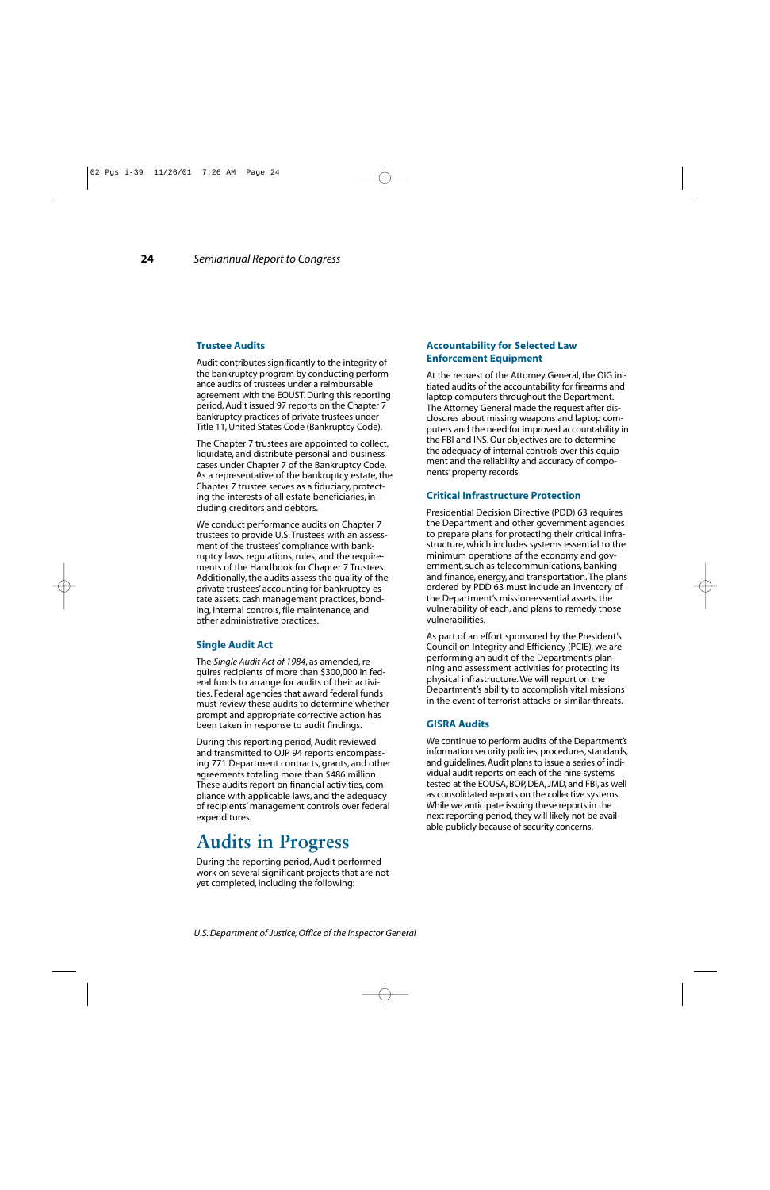### Trustee Audits

Audit contributes significantly to the integrity of the bankruptcy program by conducting performance audits of trustees under a reimbursable agreement with the EOUST. During this reporting period, Audit issued 97 reports on the Chapter 7 bankruptcy practices of private trustees under Title 11, United States Code (Bankruptcy Code).

The Chapter 7 trustees are appointed to collect, liquidate, and distribute personal and business cases under Chapter 7 of the Bankruptcy Code. As a representative of the bankruptcy estate, the Chapter 7 trustee serves as a fiduciary, protecting the interests of all estate beneficiaries, including creditors and debtors.

We conduct performance audits on Chapter 7 trustees to provide U.S. Trustees with an assessment of the trustees' compliance with bankruptcy laws, regulations, rules, and the requirements of the Handbook for Chapter 7 Trustees. Additionally, the audits assess the quality of the private trustees' accounting for bankruptcy estate assets, cash management practices, bonding, internal controls, file maintenance, and other administrative practices.

### Single Audit Act

The *Single Audit Act of 1984*, as amended, requires recipients of more than $300,000 in federal funds to arrange for audits of their activities. Federal agencies that award federal funds must review these audits to determine whether prompt and appropriate corrective action has been taken in response to audit findings.

During this reporting period, Audit reviewed and transmitted to OJP 94 reports encompassing 771 Department contracts, grants, and other agreements totaling more than $486 million. These audits report on financial activities, compliance with applicable laws, and the adequacy of recipients' management controls over federal expenditures.

## Audits in Progress

During the reporting period, Audit performed work on several significant projects that are not yet completed, including the following:

### Accountability for Selected Law Enforcement Equipment

At the request of the Attorney General, the OIG initiated audits of the accountability for firearms and laptop computers throughout the Department. The Attorney General made the request after disclosures about missing weapons and laptop computers and the need for improved accountability in the FBI and INS. Our objectives are to determine the adequacy of internal controls over this equipment and the reliability and accuracy of components' property records.

### Critical Infrastructure Protection

Presidential Decision Directive (PDD) 63 requires the Department and other government agencies to prepare plans for protecting their critical infrastructure, which includes systems essential to the minimum operations of the economy and government, such as telecommunications, banking and finance, energy, and transportation. The plans ordered by PDD 63 must include an inventory of the Department's mission-essential assets, the vulnerability of each, and plans to remedy those vulnerabilities.

As part of an effort sponsored by the President's Council on Integrity and Efficiency (PCIE), we are performing an audit of the Department's planning and assessment activities for protecting its physical infrastructure. We will report on the Department's ability to accomplish vital missions in the event of terrorist attacks or similar threats.

### GISRA Audits

We continue to perform audits of the Department's information security policies, procedures, standards, and guidelines. Audit plans to issue a series of individual audit reports on each of the nine systems tested at the EOUSA, BOP, DEA, JMD, and FBI, as well as consolidated reports on the collective systems. While we anticipate issuing these reports in the next reporting period, they will likely not be available publicly because of security concerns.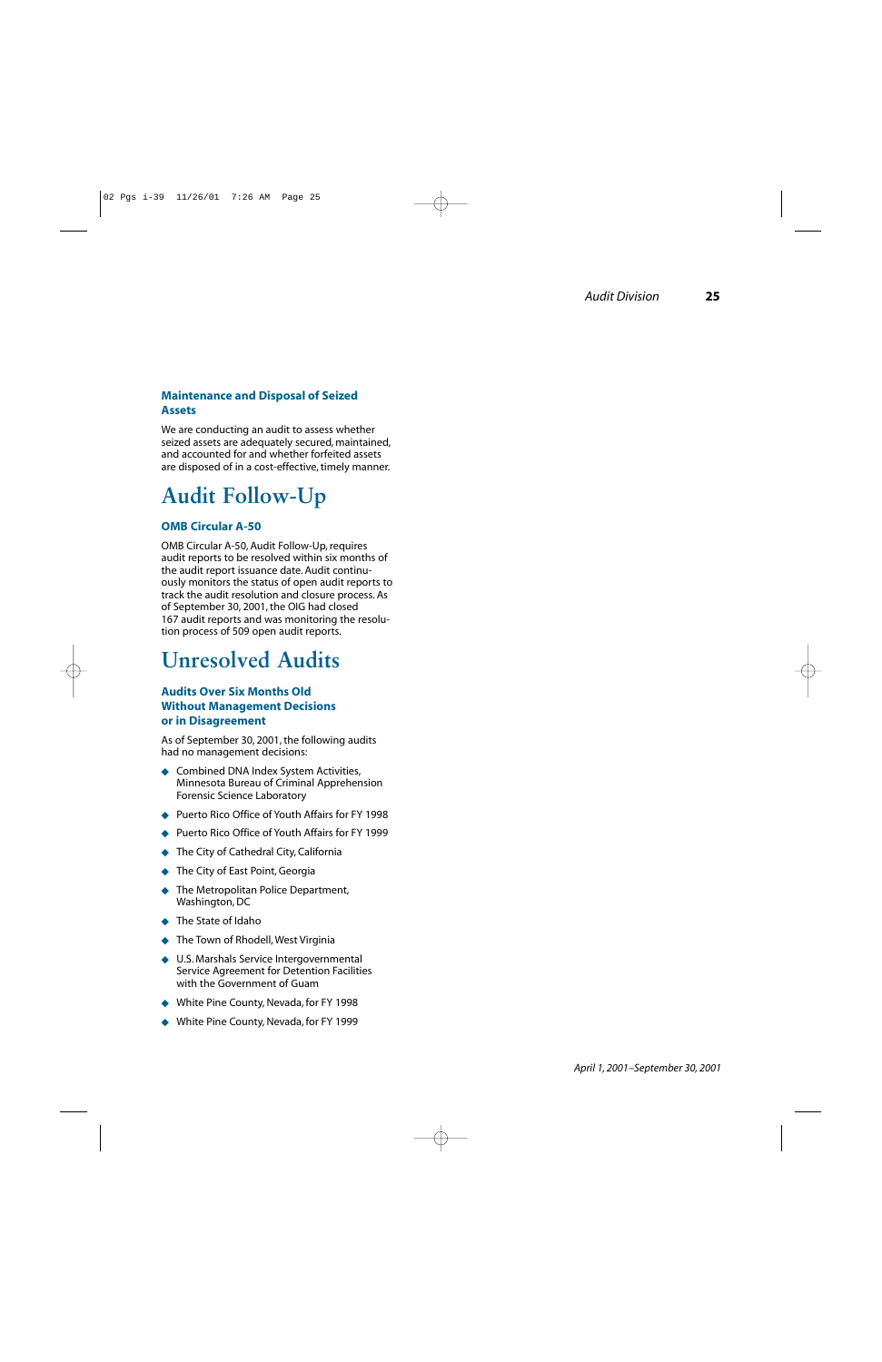### Maintenance and Disposal of Seized Assets

We are conducting an audit to assess whether seized assets are adequately secured, maintained, and accounted for and whether forfeited assets are disposed of in a cost-effective, timely manner.

# Audit Follow-Up

### OMB Circular A-50

OMB Circular A-50, Audit Follow-Up, requires audit reports to be resolved within six months of the audit report issuance date. Audit continuously monitors the status of open audit reports to track the audit resolution and closure process. As of September 30, 2001, the OIG had closed 167 audit reports and was monitoring the resolution process of 509 open audit reports.

# Unresolved Audits

### Audits Over Six Months Old Without Management Decisions or in Disagreement

As of September 30, 2001, the following audits had no management decisions:

- Combined DNA Index System Activities, Minnesota Bureau of Criminal Apprehension Forensic Science Laboratory
- Puerto Rico Office of Youth Affairs for FY 1998
- Puerto Rico Office of Youth Affairs for FY 1999
- The City of Cathedral City, California
- The City of East Point, Georgia
- The Metropolitan Police Department, Washington, DC
- The State of Idaho
- The Town of Rhodell, West Virginia
- U.S. Marshals Service Intergovernmental Service Agreement for Detention Facilities with the Government of Guam
- White Pine County, Nevada, for FY 1998
- White Pine County, Nevada, for FY 1999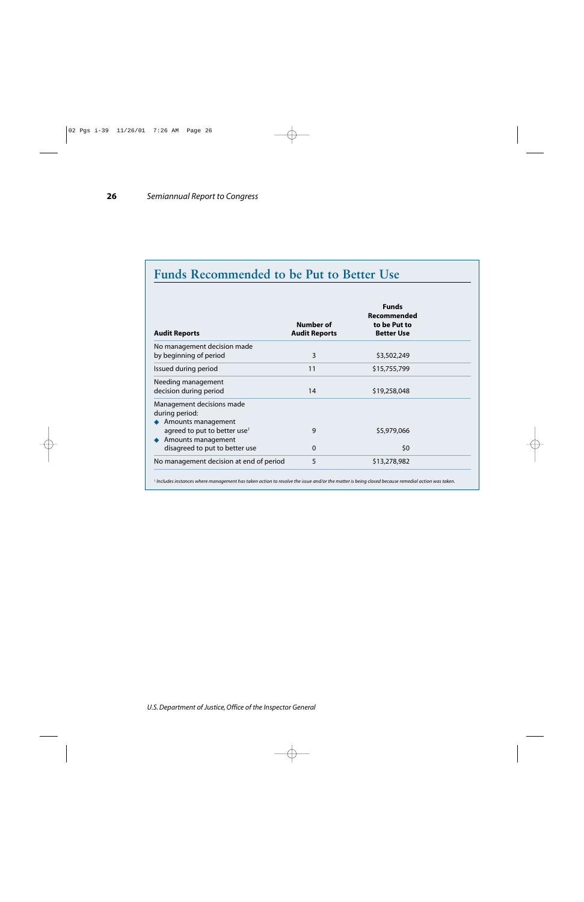## Funds Recommended to be Put to Better Use

| Audit Reports | Number of Audit Reports | Funds Recommended to be Put to Better Use |
|---|---|---|
| No management decision made by beginning of period | 3 | $3,502,249 |
| Issued during period | 11 | $15,755,799 |
| Needing management decision during period | 14 | $19,258,048 |
| Management decisions made during period: | | |
| ◆ Amounts management agreed to put to better use[1] | 9 | $5,979,066 |
| ◆ Amounts management disagreed to put to better use | 0 | $0 |
| No management decision at end of period | 5 | $13,278,982 |

[1] *Includes instances where management has taken action to resolve the issue and/or the matter is being closed because remedial action was taken.*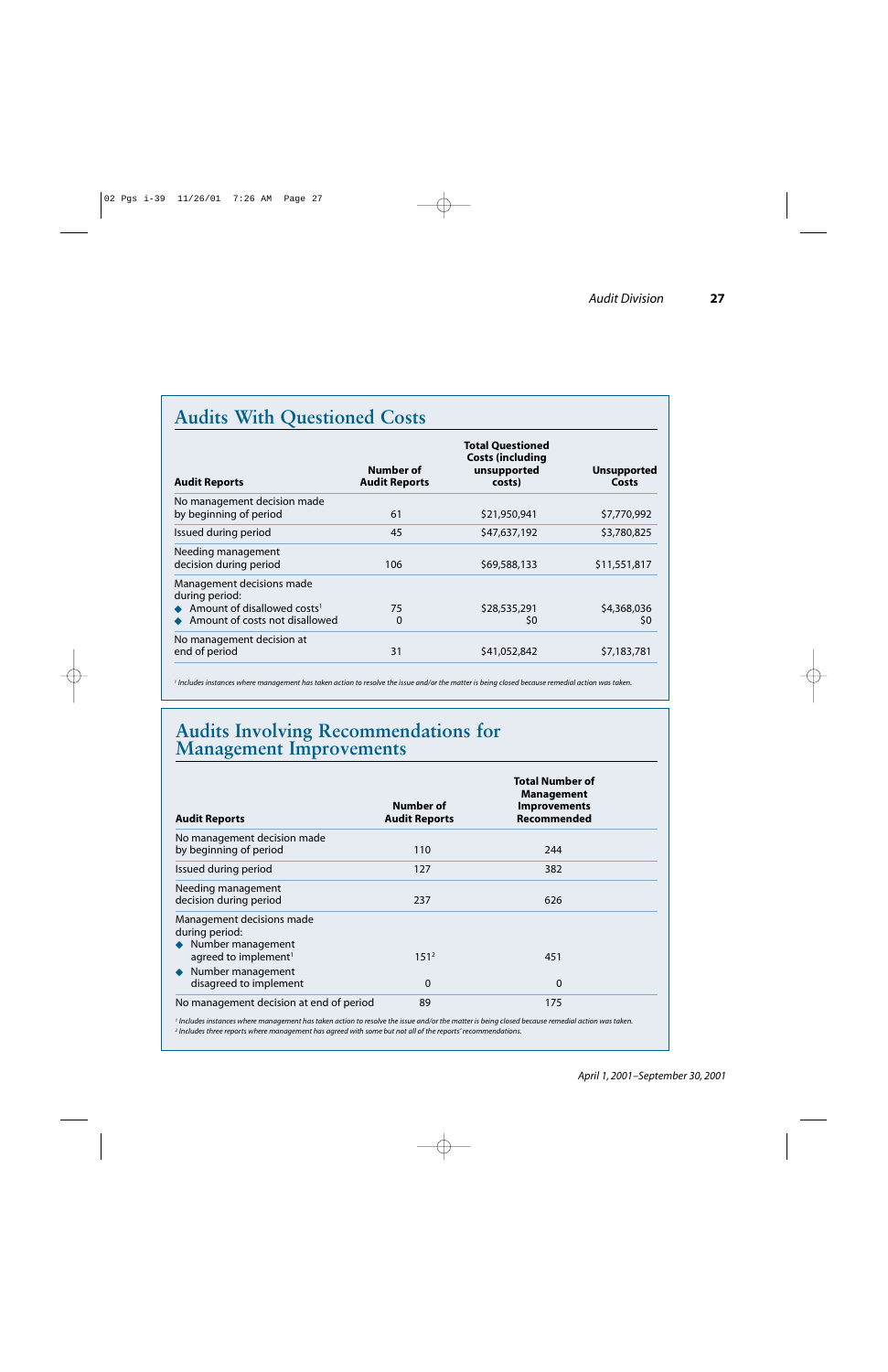## Audits With Questioned Costs

| Audit Reports | Number of Audit Reports | Total Questioned Costs (including unsupported costs) | Unsupported Costs |
|---|---|---|---|
| No management decision made by beginning of period | 61 | $21,950,941 | $7,770,992 |
| Issued during period | 45 | $47,637,192 | $3,780,825 |
| Needing management decision during period | 106 | $69,588,133 | $11,551,817 |
| Management decisions made during period: | | | |
| ◆ Amount of disallowed costs[1] | 75 | $28,535,291 | $4,368,036 |
| ◆ Amount of costs not disallowed | 0 | $0 | $0 |
| No management decision at end of period | 31 | $41,052,842 | $7,183,781 |

*[1] Includes instances where management has taken action to resolve the issue and/or the matter is being closed because remedial action was taken.*

## Audits Involving Recommendations for Management Improvements

| Audit Reports | Number of Audit Reports | Total Number of Management Improvements Recommended |
|---|---|---|
| No management decision made by beginning of period | 110 | 244 |
| Issued during period | 127 | 382 |
| Needing management decision during period | 237 | 626 |
| Management decisions made during period: | | |
| ◆ Number management agreed to implement[1] | 151[2] | 451 |
| ◆ Number management disagreed to implement | 0 | 0 |
| No management decision at end of period | 89 | 175 |

*[1] Includes instances where management has taken action to resolve the issue and/or the matter is being closed because remedial action was taken.*
*[2] Includes three reports where management has agreed with some but not all of the reports' recommendations.*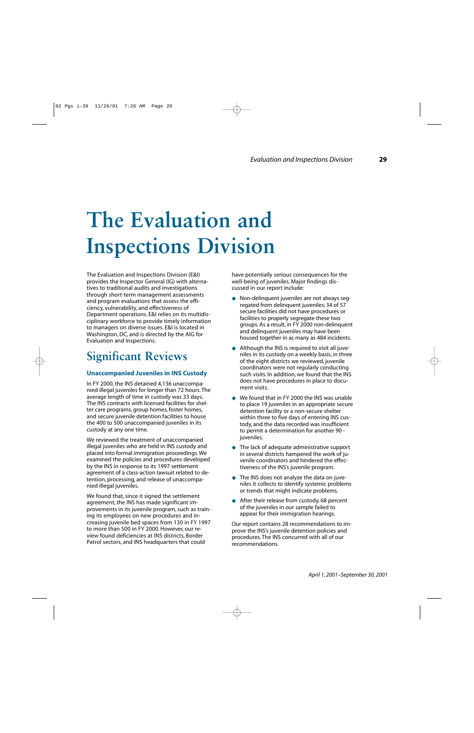# The Evaluation and Inspections Division

The Evaluation and Inspections Division (E&I) provides the Inspector General (IG) with alternatives to traditional audits and investigations through short-term management assessments and program evaluations that assess the efficiency, vulnerability, and effectiveness of Department operations. E&I relies on its multidisciplinary workforce to provide timely information to managers on diverse issues. E&I is located in Washington, DC, and is directed by the AIG for Evaluation and Inspections.

## Significant Reviews

### Unaccompanied Juveniles in INS Custody

In FY 2000, the INS detained 4,136 unaccompanied illegal juveniles for longer than 72 hours. The average length of time in custody was 33 days. The INS contracts with licensed facilities for shelter care programs, group homes, foster homes, and secure juvenile detention facilities to house the 400 to 500 unaccompanied juveniles in its custody at any one time.

We reviewed the treatment of unaccompanied illegal juveniles who are held in INS custody and placed into formal immigration proceedings. We examined the policies and procedures developed by the INS in response to its 1997 settlement agreement of a class-action lawsuit related to detention, processing, and release of unaccompanied illegal juveniles.

We found that, since it signed the settlement agreement, the INS has made significant improvements in its juvenile program, such as training its employees on new procedures and increasing juvenile bed spaces from 130 in FY 1997 to more than 500 in FY 2000. However, our review found deficiencies at INS districts, Border Patrol sectors, and INS headquarters that could have potentially serious consequences for the well-being of juveniles. Major findings discussed in our report include:

- Non-delinquent juveniles are not always segregated from delinquent juveniles; 34 of 57 secure facilities did not have procedures or facilities to properly segregate these two groups. As a result, in FY 2000 non-delinquent and delinquent juveniles may have been housed together in as many as 484 incidents.
- Although the INS is required to visit all juveniles in its custody on a weekly basis, in three of the eight districts we reviewed, juvenile coordinators were not regularly conducting such visits. In addition, we found that the INS does not have procedures in place to document visits.
- We found that in FY 2000 the INS was unable to place 19 juveniles in an appropriate secure detention facility or a non-secure shelter within three to five days of entering INS custody, and the data recorded was insufficient to permit a determination for another 90 juveniles.
- The lack of adequate administrative support in several districts hampered the work of juvenile coordinators and hindered the effectiveness of the INS's juvenile program.
- The INS does not analyze the data on juveniles it collects to identify systemic problems or trends that might indicate problems.
- After their release from custody, 68 percent of the juveniles in our sample failed to appear for their immigration hearings.

Our report contains 28 recommendations to improve the INS's juvenile detention policies and procedures. The INS concurred with all of our recommendations.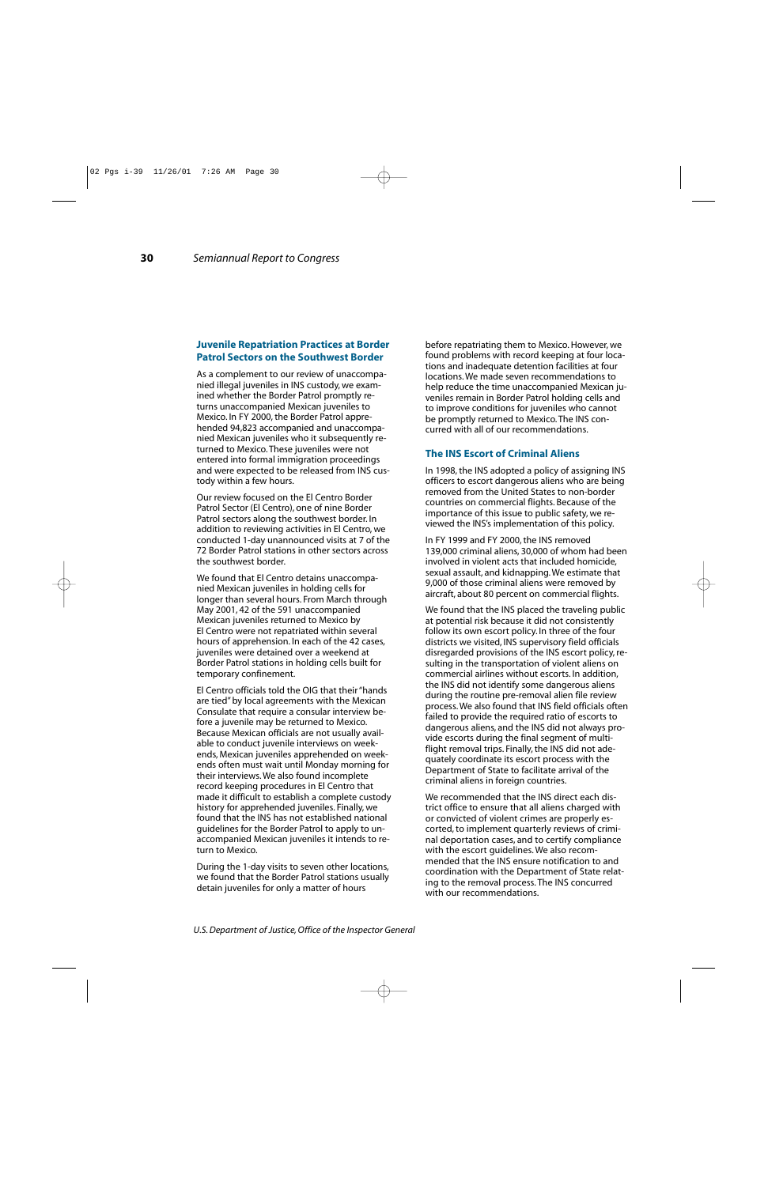## Juvenile Repatriation Practices at Border Patrol Sectors on the Southwest Border

As a complement to our review of unaccompanied illegal juveniles in INS custody, we examined whether the Border Patrol promptly returns unaccompanied Mexican juveniles to Mexico. In FY 2000, the Border Patrol apprehended 94,823 accompanied and unaccompanied Mexican juveniles who it subsequently returned to Mexico. These juveniles were not entered into formal immigration proceedings and were expected to be released from INS custody within a few hours.

Our review focused on the El Centro Border Patrol Sector (El Centro), one of nine Border Patrol sectors along the southwest border. In addition to reviewing activities in El Centro, we conducted 1-day unannounced visits at 7 of the 72 Border Patrol stations in other sectors across the southwest border.

We found that El Centro detains unaccompanied Mexican juveniles in holding cells for longer than several hours. From March through May 2001, 42 of the 591 unaccompanied Mexican juveniles returned to Mexico by El Centro were not repatriated within several hours of apprehension. In each of the 42 cases, juveniles were detained over a weekend at Border Patrol stations in holding cells built for temporary confinement.

El Centro officials told the OIG that their "hands are tied" by local agreements with the Mexican Consulate that require a consular interview before a juvenile may be returned to Mexico. Because Mexican officials are not usually available to conduct juvenile interviews on weekends, Mexican juveniles apprehended on weekends often must wait until Monday morning for their interviews. We also found incomplete record keeping procedures in El Centro that made it difficult to establish a complete custody history for apprehended juveniles. Finally, we found that the INS has not established national guidelines for the Border Patrol to apply to unaccompanied Mexican juveniles it intends to return to Mexico.

During the 1-day visits to seven other locations, we found that the Border Patrol stations usually detain juveniles for only a matter of hours before repatriating them to Mexico. However, we found problems with record keeping at four locations and inadequate detention facilities at four locations. We made seven recommendations to help reduce the time unaccompanied Mexican juveniles remain in Border Patrol holding cells and to improve conditions for juveniles who cannot be promptly returned to Mexico. The INS concurred with all of our recommendations.

## The INS Escort of Criminal Aliens

In 1998, the INS adopted a policy of assigning INS officers to escort dangerous aliens who are being removed from the United States to non-border countries on commercial flights. Because of the importance of this issue to public safety, we reviewed the INS's implementation of this policy.

In FY 1999 and FY 2000, the INS removed 139,000 criminal aliens, 30,000 of whom had been involved in violent acts that included homicide, sexual assault, and kidnapping. We estimate that 9,000 of those criminal aliens were removed by aircraft, about 80 percent on commercial flights.

We found that the INS placed the traveling public at potential risk because it did not consistently follow its own escort policy. In three of the four districts we visited, INS supervisory field officials disregarded provisions of the INS escort policy, resulting in the transportation of violent aliens on commercial airlines without escorts. In addition, the INS did not identify some dangerous aliens during the routine pre-removal alien file review process. We also found that INS field officials often failed to provide the required ratio of escorts to dangerous aliens, and the INS did not always provide escorts during the final segment of multi-flight removal trips. Finally, the INS did not adequately coordinate its escort process with the Department of State to facilitate arrival of the criminal aliens in foreign countries.

We recommended that the INS direct each district office to ensure that all aliens charged with or convicted of violent crimes are properly escorted, to implement quarterly reviews of criminal deportation cases, and to certify compliance with the escort guidelines. We also recommended that the INS ensure notification to and coordination with the Department of State relating to the removal process. The INS concurred with our recommendations.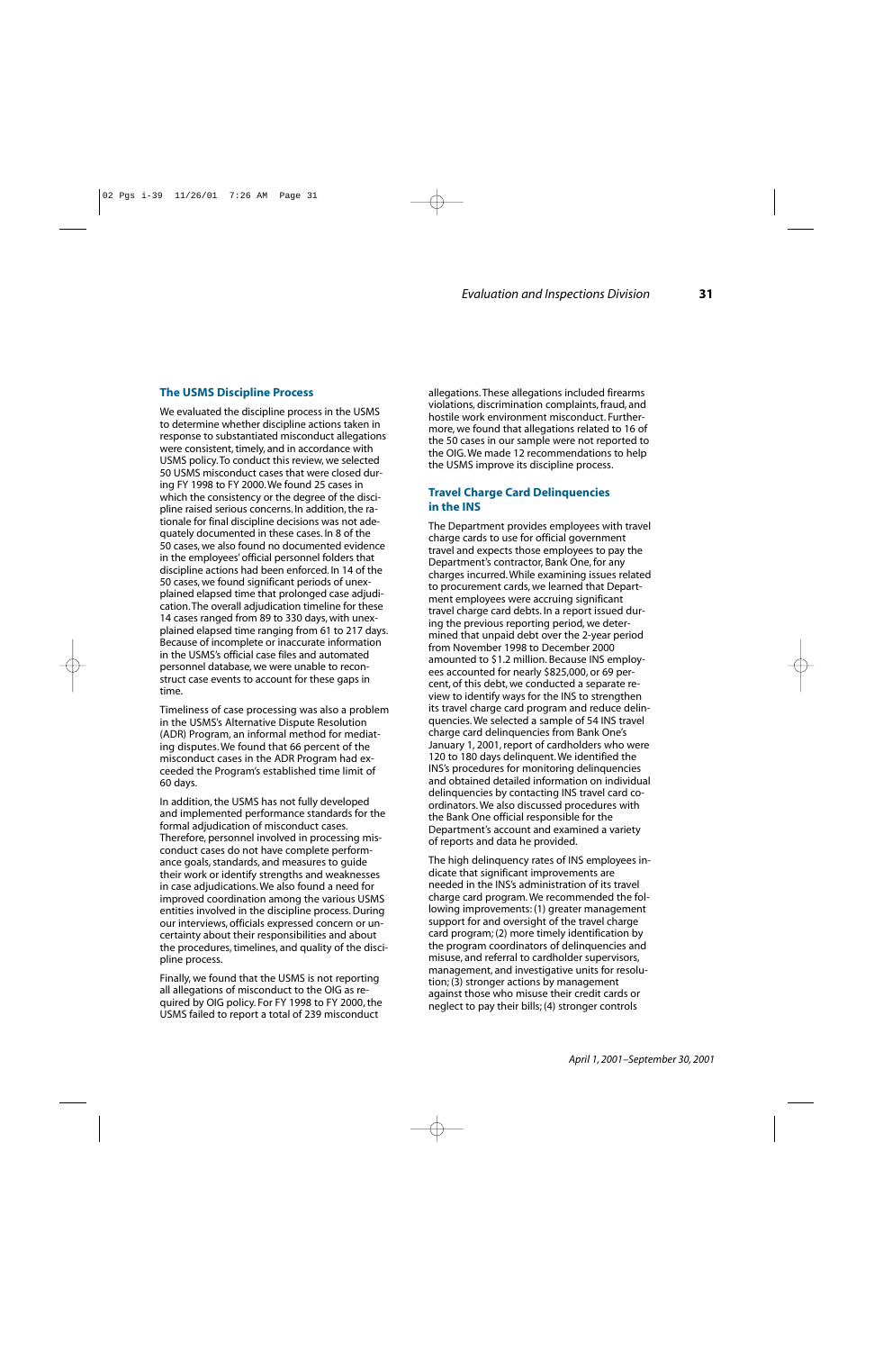### The USMS Discipline Process

We evaluated the discipline process in the USMS to determine whether discipline actions taken in response to substantiated misconduct allegations were consistent, timely, and in accordance with USMS policy. To conduct this review, we selected 50 USMS misconduct cases that were closed during FY 1998 to FY 2000. We found 25 cases in which the consistency or the degree of the discipline raised serious concerns. In addition, the rationale for final discipline decisions was not adequately documented in these cases. In 8 of the 50 cases, we also found no documented evidence in the employees' official personnel folders that discipline actions had been enforced. In 14 of the 50 cases, we found significant periods of unexplained elapsed time that prolonged case adjudication. The overall adjudication timeline for these 14 cases ranged from 89 to 330 days, with unexplained elapsed time ranging from 61 to 217 days. Because of incomplete or inaccurate information in the USMS's official case files and automated personnel database, we were unable to reconstruct case events to account for these gaps in time.

Timeliness of case processing was also a problem in the USMS's Alternative Dispute Resolution (ADR) Program, an informal method for mediating disputes. We found that 66 percent of the misconduct cases in the ADR Program had exceeded the Program's established time limit of 60 days.

In addition, the USMS has not fully developed and implemented performance standards for the formal adjudication of misconduct cases. Therefore, personnel involved in processing misconduct cases do not have complete performance goals, standards, and measures to guide their work or identify strengths and weaknesses in case adjudications. We also found a need for improved coordination among the various USMS entities involved in the discipline process. During our interviews, officials expressed concern or uncertainty about their responsibilities and about the procedures, timelines, and quality of the discipline process.

Finally, we found that the USMS is not reporting all allegations of misconduct to the OIG as required by OIG policy. For FY 1998 to FY 2000, the USMS failed to report a total of 239 misconduct allegations. These allegations included firearms violations, discrimination complaints, fraud, and hostile work environment misconduct. Furthermore, we found that allegations related to 16 of the 50 cases in our sample were not reported to the OIG. We made 12 recommendations to help the USMS improve its discipline process.

### Travel Charge Card Delinquencies in the INS

The Department provides employees with travel charge cards to use for official government travel and expects those employees to pay the Department's contractor, Bank One, for any charges incurred. While examining issues related to procurement cards, we learned that Department employees were accruing significant travel charge card debts. In a report issued during the previous reporting period, we determined that unpaid debt over the 2-year period from November 1998 to December 2000 amounted to $1.2 million. Because INS employees accounted for nearly $825,000, or 69 percent, of this debt, we conducted a separate review to identify ways for the INS to strengthen its travel charge card program and reduce delinquencies. We selected a sample of 54 INS travel charge card delinquencies from Bank One's January 1, 2001, report of cardholders who were 120 to 180 days delinquent. We identified the INS's procedures for monitoring delinquencies and obtained detailed information on individual delinquencies by contacting INS travel card coordinators. We also discussed procedures with the Bank One official responsible for the Department's account and examined a variety of reports and data he provided.

The high delinquency rates of INS employees indicate that significant improvements are needed in the INS's administration of its travel charge card program. We recommended the following improvements: (1) greater management support for and oversight of the travel charge card program; (2) more timely identification by the program coordinators of delinquencies and misuse, and referral to cardholder supervisors, management, and investigative units for resolution; (3) stronger actions by management against those who misuse their credit cards or neglect to pay their bills; (4) stronger controls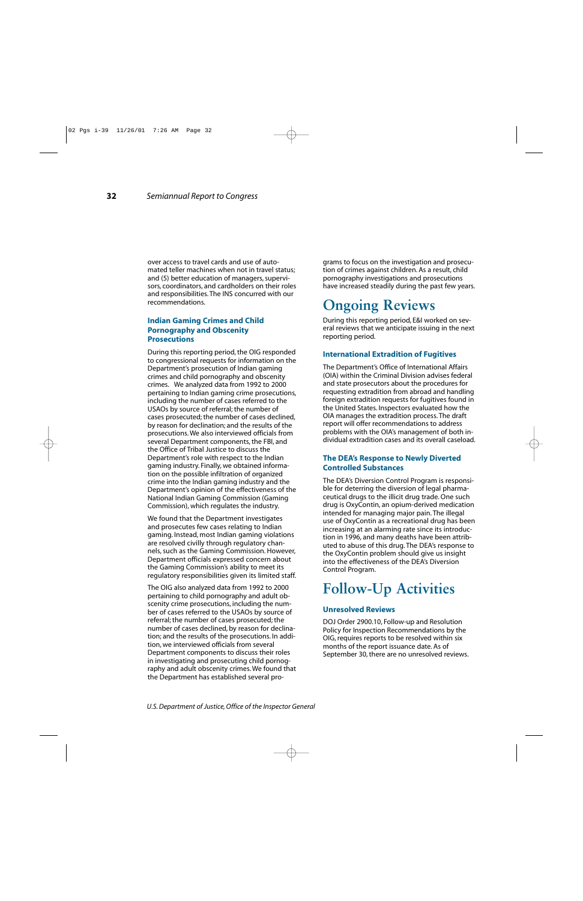over access to travel cards and use of automated teller machines when not in travel status; and (5) better education of managers, supervisors, coordinators, and cardholders on their roles and responsibilities. The INS concurred with our recommendations.

### Indian Gaming Crimes and Child Pornography and Obscenity Prosecutions

During this reporting period, the OIG responded to congressional requests for information on the Department's prosecution of Indian gaming crimes and child pornography and obscenity crimes. We analyzed data from 1992 to 2000 pertaining to Indian gaming crime prosecutions, including the number of cases referred to the USAOs by source of referral; the number of cases prosecuted; the number of cases declined, by reason for declination; and the results of the prosecutions. We also interviewed officials from several Department components, the FBI, and the Office of Tribal Justice to discuss the Department's role with respect to the Indian gaming industry. Finally, we obtained information on the possible infiltration of organized crime into the Indian gaming industry and the Department's opinion of the effectiveness of the National Indian Gaming Commission (Gaming Commission), which regulates the industry.

We found that the Department investigates and prosecutes few cases relating to Indian gaming. Instead, most Indian gaming violations are resolved civilly through regulatory channels, such as the Gaming Commission. However, Department officials expressed concern about the Gaming Commission's ability to meet its regulatory responsibilities given its limited staff.

The OIG also analyzed data from 1992 to 2000 pertaining to child pornography and adult obscenity crime prosecutions, including the number of cases referred to the USAOs by source of referral; the number of cases prosecuted; the number of cases declined, by reason for declination; and the results of the prosecutions. In addition, we interviewed officials from several Department components to discuss their roles in investigating and prosecuting child pornography and adult obscenity crimes. We found that the Department has established several programs to focus on the investigation and prosecution of crimes against children. As a result, child pornography investigations and prosecutions have increased steadily during the past few years.

## Ongoing Reviews

During this reporting period, E&I worked on several reviews that we anticipate issuing in the next reporting period.

### International Extradition of Fugitives

The Department's Office of International Affairs (OIA) within the Criminal Division advises federal and state prosecutors about the procedures for requesting extradition from abroad and handling foreign extradition requests for fugitives found in the United States. Inspectors evaluated how the OIA manages the extradition process. The draft report will offer recommendations to address problems with the OIA's management of both individual extradition cases and its overall caseload.

### The DEA's Response to Newly Diverted Controlled Substances

The DEA's Diversion Control Program is responsible for deterring the diversion of legal pharmaceutical drugs to the illicit drug trade. One such drug is OxyContin, an opium-derived medication intended for managing major pain. The illegal use of OxyContin as a recreational drug has been increasing at an alarming rate since its introduction in 1996, and many deaths have been attributed to abuse of this drug. The DEA's response to the OxyContin problem should give us insight into the effectiveness of the DEA's Diversion Control Program.

## Follow-Up Activities

### Unresolved Reviews

DOJ Order 2900.10, Follow-up and Resolution Policy for Inspection Recommendations by the OIG, requires reports to be resolved within six months of the report issuance date. As of September 30, there are no unresolved reviews.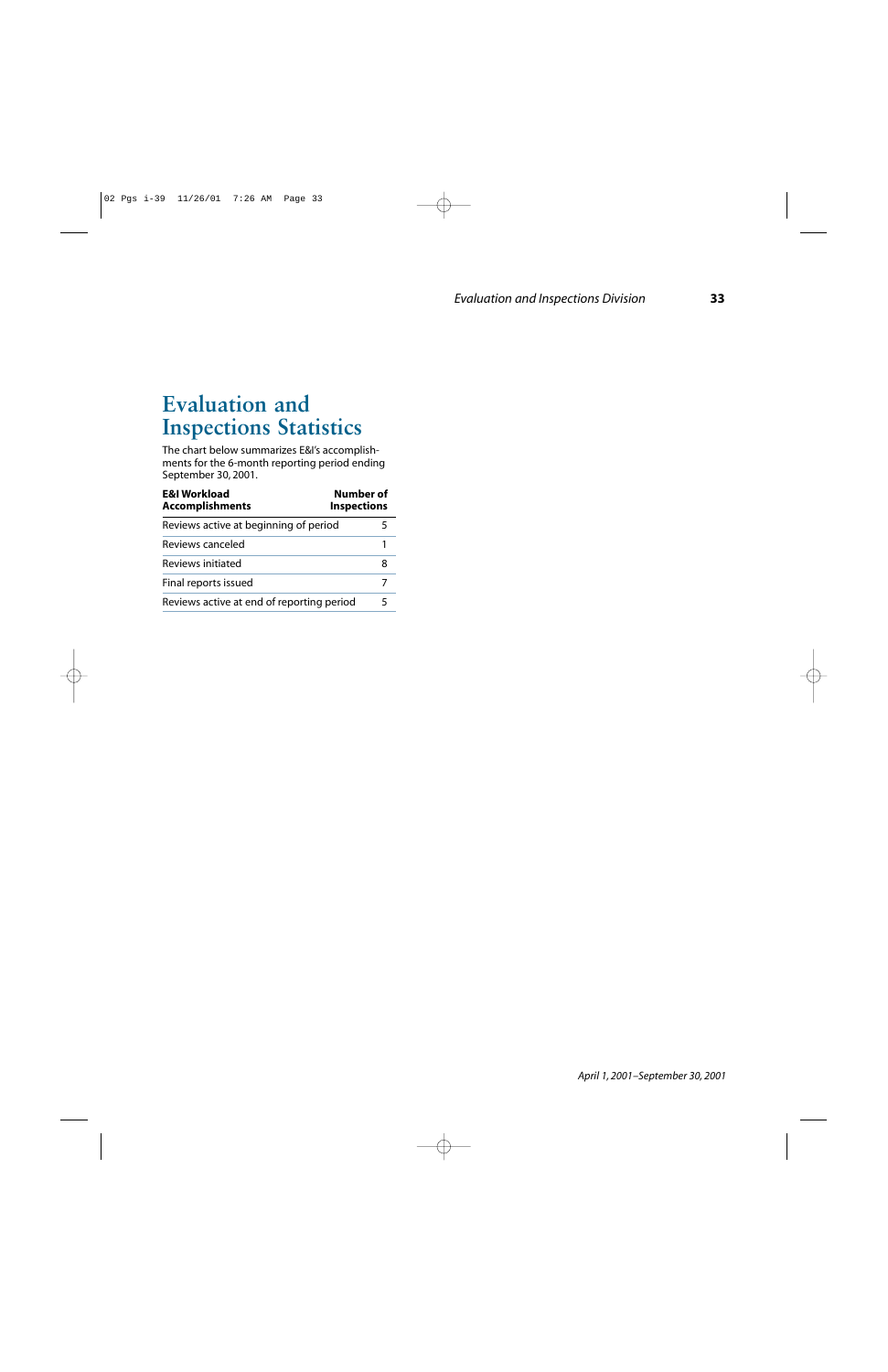# Evaluation and Inspections Statistics

The chart below summarizes E&I's accomplishments for the 6-month reporting period ending September 30, 2001.

| E&I Workload Accomplishments | Number of Inspections |
| --- | --- |
| Reviews active at beginning of period | 5 |
| Reviews canceled | 1 |
| Reviews initiated | 8 |
| Final reports issued | 7 |
| Reviews active at end of reporting period | 5 |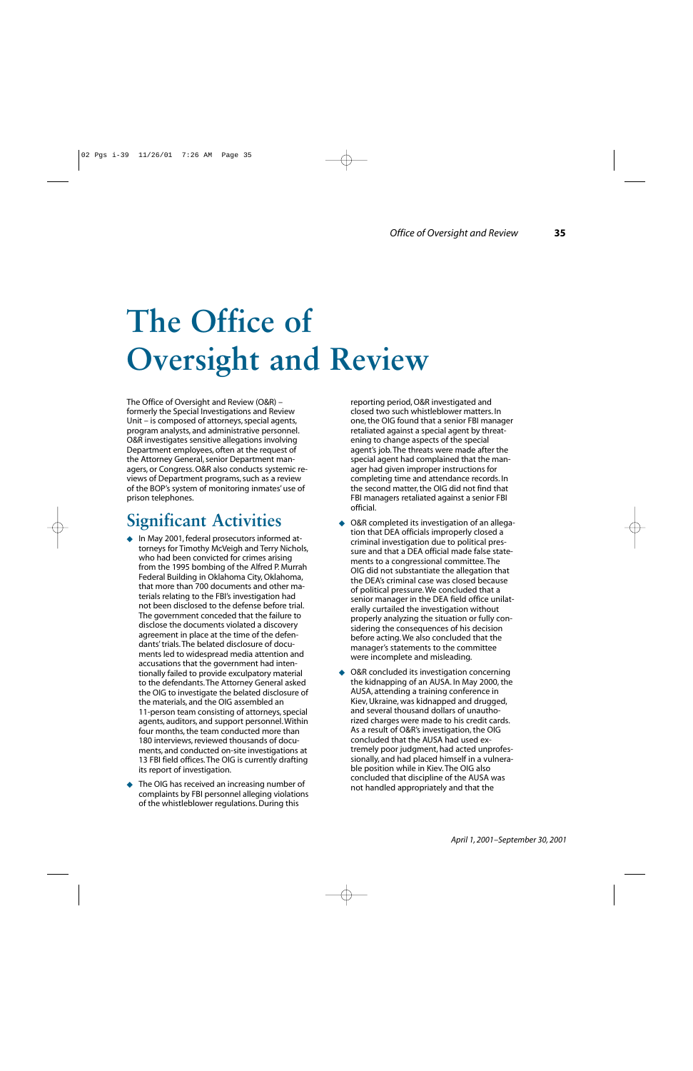# The Office of Oversight and Review

The Office of Oversight and Review (O&R) – formerly the Special Investigations and Review Unit – is composed of attorneys, special agents, program analysts, and administrative personnel. O&R investigates sensitive allegations involving Department employees, often at the request of the Attorney General, senior Department managers, or Congress. O&R also conducts systemic reviews of Department programs, such as a review of the BOP's system of monitoring inmates' use of prison telephones.

## Significant Activities

- In May 2001, federal prosecutors informed attorneys for Timothy McVeigh and Terry Nichols, who had been convicted for crimes arising from the 1995 bombing of the Alfred P. Murrah Federal Building in Oklahoma City, Oklahoma, that more than 700 documents and other materials relating to the FBI's investigation had not been disclosed to the defense before trial. The government conceded that the failure to disclose the documents violated a discovery agreement in place at the time of the defendants' trials. The belated disclosure of documents led to widespread media attention and accusations that the government had intentionally failed to provide exculpatory material to the defendants. The Attorney General asked the OIG to investigate the belated disclosure of the materials, and the OIG assembled an 11-person team consisting of attorneys, special agents, auditors, and support personnel. Within four months, the team conducted more than 180 interviews, reviewed thousands of documents, and conducted on-site investigations at 13 FBI field offices. The OIG is currently drafting its report of investigation.
- The OIG has received an increasing number of complaints by FBI personnel alleging violations of the whistleblower regulations. During this reporting period, O&R investigated and closed two such whistleblower matters. In one, the OIG found that a senior FBI manager retaliated against a special agent by threatening to change aspects of the special agent's job. The threats were made after the special agent had complained that the manager had given improper instructions for completing time and attendance records. In the second matter, the OIG did not find that FBI managers retaliated against a senior FBI official.
- O&R completed its investigation of an allegation that DEA officials improperly closed a criminal investigation due to political pressure and that a DEA official made false statements to a congressional committee. The OIG did not substantiate the allegation that the DEA's criminal case was closed because of political pressure. We concluded that a senior manager in the DEA field office unilaterally curtailed the investigation without properly analyzing the situation or fully considering the consequences of his decision before acting. We also concluded that the manager's statements to the committee were incomplete and misleading.
- O&R concluded its investigation concerning the kidnapping of an AUSA. In May 2000, the AUSA, attending a training conference in Kiev, Ukraine, was kidnapped and drugged, and several thousand dollars of unauthorized charges were made to his credit cards. As a result of O&R's investigation, the OIG concluded that the AUSA had used extremely poor judgment, had acted unprofessionally, and had placed himself in a vulnerable position while in Kiev. The OIG also concluded that discipline of the AUSA was not handled appropriately and that the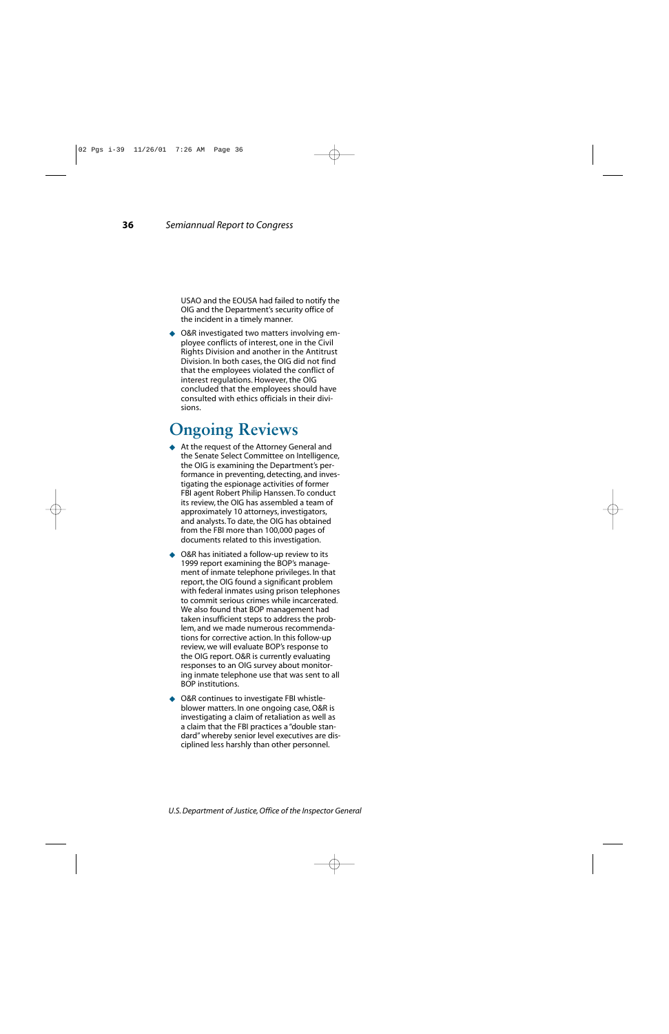USAO and the EOUSA had failed to notify the OIG and the Department's security office of the incident in a timely manner.

- O&R investigated two matters involving employee conflicts of interest, one in the Civil Rights Division and another in the Antitrust Division. In both cases, the OIG did not find that the employees violated the conflict of interest regulations. However, the OIG concluded that the employees should have consulted with ethics officials in their divisions.

## Ongoing Reviews

- At the request of the Attorney General and the Senate Select Committee on Intelligence, the OIG is examining the Department's performance in preventing, detecting, and investigating the espionage activities of former FBI agent Robert Philip Hanssen. To conduct its review, the OIG has assembled a team of approximately 10 attorneys, investigators, and analysts. To date, the OIG has obtained from the FBI more than 100,000 pages of documents related to this investigation.

- O&R has initiated a follow-up review to its 1999 report examining the BOP's management of inmate telephone privileges. In that report, the OIG found a significant problem with federal inmates using prison telephones to commit serious crimes while incarcerated. We also found that BOP management had taken insufficient steps to address the problem, and we made numerous recommendations for corrective action. In this follow-up review, we will evaluate BOP's response to the OIG report. O&R is currently evaluating responses to an OIG survey about monitoring inmate telephone use that was sent to all BOP institutions.

- O&R continues to investigate FBI whistleblower matters. In one ongoing case, O&R is investigating a claim of retaliation as well as a claim that the FBI practices a "double standard" whereby senior level executives are disciplined less harshly than other personnel.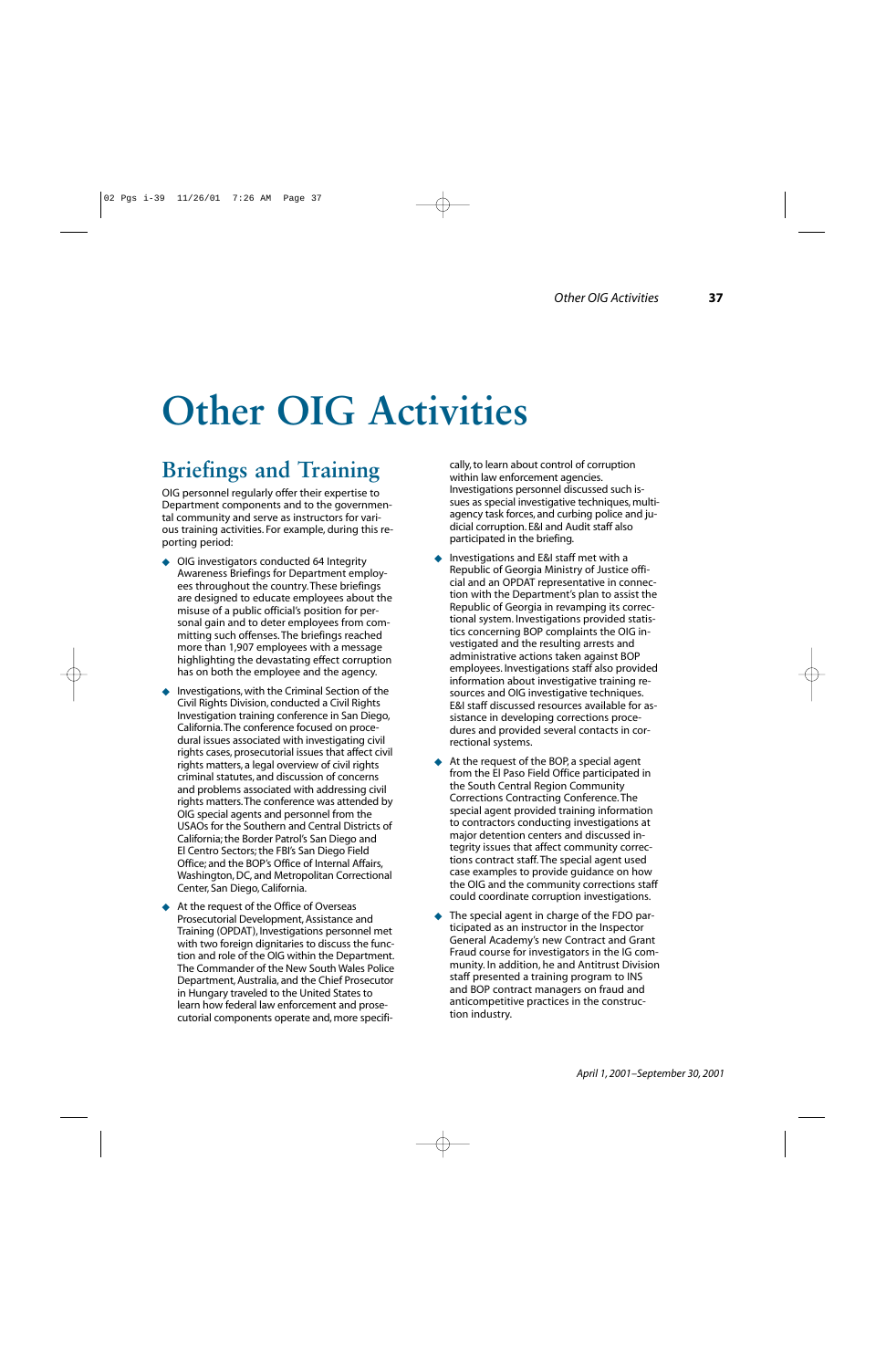# Other OIG Activities

## Briefings and Training

OIG personnel regularly offer their expertise to Department components and to the governmental community and serve as instructors for various training activities. For example, during this reporting period:

- OIG investigators conducted 64 Integrity Awareness Briefings for Department employees throughout the country. These briefings are designed to educate employees about the misuse of a public official's position for personal gain and to deter employees from committing such offenses. The briefings reached more than 1,907 employees with a message highlighting the devastating effect corruption has on both the employee and the agency.

- Investigations, with the Criminal Section of the Civil Rights Division, conducted a Civil Rights Investigation training conference in San Diego, California. The conference focused on procedural issues associated with investigating civil rights cases, prosecutorial issues that affect civil rights matters, a legal overview of civil rights criminal statutes, and discussion of concerns and problems associated with addressing civil rights matters. The conference was attended by OIG special agents and personnel from the USAOs for the Southern and Central Districts of California; the Border Patrol's San Diego and El Centro Sectors; the FBI's San Diego Field Office; and the BOP's Office of Internal Affairs, Washington, DC, and Metropolitan Correctional Center, San Diego, California.

- At the request of the Office of Overseas Prosecutorial Development, Assistance and Training (OPDAT), Investigations personnel met with two foreign dignitaries to discuss the function and role of the OIG within the Department. The Commander of the New South Wales Police Department, Australia, and the Chief Prosecutor in Hungary traveled to the United States to learn how federal law enforcement and prosecutorial components operate and, more specifically, to learn about control of corruption within law enforcement agencies. Investigations personnel discussed such issues as special investigative techniques, multiagency task forces, and curbing police and judicial corruption. E&I and Audit staff also participated in the briefing.

- Investigations and E&I staff met with a Republic of Georgia Ministry of Justice official and an OPDAT representative in connection with the Department's plan to assist the Republic of Georgia in revamping its correctional system. Investigations provided statistics concerning BOP complaints the OIG investigated and the resulting arrests and administrative actions taken against BOP employees. Investigations staff also provided information about investigative training resources and OIG investigative techniques. E&I staff discussed resources available for assistance in developing corrections procedures and provided several contacts in correctional systems.

- At the request of the BOP, a special agent from the El Paso Field Office participated in the South Central Region Community Corrections Contracting Conference. The special agent provided training information to contractors conducting investigations at major detention centers and discussed integrity issues that affect community corrections contract staff. The special agent used case examples to provide guidance on how the OIG and the community corrections staff could coordinate corruption investigations.

- The special agent in charge of the FDO participated as an instructor in the Inspector General Academy's new Contract and Grant Fraud course for investigators in the IG community. In addition, he and Antitrust Division staff presented a training program to INS and BOP contract managers on fraud and anticompetitive practices in the construction industry.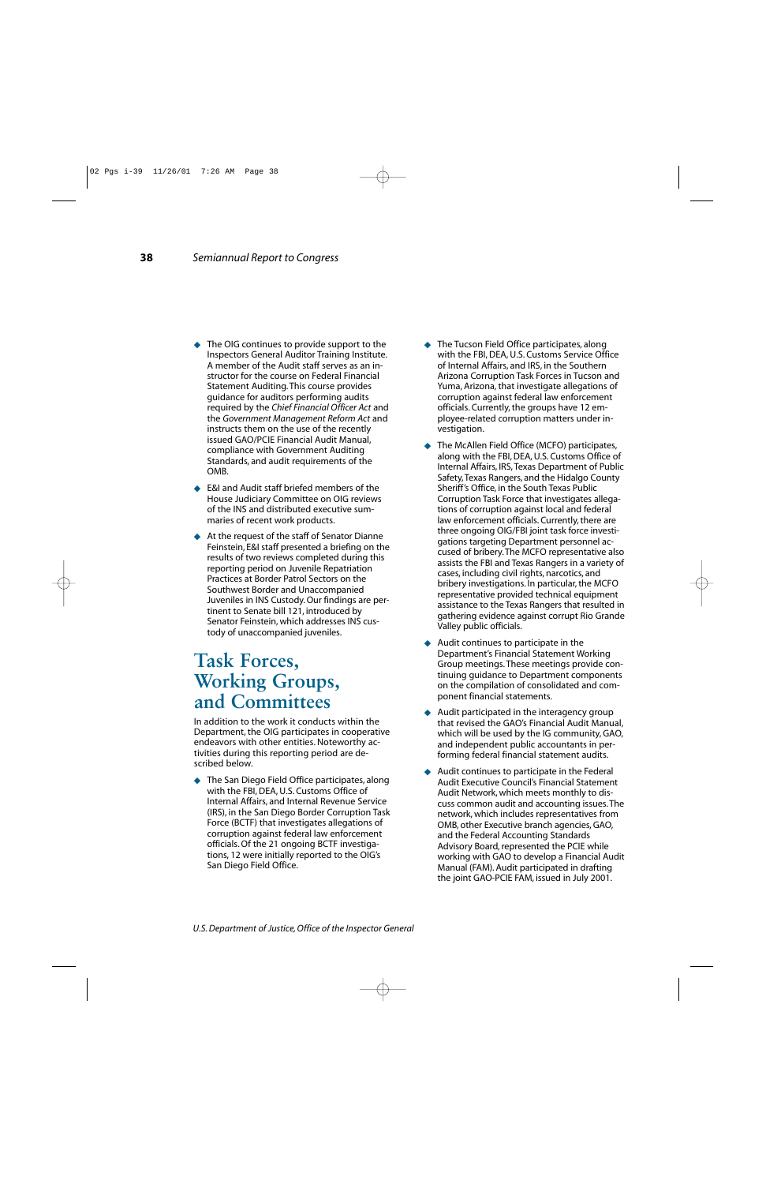- The OIG continues to provide support to the Inspectors General Auditor Training Institute. A member of the Audit staff serves as an instructor for the course on Federal Financial Statement Auditing. This course provides guidance for auditors performing audits required by the *Chief Financial Officer Act* and the *Government Management Reform Act* and instructs them on the use of the recently issued GAO/PCIE Financial Audit Manual, compliance with Government Auditing Standards, and audit requirements of the OMB.

- E&I and Audit staff briefed members of the House Judiciary Committee on OIG reviews of the INS and distributed executive summaries of recent work products.

- At the request of the staff of Senator Dianne Feinstein, E&I staff presented a briefing on the results of two reviews completed during this reporting period on Juvenile Repatriation Practices at Border Patrol Sectors on the Southwest Border and Unaccompanied Juveniles in INS Custody. Our findings are pertinent to Senate bill 121, introduced by Senator Feinstein, which addresses INS custody of unaccompanied juveniles.

# Task Forces, Working Groups, and Committees

In addition to the work it conducts within the Department, the OIG participates in cooperative endeavors with other entities. Noteworthy activities during this reporting period are described below.

- The San Diego Field Office participates, along with the FBI, DEA, U.S. Customs Office of Internal Affairs, and Internal Revenue Service (IRS), in the San Diego Border Corruption Task Force (BCTF) that investigates allegations of corruption against federal law enforcement officials. Of the 21 ongoing BCTF investigations, 12 were initially reported to the OIG's San Diego Field Office.

- The Tucson Field Office participates, along with the FBI, DEA, U.S. Customs Service Office of Internal Affairs, and IRS, in the Southern Arizona Corruption Task Forces in Tucson and Yuma, Arizona, that investigate allegations of corruption against federal law enforcement officials. Currently, the groups have 12 employee-related corruption matters under investigation.

- The McAllen Field Office (MCFO) participates, along with the FBI, DEA, U.S. Customs Office of Internal Affairs, IRS, Texas Department of Public Safety, Texas Rangers, and the Hidalgo County Sheriff's Office, in the South Texas Public Corruption Task Force that investigates allegations of corruption against local and federal law enforcement officials. Currently, there are three ongoing OIG/FBI joint task force investigations targeting Department personnel accused of bribery. The MCFO representative also assists the FBI and Texas Rangers in a variety of cases, including civil rights, narcotics, and bribery investigations. In particular, the MCFO representative provided technical equipment assistance to the Texas Rangers that resulted in gathering evidence against corrupt Rio Grande Valley public officials.

- Audit continues to participate in the Department's Financial Statement Working Group meetings. These meetings provide continuing guidance to Department components on the compilation of consolidated and component financial statements.

- Audit participated in the interagency group that revised the GAO's Financial Audit Manual, which will be used by the IG community, GAO, and independent public accountants in performing federal financial statement audits.

- Audit continues to participate in the Federal Audit Executive Council's Financial Statement Audit Network, which meets monthly to discuss common audit and accounting issues. The network, which includes representatives from OMB, other Executive branch agencies, GAO, and the Federal Accounting Standards Advisory Board, represented the PCIE while working with GAO to develop a Financial Audit Manual (FAM). Audit participated in drafting the joint GAO-PCIE FAM, issued in July 2001.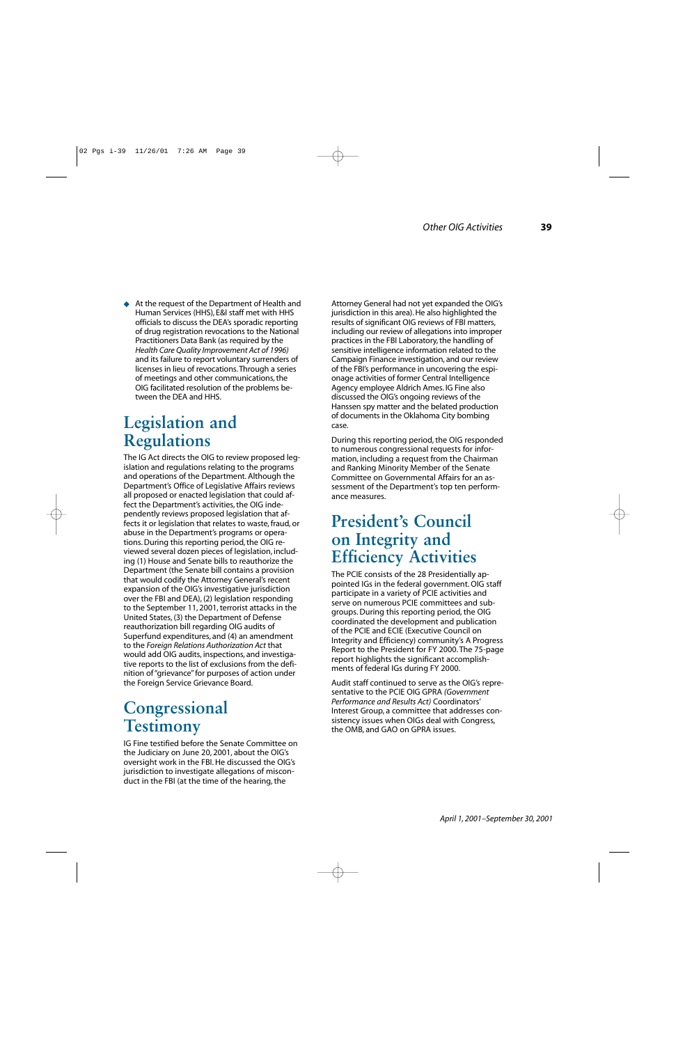- At the request of the Department of Health and Human Services (HHS), E&I staff met with HHS officials to discuss the DEA's sporadic reporting of drug registration revocations to the National Practitioners Data Bank (as required by the *Health Care Quality Improvement Act of 1996)* and its failure to report voluntary surrenders of licenses in lieu of revocations. Through a series of meetings and other communications, the OIG facilitated resolution of the problems between the DEA and HHS.

## Legislation and Regulations

The IG Act directs the OIG to review proposed legislation and regulations relating to the programs and operations of the Department. Although the Department's Office of Legislative Affairs reviews all proposed or enacted legislation that could affect the Department's activities, the OIG independently reviews proposed legislation that affects it or legislation that relates to waste, fraud, or abuse in the Department's programs or operations. During this reporting period, the OIG reviewed several dozen pieces of legislation, including (1) House and Senate bills to reauthorize the Department (the Senate bill contains a provision that would codify the Attorney General's recent expansion of the OIG's investigative jurisdiction over the FBI and DEA), (2) legislation responding to the September 11, 2001, terrorist attacks in the United States, (3) the Department of Defense reauthorization bill regarding OIG audits of Superfund expenditures, and (4) an amendment to the *Foreign Relations Authorization Act* that would add OIG audits, inspections, and investigative reports to the list of exclusions from the definition of "grievance" for purposes of action under the Foreign Service Grievance Board.

## Congressional Testimony

IG Fine testified before the Senate Committee on the Judiciary on June 20, 2001, about the OIG's oversight work in the FBI. He discussed the OIG's jurisdiction to investigate allegations of misconduct in the FBI (at the time of the hearing, the Attorney General had not yet expanded the OIG's jurisdiction in this area). He also highlighted the results of significant OIG reviews of FBI matters, including our review of allegations into improper practices in the FBI Laboratory, the handling of sensitive intelligence information related to the Campaign Finance investigation, and our review of the FBI's performance in uncovering the espionage activities of former Central Intelligence Agency employee Aldrich Ames. IG Fine also discussed the OIG's ongoing reviews of the Hanssen spy matter and the belated production of documents in the Oklahoma City bombing case.

During this reporting period, the OIG responded to numerous congressional requests for information, including a request from the Chairman and Ranking Minority Member of the Senate Committee on Governmental Affairs for an assessment of the Department's top ten performance measures.

## President's Council on Integrity and Efficiency Activities

The PCIE consists of the 28 Presidentially appointed IGs in the federal government. OIG staff participate in a variety of PCIE activities and serve on numerous PCIE committees and subgroups. During this reporting period, the OIG coordinated the development and publication of the PCIE and ECIE (Executive Council on Integrity and Efficiency) community's A Progress Report to the President for FY 2000. The 75-page report highlights the significant accomplishments of federal IGs during FY 2000.

Audit staff continued to serve as the OIG's representative to the PCIE OIG GPRA *(Government Performance and Results Act)* Coordinators' Interest Group, a committee that addresses consistency issues when OIGs deal with Congress, the OMB, and GAO on GPRA issues.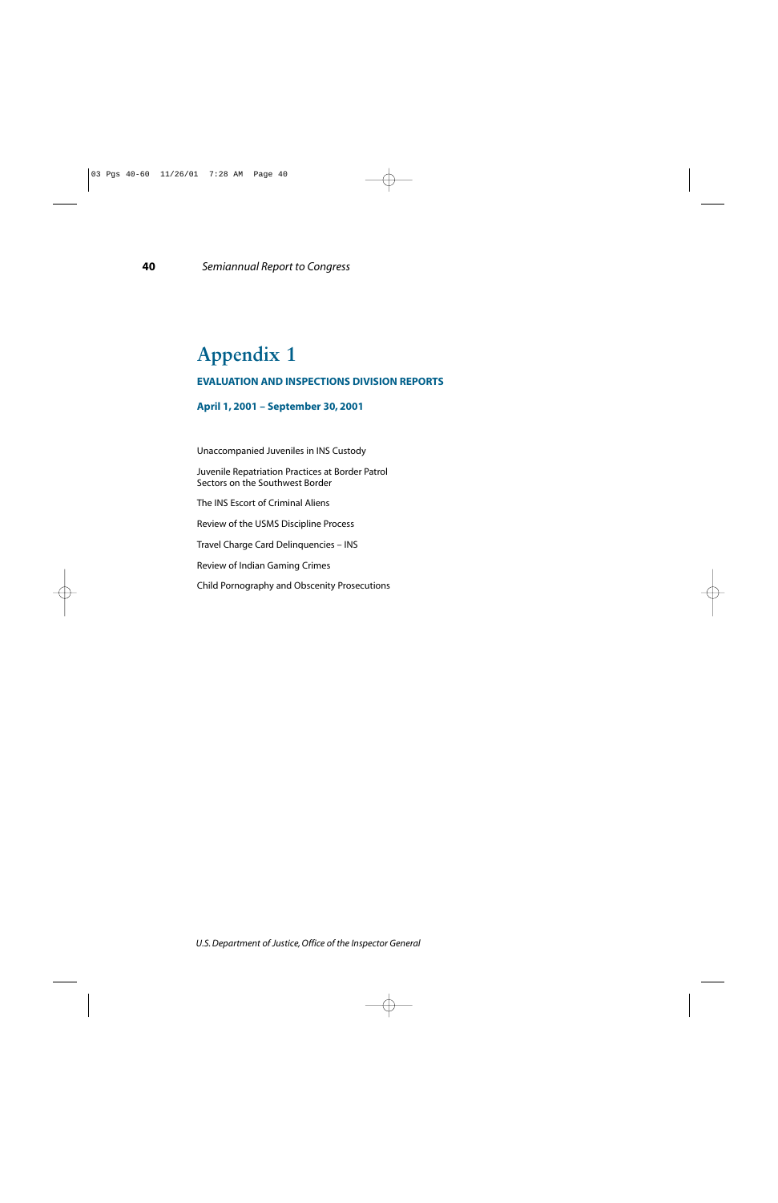# Appendix 1

## EVALUATION AND INSPECTIONS DIVISION REPORTS

### April 1, 2001 – September 30, 2001

Unaccompanied Juveniles in INS Custody

Juvenile Repatriation Practices at Border Patrol Sectors on the Southwest Border

The INS Escort of Criminal Aliens

Review of the USMS Discipline Process

Travel Charge Card Delinquencies – INS

Review of Indian Gaming Crimes

Child Pornography and Obscenity Prosecutions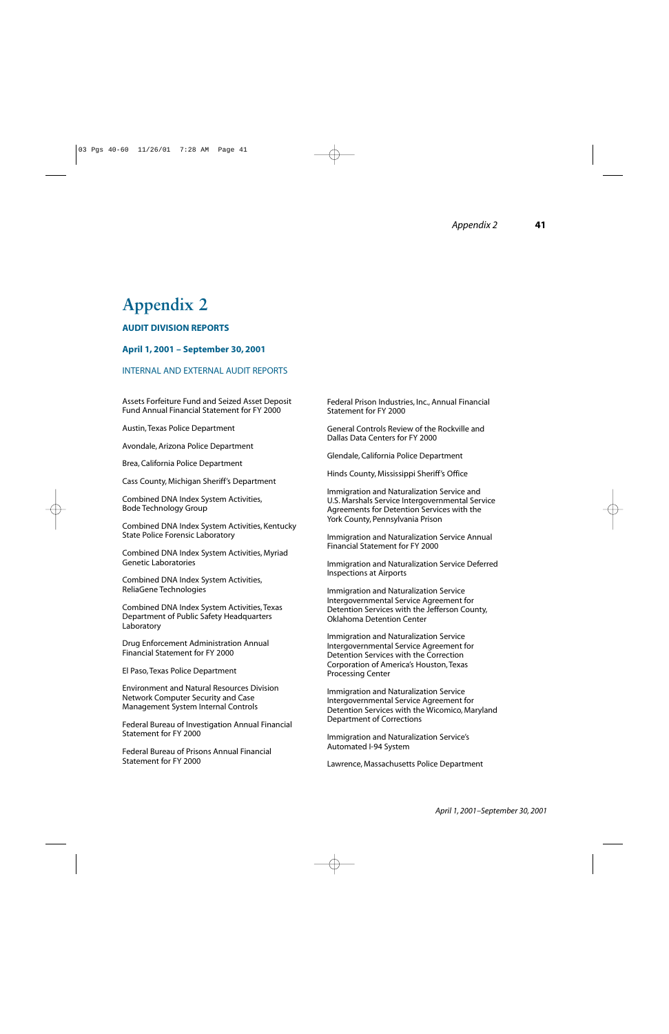# Appendix 2

### AUDIT DIVISION REPORTS

### April 1, 2001 – September 30, 2001

INTERNAL AND EXTERNAL AUDIT REPORTS

Assets Forfeiture Fund and Seized Asset Deposit Fund Annual Financial Statement for FY 2000

Austin, Texas Police Department

Avondale, Arizona Police Department

Brea, California Police Department

Cass County, Michigan Sheriff's Department

Combined DNA Index System Activities, Bode Technology Group

Combined DNA Index System Activities, Kentucky State Police Forensic Laboratory

Combined DNA Index System Activities, Myriad Genetic Laboratories

Combined DNA Index System Activities, ReliaGene Technologies

Combined DNA Index System Activities, Texas Department of Public Safety Headquarters Laboratory

Drug Enforcement Administration Annual Financial Statement for FY 2000

El Paso, Texas Police Department

Environment and Natural Resources Division Network Computer Security and Case Management System Internal Controls

Federal Bureau of Investigation Annual Financial Statement for FY 2000

Federal Bureau of Prisons Annual Financial Statement for FY 2000

Federal Prison Industries, Inc., Annual Financial Statement for FY 2000

General Controls Review of the Rockville and Dallas Data Centers for FY 2000

Glendale, California Police Department

Hinds County, Mississippi Sheriff's Office

Immigration and Naturalization Service and U.S. Marshals Service Intergovernmental Service Agreements for Detention Services with the York County, Pennsylvania Prison

Immigration and Naturalization Service Annual Financial Statement for FY 2000

Immigration and Naturalization Service Deferred Inspections at Airports

Immigration and Naturalization Service Intergovernmental Service Agreement for Detention Services with the Jefferson County, Oklahoma Detention Center

Immigration and Naturalization Service Intergovernmental Service Agreement for Detention Services with the Correction Corporation of America's Houston, Texas Processing Center

Immigration and Naturalization Service Intergovernmental Service Agreement for Detention Services with the Wicomico, Maryland Department of Corrections

Immigration and Naturalization Service's Automated I-94 System

Lawrence, Massachusetts Police Department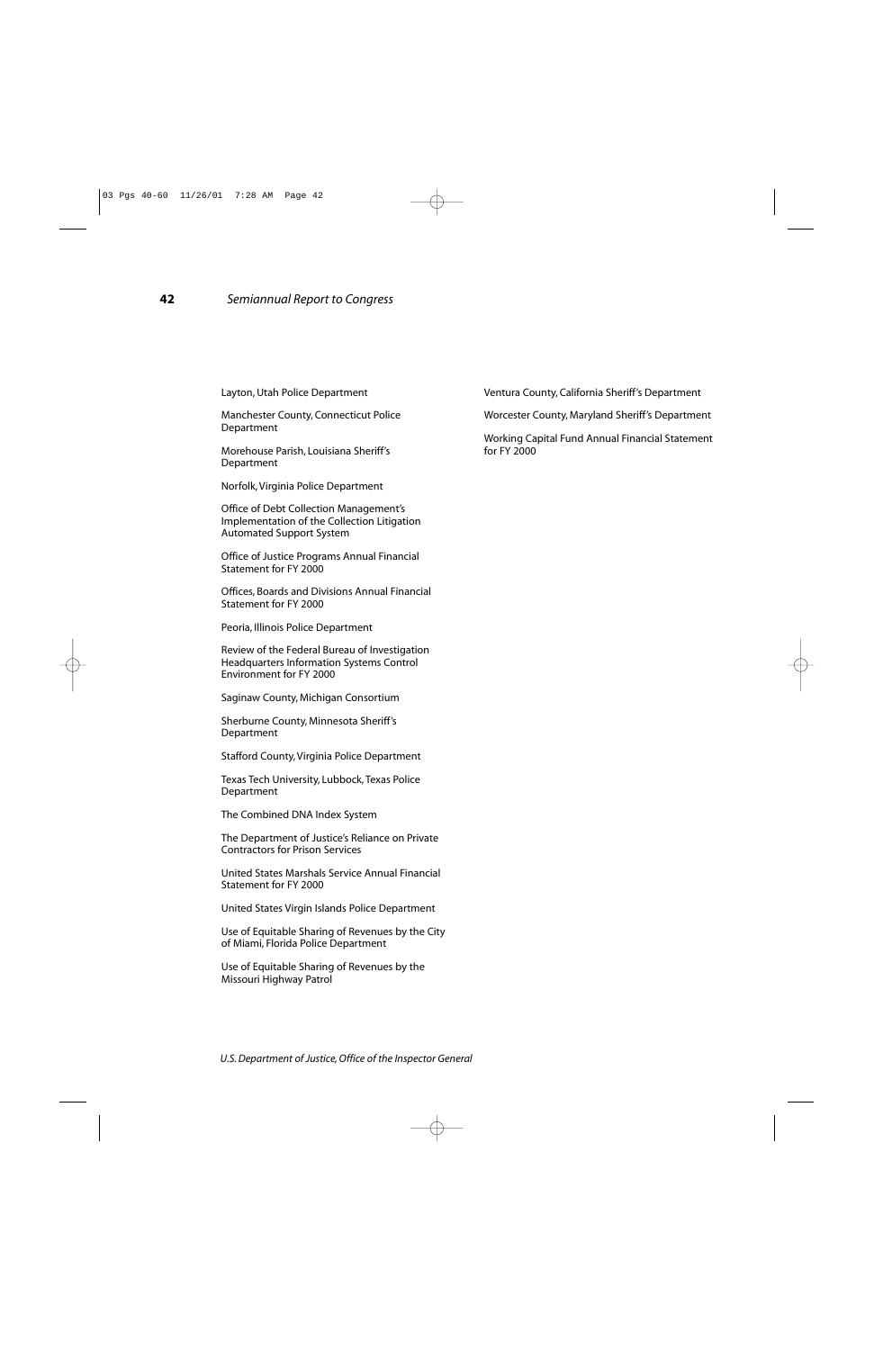Layton, Utah Police Department

Manchester County, Connecticut Police Department

Morehouse Parish, Louisiana Sheriff's Department

Norfolk, Virginia Police Department

Office of Debt Collection Management's Implementation of the Collection Litigation Automated Support System

Office of Justice Programs Annual Financial Statement for FY 2000

Offices, Boards and Divisions Annual Financial Statement for FY 2000

Peoria, Illinois Police Department

Review of the Federal Bureau of Investigation Headquarters Information Systems Control Environment for FY 2000

Saginaw County, Michigan Consortium

Sherburne County, Minnesota Sheriff's Department

Stafford County, Virginia Police Department

Texas Tech University, Lubbock, Texas Police Department

The Combined DNA Index System

The Department of Justice's Reliance on Private Contractors for Prison Services

United States Marshals Service Annual Financial Statement for FY 2000

United States Virgin Islands Police Department

Use of Equitable Sharing of Revenues by the City of Miami, Florida Police Department

Use of Equitable Sharing of Revenues by the Missouri Highway Patrol

Ventura County, California Sheriff's Department

Worcester County, Maryland Sheriff's Department

Working Capital Fund Annual Financial Statement for FY 2000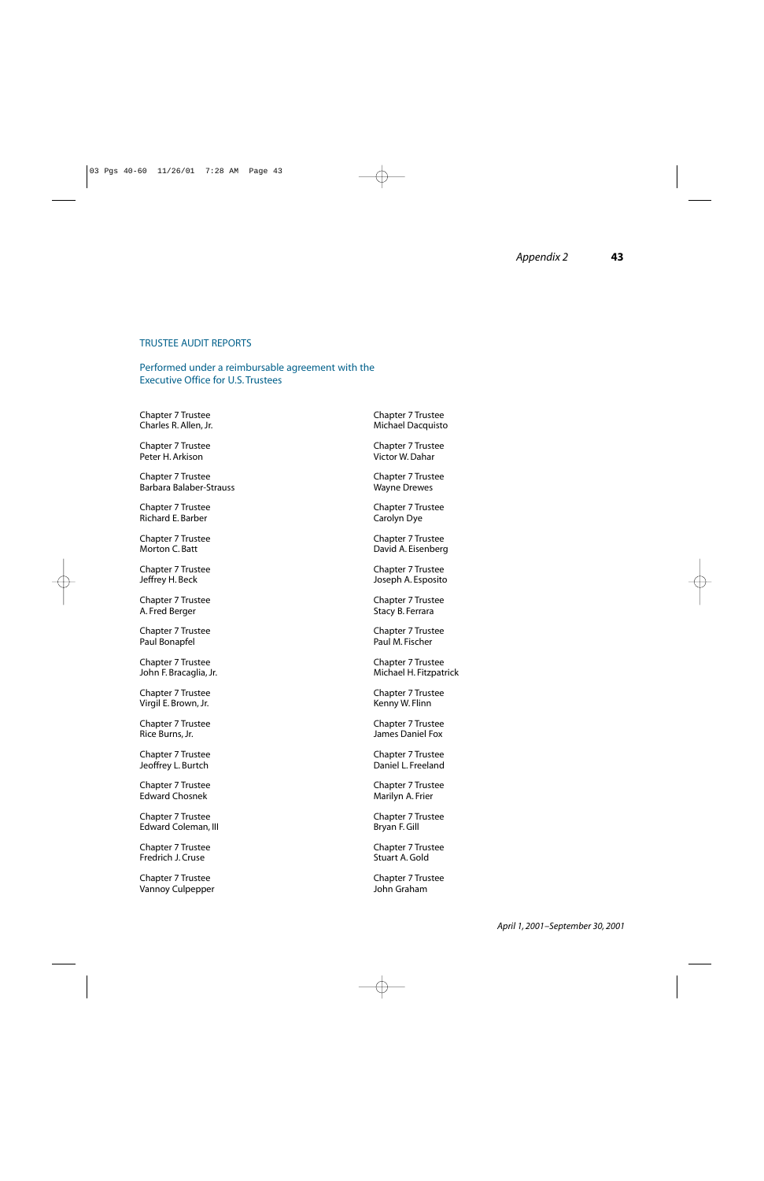## TRUSTEE AUDIT REPORTS

Performed under a reimbursable agreement with the Executive Office for U.S. Trustees

Chapter 7 Trustee
Charles R. Allen, Jr.

Chapter 7 Trustee
Peter H. Arkison

Chapter 7 Trustee
Barbara Balaber-Strauss

Chapter 7 Trustee
Richard E. Barber

Chapter 7 Trustee
Morton C. Batt

Chapter 7 Trustee
Jeffrey H. Beck

Chapter 7 Trustee
A. Fred Berger

Chapter 7 Trustee
Paul Bonapfel

Chapter 7 Trustee
John F. Bracaglia, Jr.

Chapter 7 Trustee
Virgil E. Brown, Jr.

Chapter 7 Trustee
Rice Burns, Jr.

Chapter 7 Trustee
Jeoffrey L. Burtch

Chapter 7 Trustee
Edward Chosnek

Chapter 7 Trustee
Edward Coleman, III

Chapter 7 Trustee
Fredrich J. Cruse

Chapter 7 Trustee
Vannoy Culpepper

Chapter 7 Trustee
Michael Dacquisto

Chapter 7 Trustee
Victor W. Dahar

Chapter 7 Trustee
Wayne Drewes

Chapter 7 Trustee
Carolyn Dye

Chapter 7 Trustee
David A. Eisenberg

Chapter 7 Trustee
Joseph A. Esposito

Chapter 7 Trustee
Stacy B. Ferrara

Chapter 7 Trustee
Paul M. Fischer

Chapter 7 Trustee
Michael H. Fitzpatrick

Chapter 7 Trustee
Kenny W. Flinn

Chapter 7 Trustee
James Daniel Fox

Chapter 7 Trustee
Daniel L. Freeland

Chapter 7 Trustee
Marilyn A. Frier

Chapter 7 Trustee
Bryan F. Gill

Chapter 7 Trustee
Stuart A. Gold

Chapter 7 Trustee
John Graham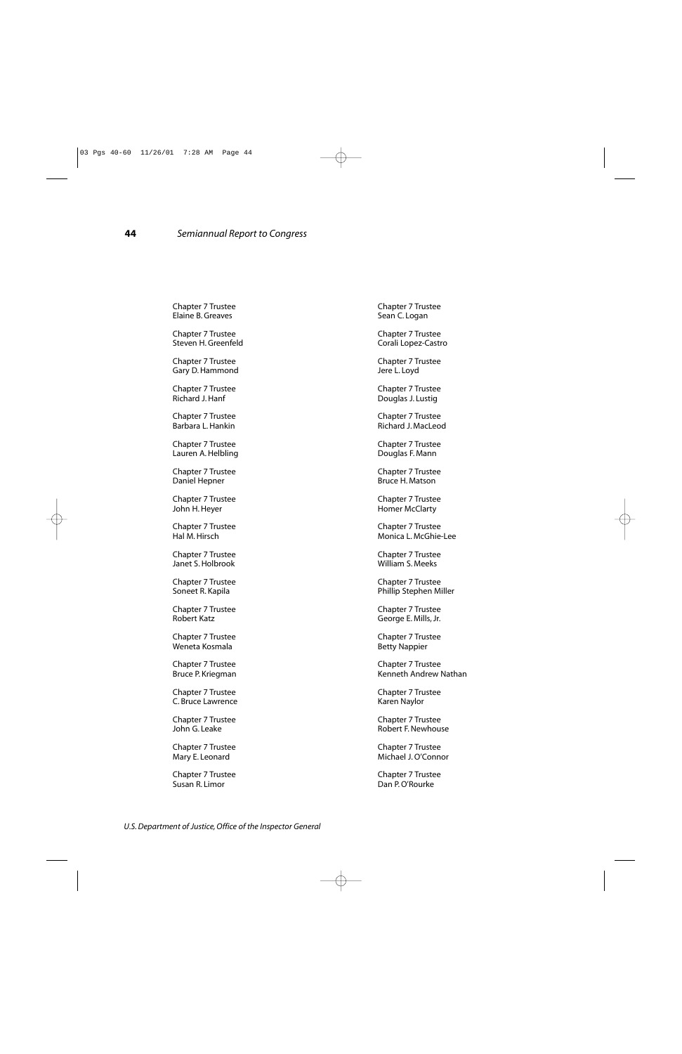Chapter 7 Trustee
Elaine B. Greaves

Chapter 7 Trustee
Steven H. Greenfeld

Chapter 7 Trustee
Gary D. Hammond

Chapter 7 Trustee
Richard J. Hanf

Chapter 7 Trustee
Barbara L. Hankin

Chapter 7 Trustee
Lauren A. Helbling

Chapter 7 Trustee
Daniel Hepner

Chapter 7 Trustee
John H. Heyer

Chapter 7 Trustee
Hal M. Hirsch

Chapter 7 Trustee
Janet S. Holbrook

Chapter 7 Trustee
Soneet R. Kapila

Chapter 7 Trustee
Robert Katz

Chapter 7 Trustee
Weneta Kosmala

Chapter 7 Trustee
Bruce P. Kriegman

Chapter 7 Trustee
C. Bruce Lawrence

Chapter 7 Trustee
John G. Leake

Chapter 7 Trustee
Mary E. Leonard

Chapter 7 Trustee
Susan R. Limor

Chapter 7 Trustee
Sean C. Logan

Chapter 7 Trustee
Corali Lopez-Castro

Chapter 7 Trustee
Jere L. Loyd

Chapter 7 Trustee
Douglas J. Lustig

Chapter 7 Trustee
Richard J. MacLeod

Chapter 7 Trustee
Douglas F. Mann

Chapter 7 Trustee
Bruce H. Matson

Chapter 7 Trustee
Homer McClarty

Chapter 7 Trustee
Monica L. McGhie-Lee

Chapter 7 Trustee
William S. Meeks

Chapter 7 Trustee
Phillip Stephen Miller

Chapter 7 Trustee
George E. Mills, Jr.

Chapter 7 Trustee
Betty Nappier

Chapter 7 Trustee
Kenneth Andrew Nathan

Chapter 7 Trustee
Karen Naylor

Chapter 7 Trustee
Robert F. Newhouse

Chapter 7 Trustee
Michael J. O'Connor

Chapter 7 Trustee
Dan P. O'Rourke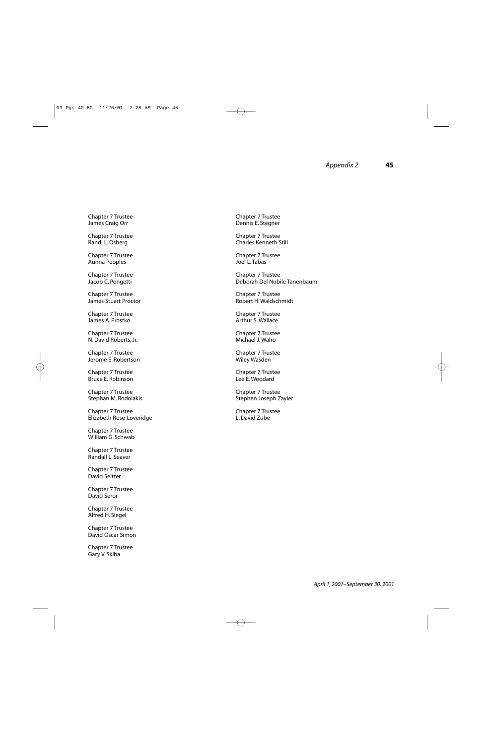Chapter 7 Trustee
James Craig Orr

Chapter 7 Trustee
Randi L. Osberg

Chapter 7 Trustee
Aunna Peoples

Chapter 7 Trustee
Jacob C. Pongetti

Chapter 7 Trustee
James Stuart Proctor

Chapter 7 Trustee
James A. Prostko

Chapter 7 Trustee
N. David Roberts, Jr.

Chapter 7 Trustee
Jerome E. Robertson

Chapter 7 Trustee
Bruce E. Robinson

Chapter 7 Trustee
Stephan M. Rodolakis

Chapter 7 Trustee
Elizabeth Rose-Loveridge

Chapter 7 Trustee
William G. Schwab

Chapter 7 Trustee
Randall L. Seaver

Chapter 7 Trustee
David Seitter

Chapter 7 Trustee
David Seror

Chapter 7 Trustee
Alfred H. Siegel

Chapter 7 Trustee
David Oscar Simon

Chapter 7 Trustee
Gary V. Skiba

Chapter 7 Trustee
Dennis E. Stegner

Chapter 7 Trustee
Charles Kenneth Still

Chapter 7 Trustee
Joel L. Tabas

Chapter 7 Trustee
Deborah Del Nobile Tanenbaum

Chapter 7 Trustee
Robert H. Waldschmidt

Chapter 7 Trustee
Arthur S. Wallace

Chapter 7 Trustee
Michael J. Walro

Chapter 7 Trustee
Wiley Wasden

Chapter 7 Trustee
Lee E. Woodard

Chapter 7 Trustee
Stephen Joseph Zayler

Chapter 7 Trustee
L. David Zube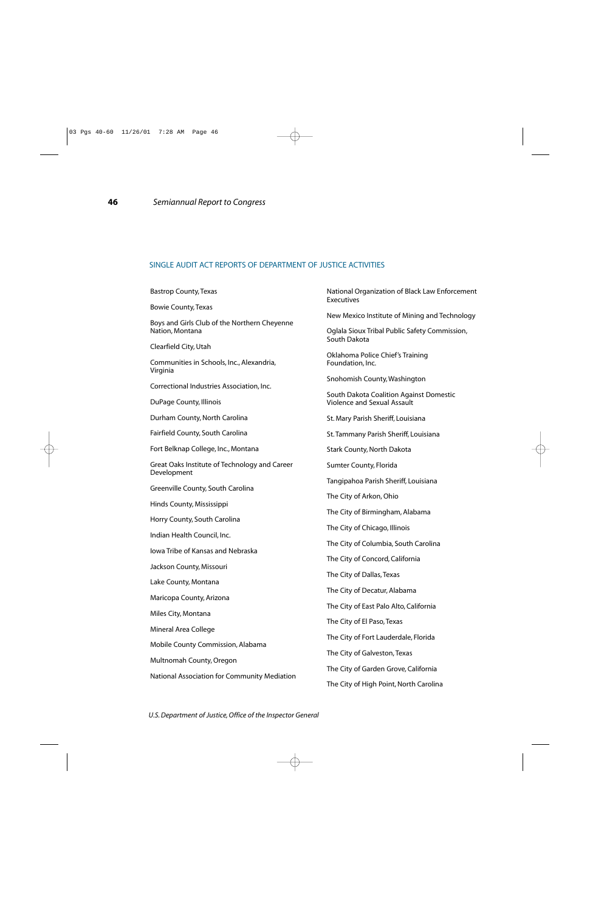## SINGLE AUDIT ACT REPORTS OF DEPARTMENT OF JUSTICE ACTIVITIES

Bastrop County, Texas

Bowie County, Texas

Boys and Girls Club of the Northern Cheyenne Nation, Montana

Clearfield City, Utah

Communities in Schools, Inc., Alexandria, Virginia

Correctional Industries Association, Inc.

DuPage County, Illinois

Durham County, North Carolina

Fairfield County, South Carolina

Fort Belknap College, Inc., Montana

Great Oaks Institute of Technology and Career Development

Greenville County, South Carolina

Hinds County, Mississippi

Horry County, South Carolina

Indian Health Council, Inc.

Iowa Tribe of Kansas and Nebraska

Jackson County, Missouri

Lake County, Montana

Maricopa County, Arizona

Miles City, Montana

Mineral Area College

Mobile County Commission, Alabama

Multnomah County, Oregon

National Association for Community Mediation

National Organization of Black Law Enforcement Executives

New Mexico Institute of Mining and Technology

Oglala Sioux Tribal Public Safety Commission, South Dakota

Oklahoma Police Chief's Training Foundation, Inc.

Snohomish County, Washington

South Dakota Coalition Against Domestic Violence and Sexual Assault

St. Mary Parish Sheriff, Louisiana

St. Tammany Parish Sheriff, Louisiana

Stark County, North Dakota

Sumter County, Florida

Tangipahoa Parish Sheriff, Louisiana

The City of Arkon, Ohio

The City of Birmingham, Alabama

The City of Chicago, Illinois

The City of Columbia, South Carolina

The City of Concord, California

The City of Dallas, Texas

The City of Decatur, Alabama

The City of East Palo Alto, California

The City of El Paso, Texas

The City of Fort Lauderdale, Florida

The City of Galveston, Texas

The City of Garden Grove, California

The City of High Point, North Carolina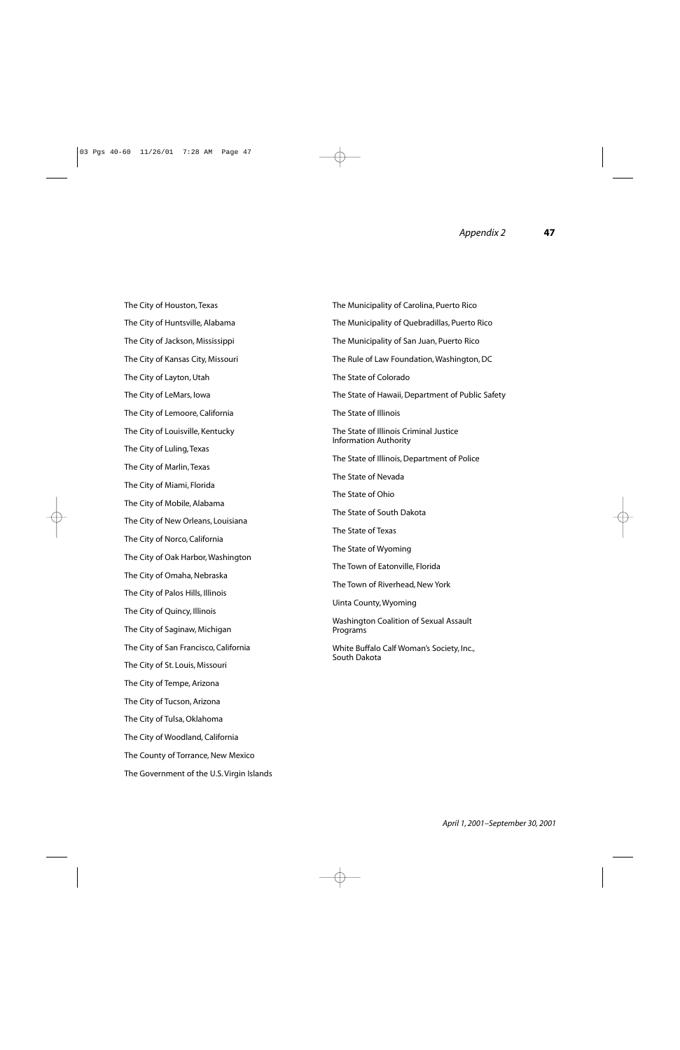The City of Houston, Texas

The City of Huntsville, Alabama

The City of Jackson, Mississippi

The City of Kansas City, Missouri

The City of Layton, Utah

The City of LeMars, Iowa

The City of Lemoore, California

The City of Louisville, Kentucky

The City of Luling, Texas

The City of Marlin, Texas

The City of Miami, Florida

The City of Mobile, Alabama

The City of New Orleans, Louisiana

The City of Norco, California

The City of Oak Harbor, Washington

The City of Omaha, Nebraska

The City of Palos Hills, Illinois

The City of Quincy, Illinois

The City of Saginaw, Michigan

The City of San Francisco, California

The City of St. Louis, Missouri

The City of Tempe, Arizona

The City of Tucson, Arizona

The City of Tulsa, Oklahoma

The City of Woodland, California

The County of Torrance, New Mexico

The Government of the U.S. Virgin Islands

The Municipality of Carolina, Puerto Rico

The Municipality of Quebradillas, Puerto Rico

The Municipality of San Juan, Puerto Rico

The Rule of Law Foundation, Washington, DC

The State of Colorado

The State of Hawaii, Department of Public Safety

The State of Illinois

The State of Illinois Criminal Justice Information Authority

The State of Illinois, Department of Police

The State of Nevada

The State of Ohio

The State of South Dakota

The State of Texas

The State of Wyoming

The Town of Eatonville, Florida

The Town of Riverhead, New York

Uinta County, Wyoming

Washington Coalition of Sexual Assault Programs

White Buffalo Calf Woman's Society, Inc., South Dakota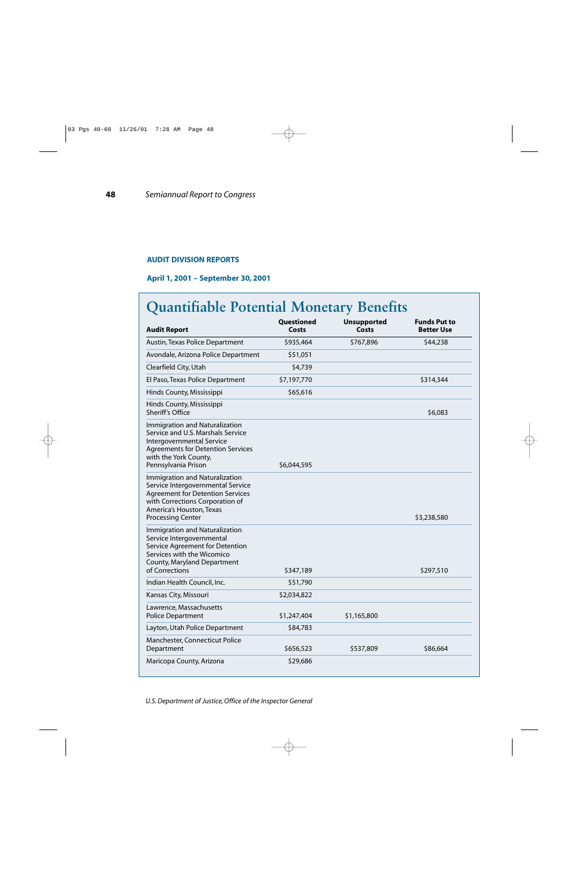## AUDIT DIVISION REPORTS

### April 1, 2001 – September 30, 2001

# Quantifiable Potential Monetary Benefits

| Audit Report | Questioned Costs | Unsupported Costs | Funds Put to Better Use |
|---|---|---|---|
| Austin, Texas Police Department | $935,464 | $767,896 | $44,238 |
| Avondale, Arizona Police Department | $51,051 | | |
| Clearfield City, Utah | $4,739 | | |
| El Paso, Texas Police Department | $7,197,770 | | $314,344 |
| Hinds County, Mississippi | $65,616 | | |
| Hinds County, Mississippi Sheriff's Office | | | $6,083 |
| Immigration and Naturalization Service and U.S. Marshals Service Intergovernmental Service Agreements for Detention Services with the York County, Pennsylvania Prison | $6,044,595 | | |
| Immigration and Naturalization Service Intergovernmental Service Agreement for Detention Services with Corrections Corporation of America's Houston, Texas Processing Center | | | $3,238,580 |
| Immigration and Naturalization Service Intergovernmental Service Agreement for Detention Services with the Wicomico County, Maryland Department of Corrections | $347,189 | | $297,510 |
| Indian Health Council, Inc. | $51,790 | | |
| Kansas City, Missouri | $2,034,822 | | |
| Lawrence, Massachusetts Police Department | $1,247,404 | $1,165,800 | |
| Layton, Utah Police Department | $84,783 | | |
| Manchester, Connecticut Police Department | $656,523 | $537,809 | $86,664 |
| Maricopa County, Arizona | $29,686 | | |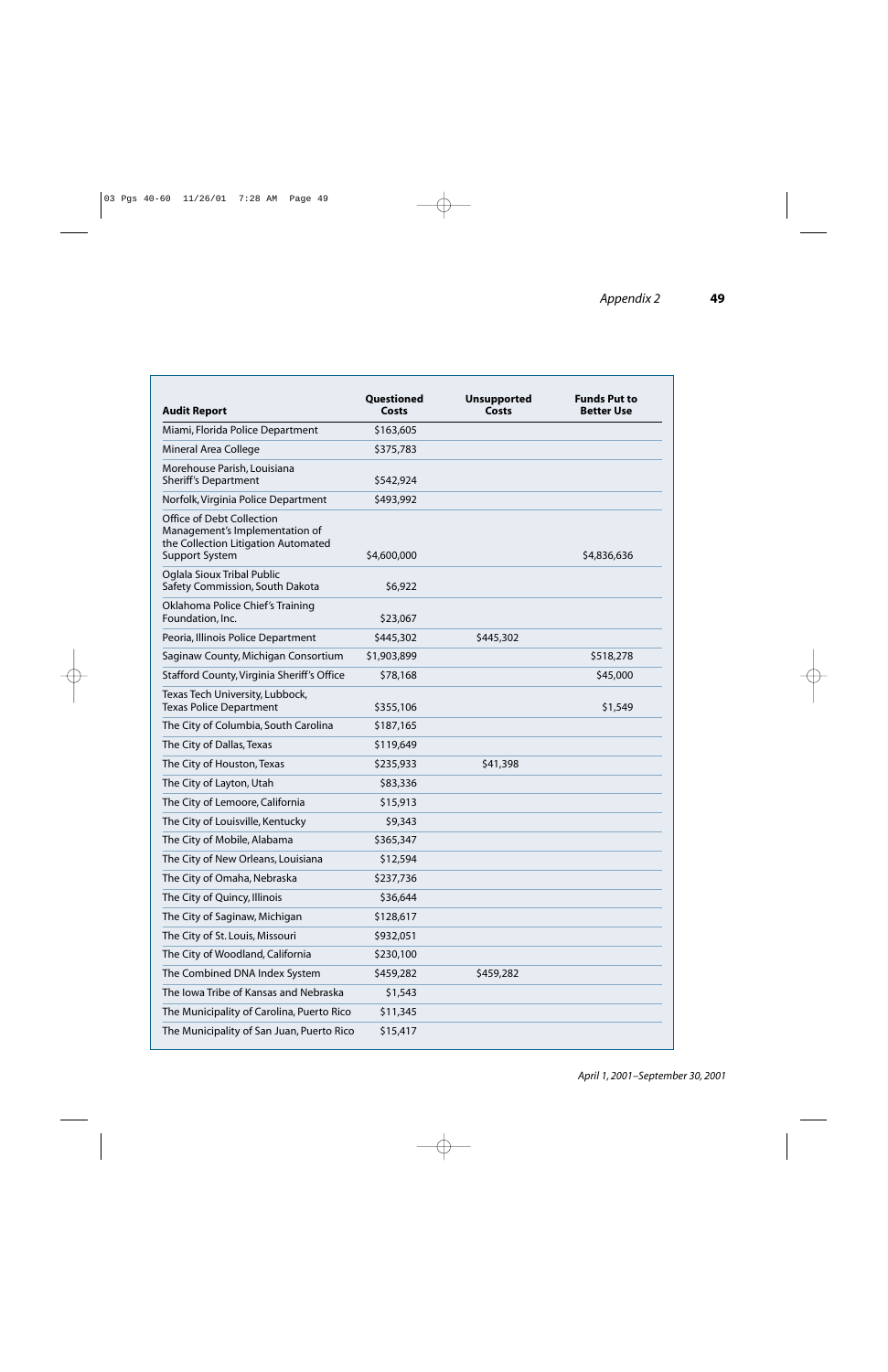| Audit Report | Questioned Costs | Unsupported Costs | Funds Put to Better Use |
|---|---|---|---|
| Miami, Florida Police Department | $163,605 | | |
| Mineral Area College | $375,783 | | |
| Morehouse Parish, Louisiana Sheriff's Department | $542,924 | | |
| Norfolk, Virginia Police Department | $493,992 | | |
| Office of Debt Collection Management's Implementation of the Collection Litigation Automated Support System | $4,600,000 | | $4,836,636 |
| Oglala Sioux Tribal Public Safety Commission, South Dakota | $6,922 | | |
| Oklahoma Police Chief's Training Foundation, Inc. | $23,067 | | |
| Peoria, Illinois Police Department | $445,302 | $445,302 | |
| Saginaw County, Michigan Consortium | $1,903,899 | | $518,278 |
| Stafford County, Virginia Sheriff's Office | $78,168 | | $45,000 |
| Texas Tech University, Lubbock, Texas Police Department | $355,106 | | $1,549 |
| The City of Columbia, South Carolina | $187,165 | | |
| The City of Dallas, Texas | $119,649 | | |
| The City of Houston, Texas | $235,933 | $41,398 | |
| The City of Layton, Utah | $83,336 | | |
| The City of Lemoore, California | $15,913 | | |
| The City of Louisville, Kentucky | $9,343 | | |
| The City of Mobile, Alabama | $365,347 | | |
| The City of New Orleans, Louisiana | $12,594 | | |
| The City of Omaha, Nebraska | $237,736 | | |
| The City of Quincy, Illinois | $36,644 | | |
| The City of Saginaw, Michigan | $128,617 | | |
| The City of St. Louis, Missouri | $932,051 | | |
| The City of Woodland, California | $230,100 | | |
| The Combined DNA Index System | $459,282 | $459,282 | |
| The Iowa Tribe of Kansas and Nebraska | $1,543 | | |
| The Municipality of Carolina, Puerto Rico | $11,345 | | |
| The Municipality of San Juan, Puerto Rico | $15,417 | | |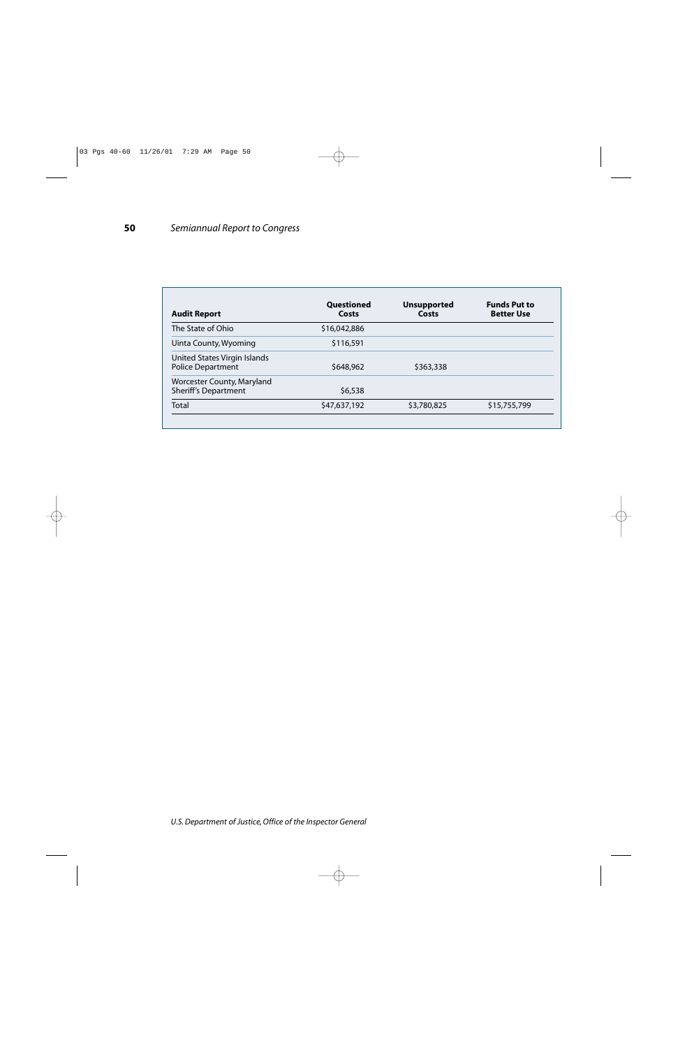| Audit Report | Questioned Costs | Unsupported Costs | Funds Put to Better Use |
|---|---|---|---|
| The State of Ohio | $16,042,886 | | |
| Uinta County, Wyoming | $116,591 | | |
| United States Virgin Islands Police Department | $648,962 | $363,338 | |
| Worcester County, Maryland Sheriff's Department | $6,538 | | |
| Total | $47,637,192 | $3,780,825 | $15,755,799 |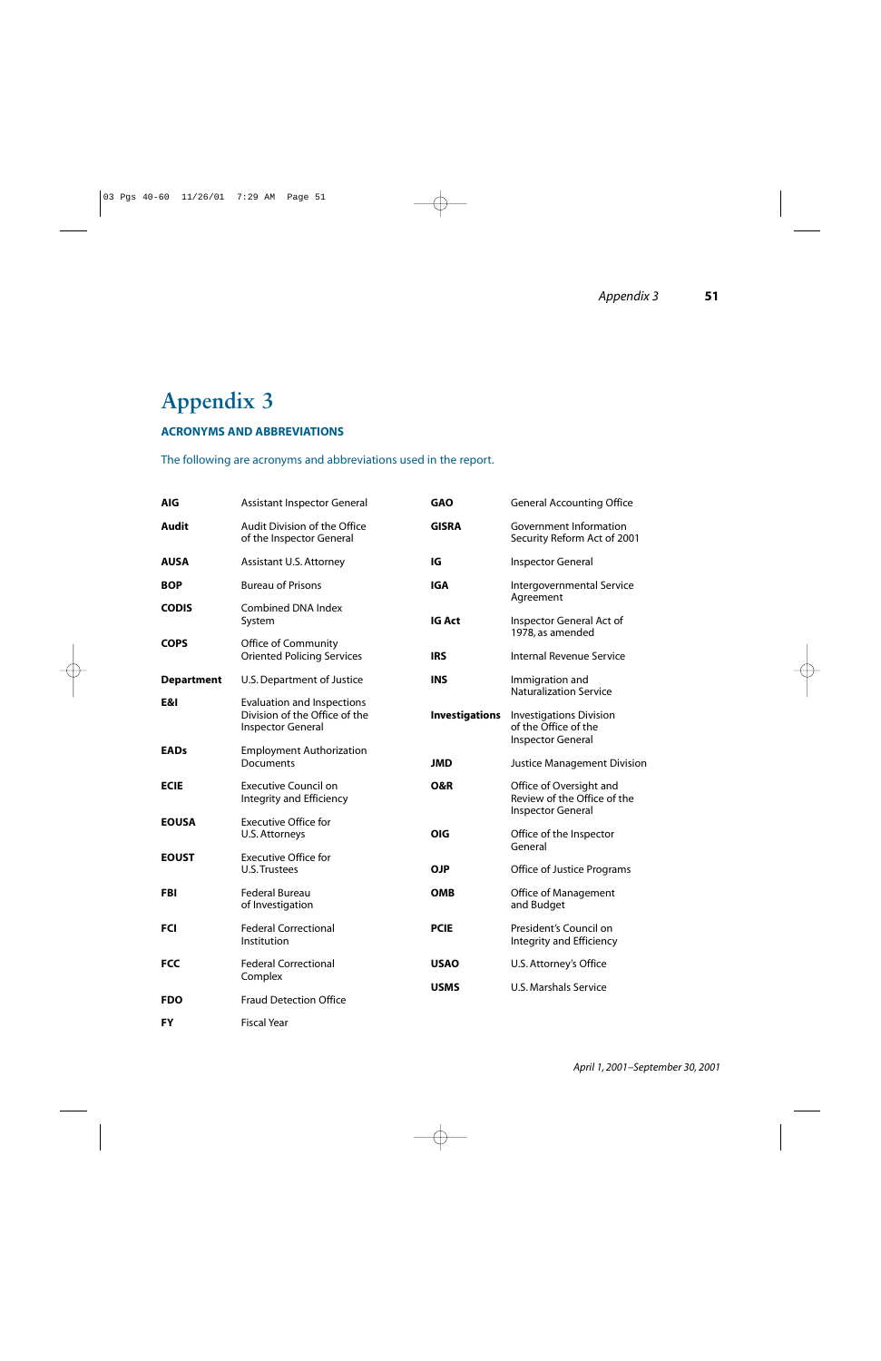# Appendix 3

## ACRONYMS AND ABBREVIATIONS

The following are acronyms and abbreviations used in the report.

| | |
|---|---|
| **AIG** | Assistant Inspector General |
| **Audit** | Audit Division of the Office of the Inspector General |
| **AUSA** | Assistant U.S. Attorney |
| **BOP** | Bureau of Prisons |
| **CODIS** | Combined DNA Index System |
| **COPS** | Office of Community Oriented Policing Services |
| **Department** | U.S. Department of Justice |
| **E&I** | Evaluation and Inspections Division of the Office of the Inspector General |
| **EADs** | Employment Authorization Documents |
| **ECIE** | Executive Council on Integrity and Efficiency |
| **EOUSA** | Executive Office for U.S. Attorneys |
| **EOUST** | Executive Office for U.S. Trustees |
| **FBI** | Federal Bureau of Investigation |
| **FCI** | Federal Correctional Institution |
| **FCC** | Federal Correctional Complex |
| **FDO** | Fraud Detection Office |
| **FY** | Fiscal Year |
| **GAO** | General Accounting Office |
| **GISRA** | Government Information Security Reform Act of 2001 |
| **IG** | Inspector General |
| **IGA** | Intergovernmental Service Agreement |
| **IG Act** | Inspector General Act of 1978, as amended |
| **IRS** | Internal Revenue Service |
| **INS** | Immigration and Naturalization Service |
| **Investigations** | Investigations Division of the Office of the Inspector General |
| **JMD** | Justice Management Division |
| **O&R** | Office of Oversight and Review of the Office of the Inspector General |
| **OIG** | Office of the Inspector General |
| **OJP** | Office of Justice Programs |
| **OMB** | Office of Management and Budget |
| **PCIE** | President's Council on Integrity and Efficiency |
| **USAO** | U.S. Attorney's Office |
| **USMS** | U.S. Marshals Service |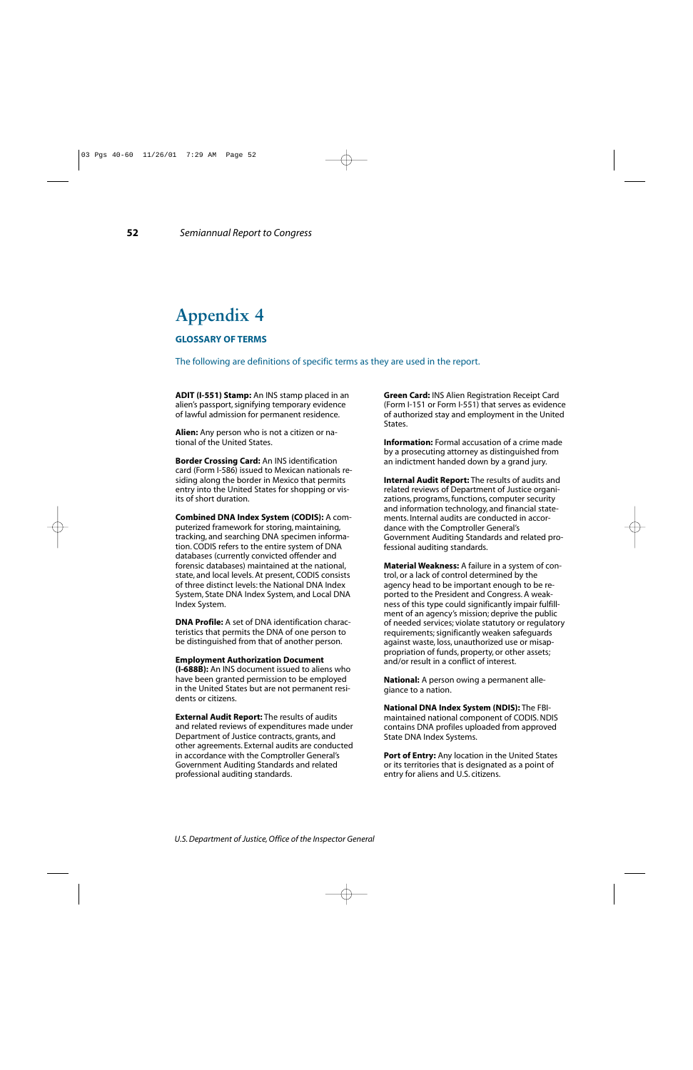# Appendix 4

## GLOSSARY OF TERMS

The following are definitions of specific terms as they are used in the report.

**ADIT (I-551) Stamp:** An INS stamp placed in an alien's passport, signifying temporary evidence of lawful admission for permanent residence.

**Alien:** Any person who is not a citizen or national of the United States.

**Border Crossing Card:** An INS identification card (Form I-586) issued to Mexican nationals residing along the border in Mexico that permits entry into the United States for shopping or visits of short duration.

**Combined DNA Index System (CODIS):** A computerized framework for storing, maintaining, tracking, and searching DNA specimen information. CODIS refers to the entire system of DNA databases (currently convicted offender and forensic databases) maintained at the national, state, and local levels. At present, CODIS consists of three distinct levels: the National DNA Index System, State DNA Index System, and Local DNA Index System.

**DNA Profile:** A set of DNA identification characteristics that permits the DNA of one person to be distinguished from that of another person.

**Employment Authorization Document (I-688B):** An INS document issued to aliens who have been granted permission to be employed in the United States but are not permanent residents or citizens.

**External Audit Report:** The results of audits and related reviews of expenditures made under Department of Justice contracts, grants, and other agreements. External audits are conducted in accordance with the Comptroller General's Government Auditing Standards and related professional auditing standards.

**Green Card:** INS Alien Registration Receipt Card (Form I-151 or Form I-551) that serves as evidence of authorized stay and employment in the United States.

**Information:** Formal accusation of a crime made by a prosecuting attorney as distinguished from an indictment handed down by a grand jury.

**Internal Audit Report:** The results of audits and related reviews of Department of Justice organizations, programs, functions, computer security and information technology, and financial statements. Internal audits are conducted in accordance with the Comptroller General's Government Auditing Standards and related professional auditing standards.

**Material Weakness:** A failure in a system of control, or a lack of control determined by the agency head to be important enough to be reported to the President and Congress. A weakness of this type could significantly impair fulfillment of an agency's mission; deprive the public of needed services; violate statutory or regulatory requirements; significantly weaken safeguards against waste, loss, unauthorized use or misappropriation of funds, property, or other assets; and/or result in a conflict of interest.

**National:** A person owing a permanent allegiance to a nation.

**National DNA Index System (NDIS):** The FBI-maintained national component of CODIS. NDIS contains DNA profiles uploaded from approved State DNA Index Systems.

**Port of Entry:** Any location in the United States or its territories that is designated as a point of entry for aliens and U.S. citizens.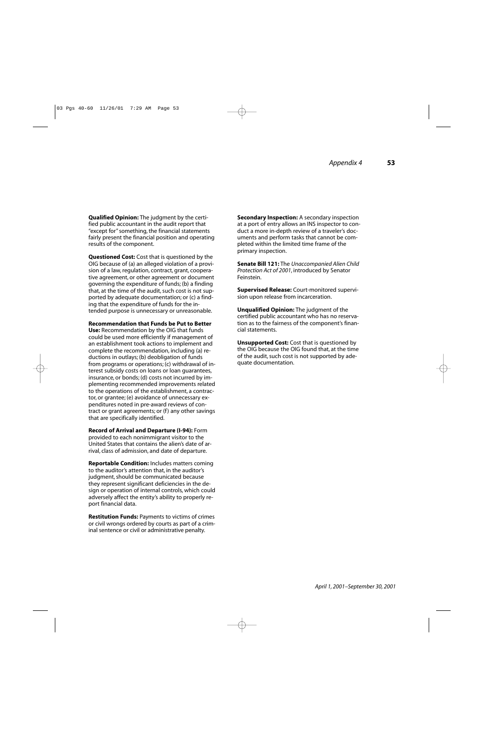**Qualified Opinion:** The judgment by the certified public accountant in the audit report that "except for" something, the financial statements fairly present the financial position and operating results of the component.

**Questioned Cost:** Cost that is questioned by the OIG because of (a) an alleged violation of a provision of a law, regulation, contract, grant, cooperative agreement, or other agreement or document governing the expenditure of funds; (b) a finding that, at the time of the audit, such cost is not supported by adequate documentation; or (c) a finding that the expenditure of funds for the intended purpose is unnecessary or unreasonable.

**Recommendation that Funds be Put to Better Use:** Recommendation by the OIG that funds could be used more efficiently if management of an establishment took actions to implement and complete the recommendation, including (a) reductions in outlays; (b) deobligation of funds from programs or operations; (c) withdrawal of interest subsidy costs on loans or loan guarantees, insurance, or bonds; (d) costs not incurred by implementing recommended improvements related to the operations of the establishment, a contractor, or grantee; (e) avoidance of unnecessary expenditures noted in pre-award reviews of contract or grant agreements; or (f) any other savings that are specifically identified.

**Record of Arrival and Departure (I-94):** Form provided to each nonimmigrant visitor to the United States that contains the alien's date of arrival, class of admission, and date of departure.

**Reportable Condition:** Includes matters coming to the auditor's attention that, in the auditor's judgment, should be communicated because they represent significant deficiencies in the design or operation of internal controls, which could adversely affect the entity's ability to properly report financial data.

**Restitution Funds:** Payments to victims of crimes or civil wrongs ordered by courts as part of a criminal sentence or civil or administrative penalty.

**Secondary Inspection:** A secondary inspection at a port of entry allows an INS inspector to conduct a more in-depth review of a traveler's documents and perform tasks that cannot be completed within the limited time frame of the primary inspection.

**Senate Bill 121:** The *Unaccompanied Alien Child Protection Act of 2001*, introduced by Senator Feinstein.

**Supervised Release:** Court-monitored supervision upon release from incarceration.

**Unqualified Opinion:** The judgment of the certified public accountant who has no reservation as to the fairness of the component's financial statements.

**Unsupported Cost:** Cost that is questioned by the OIG because the OIG found that, at the time of the audit, such cost is not supported by adequate documentation.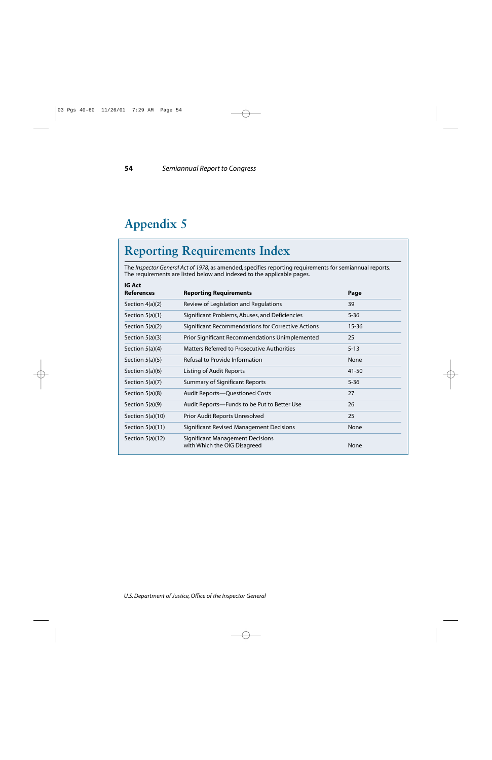# Appendix 5

## Reporting Requirements Index

The *Inspector General Act of 1978*, as amended, specifies reporting requirements for semiannual reports. The requirements are listed below and indexed to the applicable pages.

| IG Act References | Reporting Requirements | Page |
|---|---|---|
| Section 4(a)(2) | Review of Legislation and Regulations | 39 |
| Section 5(a)(1) | Significant Problems, Abuses, and Deficiencies | 5-36 |
| Section 5(a)(2) | Significant Recommendations for Corrective Actions | 15-36 |
| Section 5(a)(3) | Prior Significant Recommendations Unimplemented | 25 |
| Section 5(a)(4) | Matters Referred to Prosecutive Authorities | 5-13 |
| Section 5(a)(5) | Refusal to Provide Information | None |
| Section 5(a)(6) | Listing of Audit Reports | 41-50 |
| Section 5(a)(7) | Summary of Significant Reports | 5-36 |
| Section 5(a)(8) | Audit Reports—Questioned Costs | 27 |
| Section 5(a)(9) | Audit Reports—Funds to be Put to Better Use | 26 |
| Section 5(a)(10) | Prior Audit Reports Unresolved | 25 |
| Section 5(a)(11) | Significant Revised Management Decisions | None |
| Section 5(a)(12) | Significant Management Decisions with Which the OIG Disagreed | None |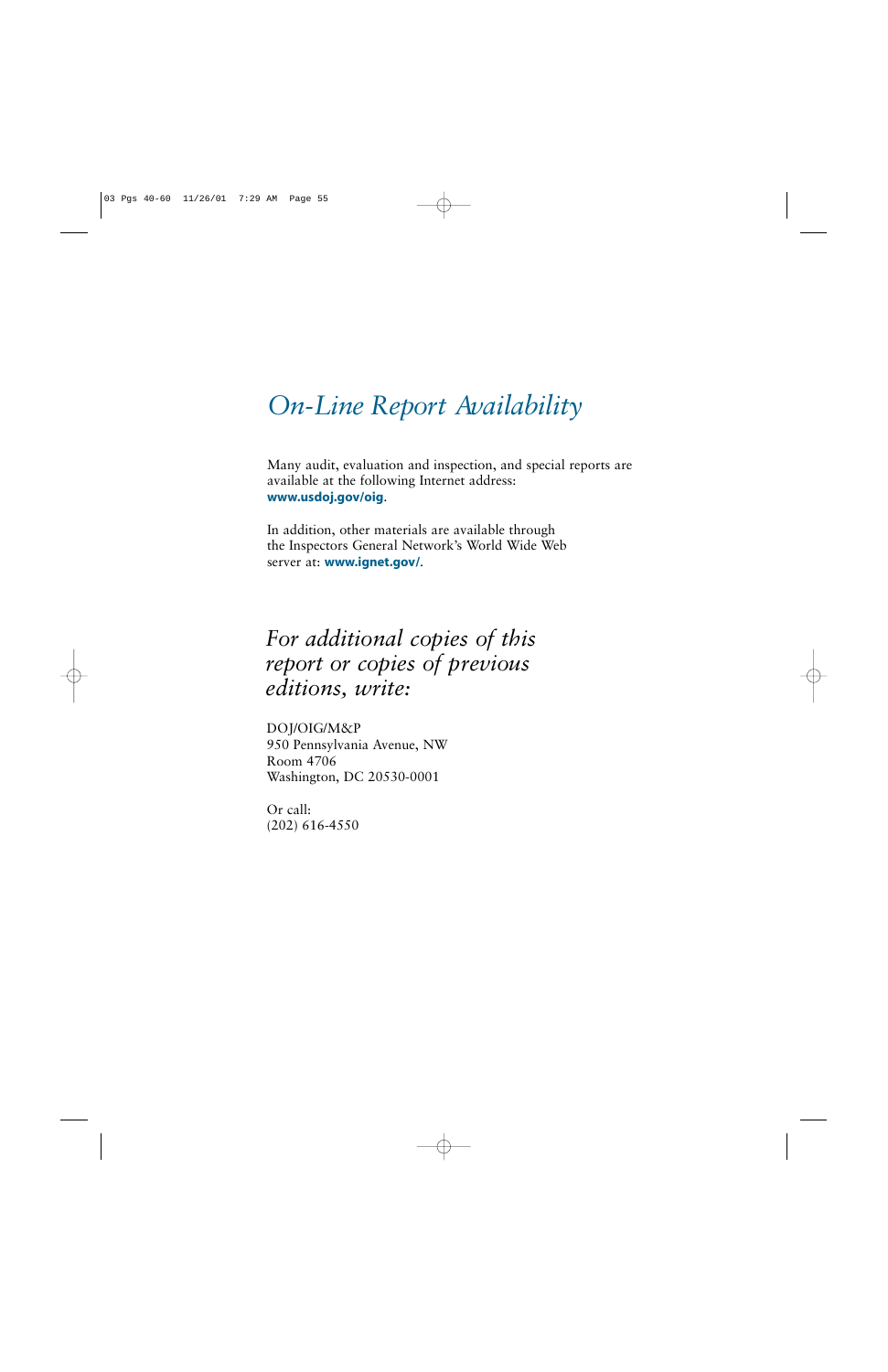# *On-Line Report Availability*

Many audit, evaluation and inspection, and special reports are available at the following Internet address: **www.usdoj.gov/oig**.

In addition, other materials are available through the Inspectors General Network's World Wide Web server at: **www.ignet.gov/**.

## *For additional copies of this report or copies of previous editions, write:*

DOJ/OIG/M&P
950 Pennsylvania Avenue, NW
Room 4706
Washington, DC 20530-0001

Or call:
(202) 616-4550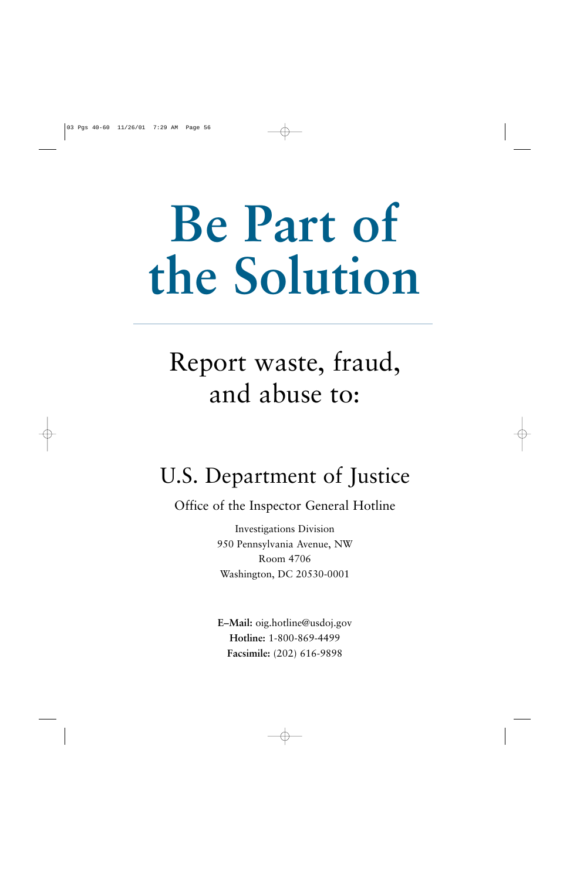# Be Part of the Solution

---

## Report waste, fraud, and abuse to:

### U.S. Department of Justice

Office of the Inspector General Hotline

Investigations Division
950 Pennsylvania Avenue, NW
Room 4706
Washington, DC 20530-0001

**E–Mail:** oig.hotline@usdoj.gov
**Hotline:** 1-800-869-4499
**Facsimile:** (202) 616-9898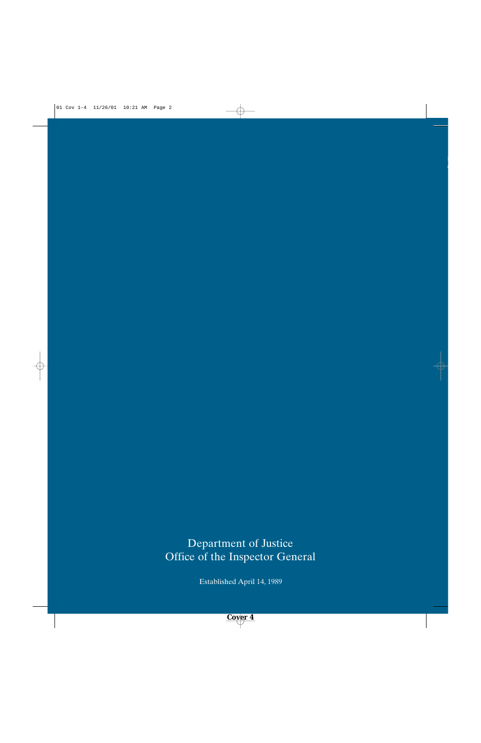Department of Justice
Office of the Inspector General

Established April 14, 1989